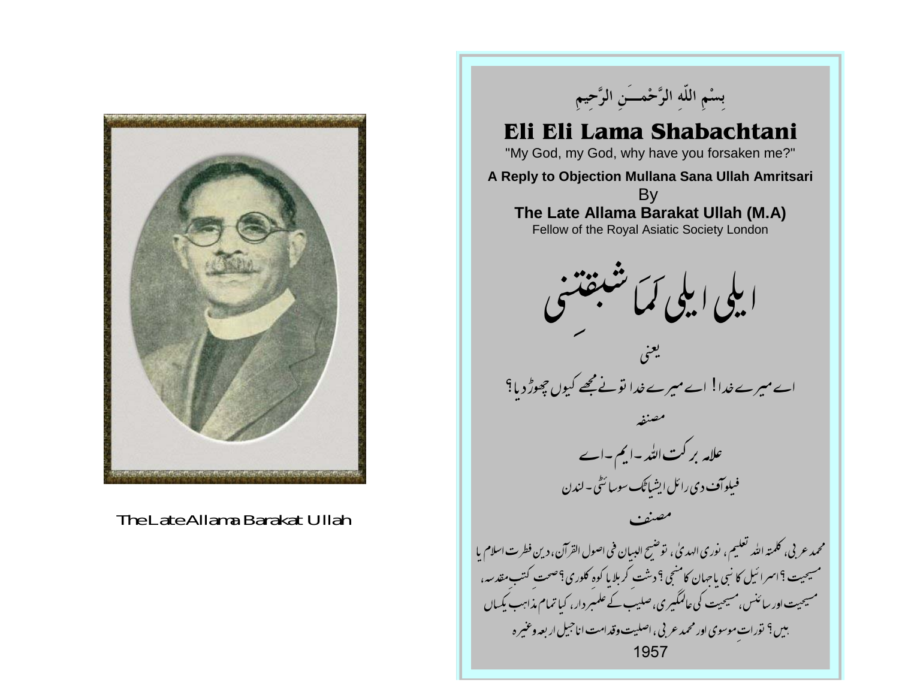The Late Allama Barakat Ullah

بِسْمِ اللّٰہِ الرَّحْمٰنِ الرَّحِیمِ

# Eli Eli Lama Shabachtani

"My God, my God, why have you forsaken me?"

**A Reply to Objection Mullana Sana Ullah Amritsari**

By

**The Late Allama Barakat Ullah (M.A)**

Fellow of the Royal Asiatic Society London

# ایلی ایلی لَمَا شبقتنی

یعنی

اے میرے خدا! اے میرے خدا تو نے مجھے کیوں چھوڑ دیا؟

مصنفہ

علامہ برکت اللہ۔ایم۔اے

فیلو آف دی رائل ایشیاٹک سوسائٹی۔لندن

مصنف

محمد عربی، کلمتہ اللہ تعلیم، نوری الہدیٰ، توضیح البیان فی اصول القرآن، دین فطرت اسلام یا مسیحیت؟ اسرائیل کا نبی یا جہان کا منجی؟ دشت کربلا یا کوہ کلوری؟ صحت کتب مقدسہ، مسیحیت اور سائنس، مسیحیت کی عالمگیری، صلیب کے علمبردار، کیا تمام مذاہب یکساں ہیں؟ توراتِ موسوی اور محمد عربی، اصلیت وقدامت اناجیل اربعہ وغیرہ

1957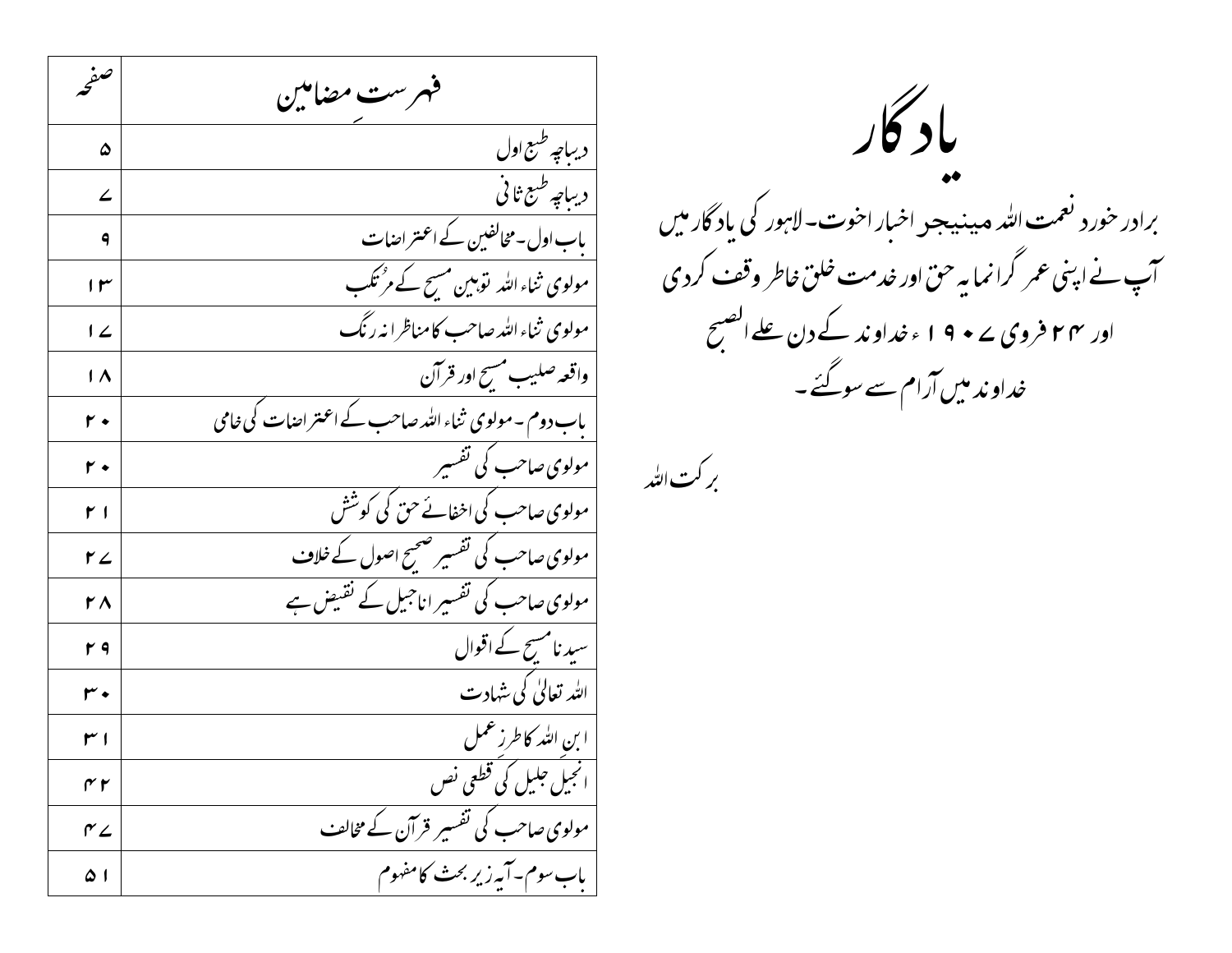# یادگار

برادر خورد نعمت اللہ مینیجر اخبار اخوت۔ لاہور کی یادگار میں آپ نے اپنی عمر گرانمایہ حق اور خدمت خلق خاطر وقف کردی اور ۲۴ فروی ۱۹۰۷ء خداوند کے دن علے الصبح خداوند میں آرام سے سوگئے۔

برکت اللہ

| فہرست مضامین | صفحہ |
|---|---|
| دیباچہ طبع اول | ۵ |
| دیباچہ طبع ثانی | ۷ |
| باب اول۔ مخالفین کے اعتراضات | ۹ |
| مولوی ثناء اللہ توہین مسیح کے مُرتکب | ۱۳ |
| مولوی ثناء اللہ صاحب کا مناظرانہ رنگ | ۱۷ |
| واقعہ صلیب مسیح اور قرآن | ۱۸ |
| باب دوم۔ مولوی ثناء اللہ صاحب کے اعتراضات کی خامی | ۲۰ |
| مولوی صاحب کی تفسیر | ۲۰ |
| مولوی صاحب کی اخفائے حق کی کوشش | ۲۱ |
| مولوی صاحب کی تفسیر صحیح اصول کے خلاف | ۲۷ |
| مولوی صاحب کی تفسیر اناجیل کے نقیض ہے | ۲۸ |
| سیدنا مسیح کے اقوال | ۲۹ |
| اللہ تعالیٰ کی شہادت | ۳۰ |
| ابن اللہ کا طرز عمل | ۳۱ |
| انجیل جلیل کی قطعی نص | ۴۲ |
| مولوی صاحب کی تفسیر قرآن کے مخالف | ۴۷ |
| باب سوم۔ آیہ زیر بحث کا مفہوم | ۵۱ |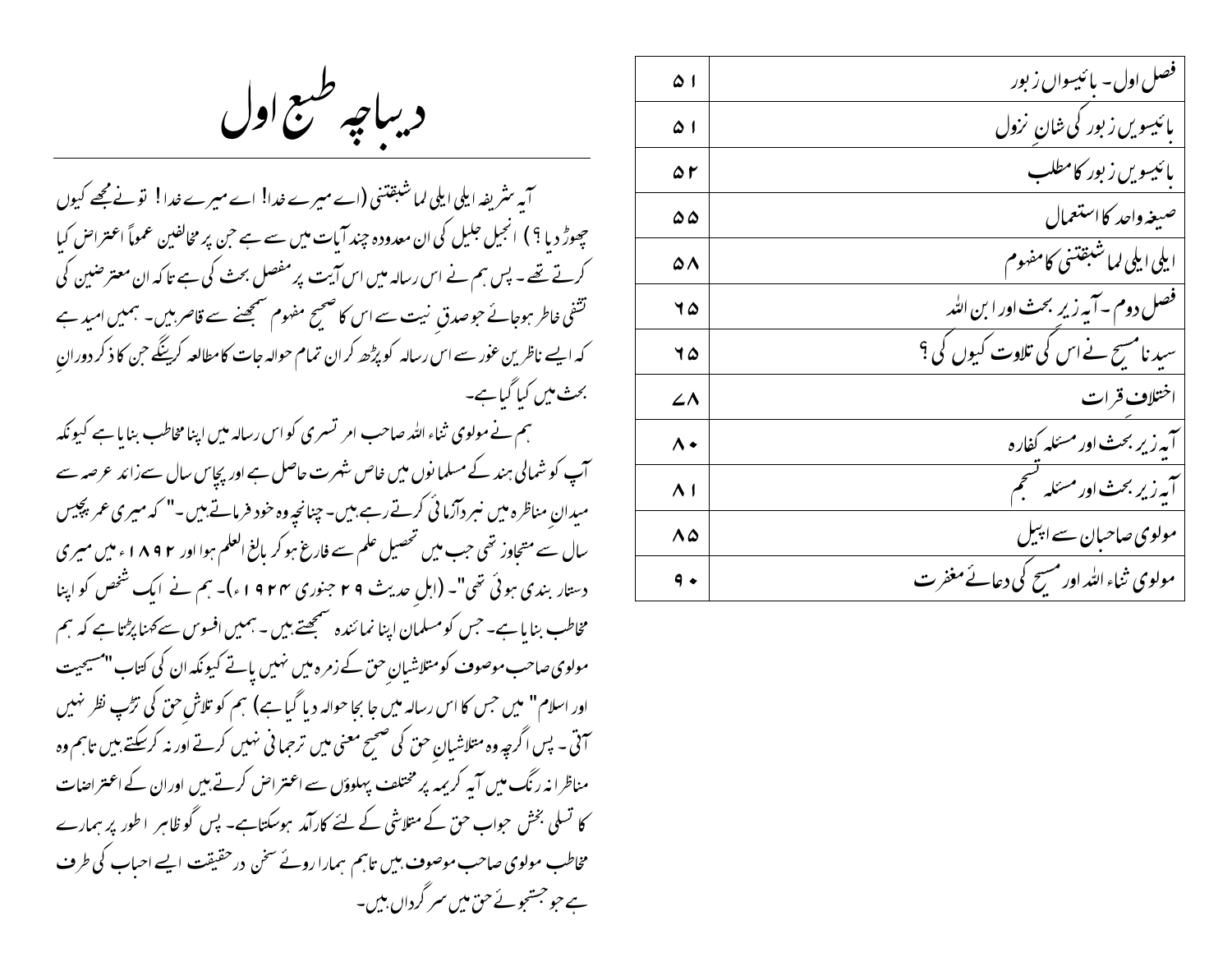| فصل اول۔ بائیسواں زبور | ۵۱ |
|---|---|
| بائیسویں زبور کی شانِ نزول | ۵۱ |
| بائیسویں زبور کا مطلب | ۵۲ |
| صیغہ واحد کا استعمال | ۵۵ |
| ایلی ایلی لما شبقتنی کا مفہوم | ۵۸ |
| فصل دوم ۔آیہ زیر بحث اور ابن اللہ | ۶۵ |
| سیدنا مسیح نے اس کی تلاوت کیوں کی ؟ | ۶۵ |
| اختلاف قرات | ۷۸ |
| آیہ زیر بحث اور مسئلہ کفارہ | ۸۰ |
| آیہ زیر بحث اور مسئلہ تجسم | ۸۱ |
| مولوی صاحبان سے اپیل | ۸۵ |
| مولوی ثناء اللہ اور مسیح کی دعائے مغفرت | ۹۰ |

# دیباچہ طبع اول

آیہ شریفہ ایلی ایلی لما شبقتنی (اے میرے خدا! اے میرے خدا! تو نے مجھے کیوں چھوڑ دیا؟) انجیل جلیل کی ان معدودہ چند آیات میں سے ہے جن پر مخالفین عموماً اعتراض کیا کرتے تھے ۔ پس ہم نے اس رسالہ میں اس آیت پر مفصل بحث کی ہے تا کہ ان معترضین کی تشفی خاطر ہوجائے جو صدق نیت سے اس کا صحیح مفہوم سمجھنے سے قاصر ہیں۔ ہمیں امید ہے کہ ایسے ناظرین غور سے اس رسالہ کو پڑھ کر ان تمام حوالہ جات کا مطالعہ کرینگے جن کا ذکر دورانِ بحث میں کیا گیا ہے۔

ہم نے مولوی ثناء اللہ صاحب امر تسری کو اس رسالہ میں اپنا مخاطب بنایا ہے کیونکہ آپ کو شمالی ہند کے مسلمانوں میں خاص شہرت حاصل ہے اور پچاس سال سے زائد عرصہ سے میدانِ مناظرہ میں نبرد آزمائی کرتے رہے ہیں۔ چنانچہ وہ خود فرماتے ہیں۔" کہ میری عمر پچیس سال سے متجاوز تھی جب میں تحصیل علم سے فارغ ہو کر بالغ العلم ہوا اور ۱۸۹۲ء میں میری دستار بندی ہوئی تھی"۔ (اہلِ حدیث ۲۹ جنوری ۱۹۲۴ء)۔ ہم نے ایک شخص کو اپنا مخاطب بنایا ہے۔ جس کو مسلمان اپنا نمائندہ سمجھتے ہیں ۔ ہمیں افسوس سے کہنا پڑتا ہے کہ ہم مولوی صاحب موصوف کو متلاشیانِ حق کے زمرہ میں نہیں پاتے کیونکہ ان کی کتاب "مسیحیت اور اسلام" میں جس کا اس رسالہ میں جا بجا حوالہ دیا گیا ہے) ہم کو تلاشِ حق کی تڑپ نظر نہیں آتی ۔ پس اگرچہ وہ متلاشیانِ حق کی صحیح معنی میں ترجمانی نہیں کرتے اور نہ کرسکتے ہیں تاہم وہ مناظرانہ رنگ میں آیہ کریمہ پر مختلف پہلوؤں سے اعتراض کرتے ہیں اور ان کے اعتراضات کا تسلی بخش جواب حق کے متلاشی کے لئے کارآمد ہوسکتا ہے۔ پس گو ظاہر اطور پر ہمارے مخاطب مولوی صاحب موصوف ہیں تاہم ہمارا روئے سخن درحقیقت ایسے احباب کی طرف ہے جو جستجوئے حق میں سر گرداں ہیں۔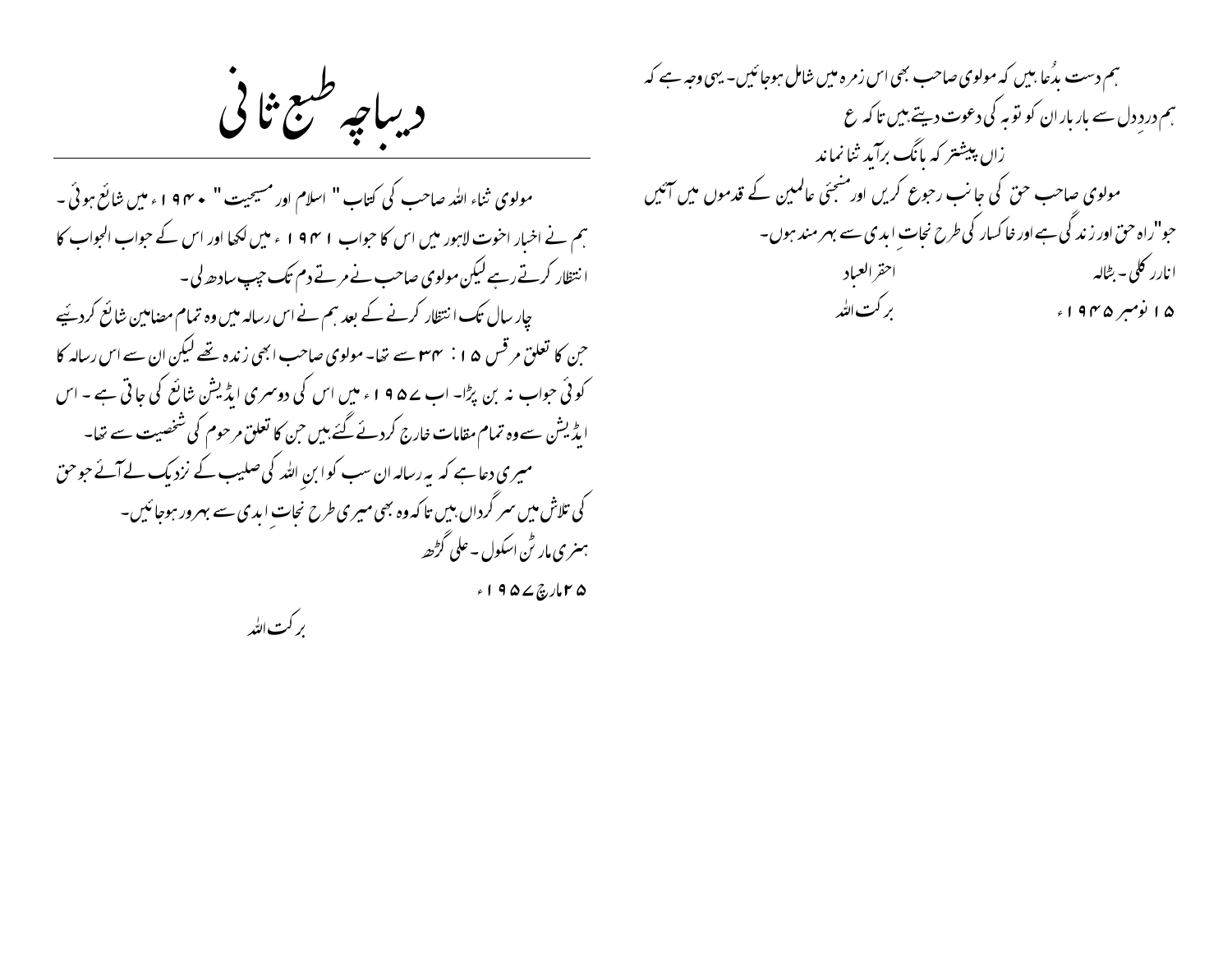# دیباچہ طبع ثانی

مولوی ثناء اللہ صاحب کی کتاب " اسلام اور مسیحیت " ۱۹۴۰ء میں شائع ہوئی ۔ ہم نے اخبار اخوت لاہور میں اس کا جواب ۱۹۴۱ء میں لکھا اور اس کے جواب الجواب کا انتظار کرتے رہے لیکن مولوی صاحب نے مرتے دم تک چپ سادھ لی۔

چار سال تک انتظار کرنے کے بعد ہم نے اس رسالہ میں وہ تمام مضامین شائع کردئیے جن کا تعلق مرقس ۱۵ : ۳۴ سے تھا۔ مولوی صاحب ابھی زندہ تھے لیکن ان سے اس رسالہ کا کوئی جواب نہ بن پڑا۔ اب ۱۹۵۷ء میں اس کی دوسری ایڈیشن شائع کی جاتی ہے ۔ اس ایڈیشن سے وہ تمام مقامات خارج کردئے گئے ہیں جن کا تعلق مرحوم کی شخصیت سے تھا۔

میری دعا ہے کہ یہ رسالہ ان سب کو ابن اللہ کی صلیب کے نزدیک لے آئے جو حق کی تلاش میں سرگرداں ہیں تاکہ وہ بھی میری طرح نجاتِ ابدی سے بہرور ہوجائیں۔

ہنری مارٹن اسکول ۔ علی گڑھ

۲۵مارچ ۱۹۵۷ء

برکت اللہ

ہم دست بدُعا ہیں کہ مولوی صاحب بھی اس زمرہ میں شامل ہوجائیں۔ یہی وجہ ہے کہ ہم دردِدل سے بار بار ان کو توبہ کی دعوت دیتے ہیں تاکہ ع

زاں پیشتر کہ بانگ برآید ثنا نماند

مولوی صاحب حق کی جانب رجوع کریں اور منجئی عالمین کے قدموں میں آئیں جو "راہ حق اور زندگی ہے اور خاکسار کی طرح نجاتِ ابدی سے بہرمند ہوں۔

انارکلی ۔ بٹالہ　　　　احقر العباد

۱۵ نومبر ۱۹۴۵ء　　　　برکت اللہ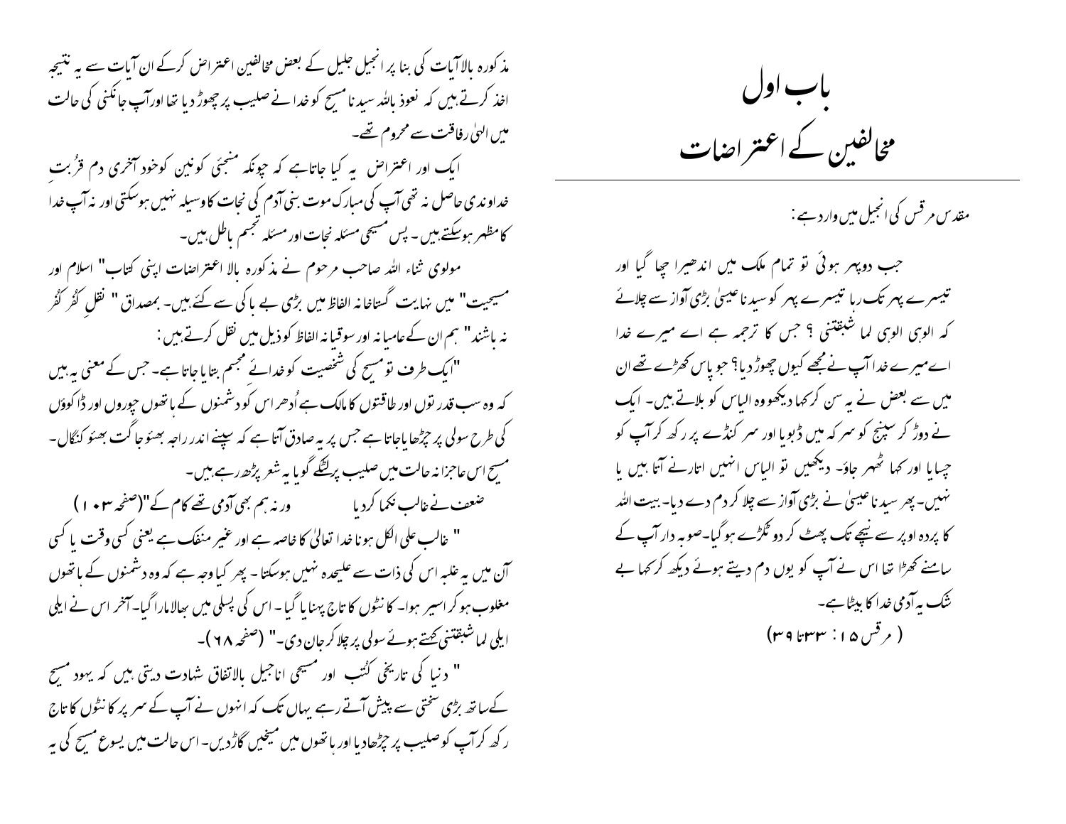# باب اول
# مخالفین کے اعتراضات

مقدس مرقس کی انجیل میں وارد ہے:

جب دوپہر ہوئی تو تمام ملک میں اندھیرا چھا گیا اور تیسرے پہر تک رہا تیسرے پہر کو سیدنا عیسیٰ بڑی آواز سے چلائے کہ الوہی الوہی لما شبقتنی ؟ جس کا ترجمہ ہے اے میرے خدا اے میرے خدا آپ نے مجھے کیوں چھوڑ دیا؟ جو پاس کھڑے تھے ان میں سے بعض نے یہ سن کرکہا دیکھو وہ الیاس کو بلاتے ہیں۔ ایک نے دوڑ کر سپنج کو سرکہ میں ڈبویا اور سر کنڈے پر رکھ کر آپ کو چسایا اور کہا ٹھہر جاؤ۔ دیکھیں تو الیاس انہیں اتارنے آتا ہیں یا نہیں۔ پھر سیدنا عیسیٰ نے بڑی آواز سے چلا کر دم دے دیا۔ بیت اللہ کا پردہ اوپر سے نیچے تک پھٹ کر دو ٹکڑے ہو گیا۔ صوبہ دار آپ کے سامنے کھڑا تھا اس نے آپ کو یوں دم دیتے ہوئے دیکھ کر کہا بے شک یہ آدمی خدا کا بیٹا ہے۔

(مرقس ۱۵: ۳۳تا ۳۹)

مذکورہ بالاآیات کی بنا پر انجیل جلیل کے بعض مخالفین اعتراض کرکے ان آیات سے یہ نتیجہ اخذ کرتے ہیں کہ نعوذ باللہ سیدنا مسیح کو خدا نے صلیب پر چھوڑ دیا تھا اورآپ جانکنی کی حالت میں الہیٰ رفاقت سے محروم تھے۔

ایک اور اعتراض یہ کیا جاتاہے کہ چونکہ منجئی کونین کوخود آخری دم قرُبتِ خداوندی حاصل نہ تھی آپ کی مبارک موت بنی آدم کی نجات کاوسیلہ نہیں ہوسکتی اور نہ آپ خدا کا مظہر ہوسکتے ہیں۔ پس مسیحی مسئلہ نجات اور مسئلہ تجسم باطل ہیں۔

مولوی ثناء اللہ صاحب مرحوم نے مذکورہ بالا اعتراضات اپنی کتاب" اسلام اور مسیحیت" میں نہایت گستاخانہ الفاظ میں بڑی بے باکی سے کئے ہیں۔ بمصداق " نقلِ کُفر کُفر نہ باشند" ہم ان کے عامیانہ اور سوقیانہ الفاظ کو ذیل میں نقل کرتے ہیں:

"ایک طرف تو مسیح کی شخصیت کو خدائے مجسم بتایا جاتا ہے۔ جس کے معنی یہ ہیں کہ وہ سب قدرتوں اور طاقتوں کا مالک ہے اُدھر اس کو دشمنوں کے ہاتھوں چوروں اور ڈاکوؤں کی طرح سولی پر چڑھایاجاتا ہے جس پر یہ صادق آتا ہے کہ سپنے اندر راجہ بھئو جاگت بھئو کنگال۔ مسیح اس عاجزانہ حالت میں صلیب پر لٹکے گویا یہ شعر پڑھ رہے ہیں۔

ضعف نے غالب نکما کر دیا ورنہ ہم بھی آدمی تھے کام کے"(صفحہ ۱۰۳)

" غالب علی الکل ہونا خدا تعالیٰ کا خاصہ ہے اور غیر منفک ہے یعنی کسی وقت یا کسی آن میں یہ غلبہ اس کی ذات سے علیحدہ نہیں ہوسکتا۔ پھر کیا وجہ ہے کہ وہ دشمنوں کے ہاتھوں مغلوب ہو کر اسیر ہوا۔ کانٹوں کا تاج پہنایا گیا۔ اس کی پسلی میں بھالا مارا گیا۔ آخر اس نے ایلی ایلی لما شبقتنی کہتے ہوئے سولی پر چلا کر جان دی۔" (صفحہ ۶۸)۔

" دنیا کی تاریخی کُتب اور مسیحی اناجیل بالاتفاق شہادت دیتی ہیں کہ یہود مسیح کے ساتھ بڑی سختی سے پیش آتے رہے یہاں تک کہ انہوں نے آپ کے سر پر کانٹوں کا تاج رکھ کر آپ کو صلیب پر چڑھادیا اور ہاتھوں میں میخیں گاڑدیں۔ اس حالت میں یسوع مسیح کی یہ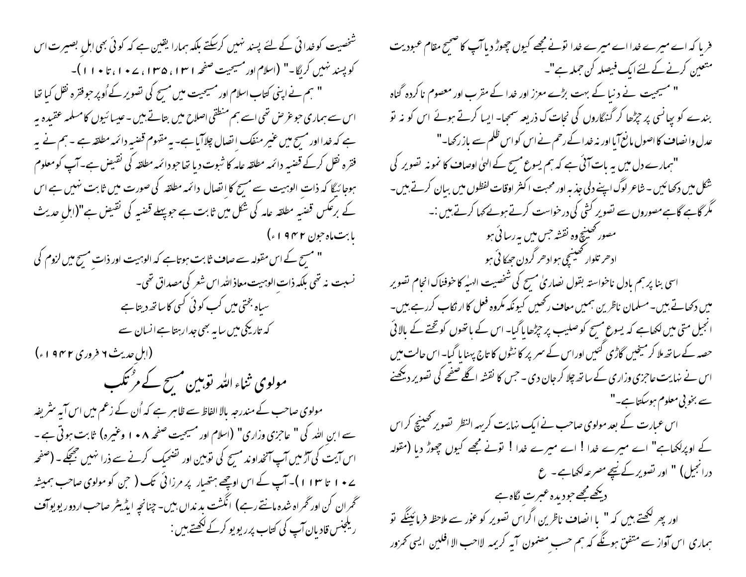فریا کہ اے میرے خدا اے میرے خدا تونے مجھے کیوں چھوڑ دیا آپ کا صحیح مقام عبودیت متعین کرنے کے لئے ایک فیصلہ کن جملہ ہے"۔

" مسیحیت نے دنیا کے بہت بڑے معزز اور خدا کے مقرب اور معصوم نا کردہ گناہ بندے کو پھانسی پر چڑھا کر گنہگاروں کی نجات کا ذریعہ سمجھا۔ ایسا کرتے ہوئے اس کو نہ تو عدل وانصاف کا اصول مانع آیا اور نہ خدا کے رحم نے اس کو اس ظلم سے باز رکھا۔"

"ہمارے دل میں یہ بات آئی ہے کہ ہم یسوع مسیح کے الہیٰ اوصاف کا نمونہ تصویر کی شکل میں دکھائیں۔ شاعر لوگ اپنے دلی جذبہ اور محبت اکثر اوقات لفظوں میں بیان کرتے ہیں۔ مگر گاہے گاہے مصوروں سے تصویر کشی کی درخواست کرتے ہوئے کہا کرتے ہیں :۔

مصور کھینچ وہ نقشہ جس میں یہ رسائی ہو

ادھر تلوار کھینچی ہو ادھر گردن جھکائی ہو

اسی بنا پر ہم بادل ناخواستہ بقول نصاریٰ مسیح کی شخصیت الہیٰہ کا خوفناک انجام تصویر میں دکھاتے ہیں۔ مسلمان ناظرین ہمیں معاف رکھیں کیونکہ مکروہ فعل کا ارتکاب کررہے ہیں۔ انجیل متی میں لکھاہے کہ یسوع مسیح کو صلیب پر چڑھایا گیا۔ اس کے ہاتھوں کو تختے کے بالائی حصہ کے ساتھ ملا کر میخیں گاڑی گئیں اور اس کے سر پر کانٹوں کا تاج پہنایا گیا۔ اس حالت میں اس نے نہایت عاجزی وزاری کے ساتھ چلا کر جان دی ۔ جس کا نقشہ اگلے صفحے کی تصویر دیکھنے سے بخوبی معلوم ہوسکتا ہے۔"

اس عبارت کے بعد مولوی صاحب نے ایک نہایت کریہہ النظر تصویر کھینچ کر اس کے اوپر لکھاہے" اے میرے خدا ! اے میرے خدا ! تونے مجھے کیوں چھوڑ دیا (مقولہ درانجیل) " اور تصویر کے نیچے مصرعہ لکھاہے ۔ ع

دیکھے مجھے جو دیدہ عبرت نگاہ ہے

اور پھر لکھتے ہیں کہ " باانصاف ناظرین اگر اس تصویر کو غور سے ملاحظہ فرمائیںگے تو ہماری اس آواز سے متفق ہونگے کہ ہم حسب مضمون آیہ کریمہ لااحب الافلین ایسی کمزور شخصیت کو خدائی کے لئے پسند نہیں کرسکتے بلکہ ہمارا یقین ہے کہ کوئی بھی اہلِ بصیرت اس کو پسند نہیں کریگا۔" (اسلام اور مسیحیت صفحہ ۱۳۱، ۱۳۵، ۱۰۷، تا ۱۱۰)۔

" ہم نے اپنی کتاب اسلام اور مسیحیت میں مسیح کی تصویر کے اُوپر جو فقرہ نقل کیا تھا اس سے ہماری جو غرض تھی اسے ہم منطقی اصلاح میں بتاتے ہیں ۔عیسائیوں کا مسلمہ عقیدہ یہ ہے کہ خدا اور مسیح میں غیر منفک اتصال چلاآیا ہے۔ یہ مفہوم قضیہ دائمہ مطلقہ ہے ۔ ہم نے یہ فقرہ نقل کرکے قضیہ دائمہ مطلقہ عامہ کا ثبوت دیا تھا جو دائمہ مطلقہ کی نقیض ہے۔ آپ کو معلوم ہوجائیگا کہ ذات الوہیت سے مسیح کا اتصال دائمہ مطلقہ کی صورت میں ثابت نہیں ہے اس کے برعکس قضیہ مطلقہ عامہ کی شکل میں ثابت ہے جو پہلے قضیہ کی نقیض ہے"(اہلِ حدیث بابت ماہ جون ۱۹۴۲ء)

" مسیح کے اس مقولہ سے صاف ثابت ہوتاہے کہ الوہیت اور ذاتِ مسیح میں لزوم کی نسبت نہ تھی بلکہ ذات الوہیت معاذاللہ اس شعر کی مصداق تھی۔

سیاہ بختی میں کب کوئی کسی کا ساتھ دیتا ہے

کہ تاریکی میں سایہ بھی جدا رہتا ہے انسان سے

(اہل حدیث ۶ فروری ۱۹۴۲ء)

## مولوی ثناء اللہ توہین مسیح کے مرتکب

مولوی صاحب کے مندرجہ بالا الفاظ سے ظاہر ہے کہ اُن کے زعم میں اس آیہ شریفہ سے ابن اللہ کی " عاجزی وزاری" (اسلام اور مسیحیت صفحہ ۱۰۸ وغیرہ) ثابت ہوتی ہے ۔ اس آیت کی آڑ میں آپ آنخداوند مسیح کی توہین اور تضحیک کرنے سے ذرا نہیں جھجکے ۔ (صفحہ ۱۰۷ تا ۱۱۳)۔ آپ کے اس اوچھے ہتھیار پر مرزائی تک ( جن کو مولوی صاحب ہمیشہ گمراہ کن اور گمراہ شدہ مانتے رہے) انگشت بدنداں ہیں۔ چنانچہ ایڈیٹر صاحب اردو ریویو آف ریلجنس قادیان آپ کی کتاب پر ریویو کرکے لکھتے ہیں :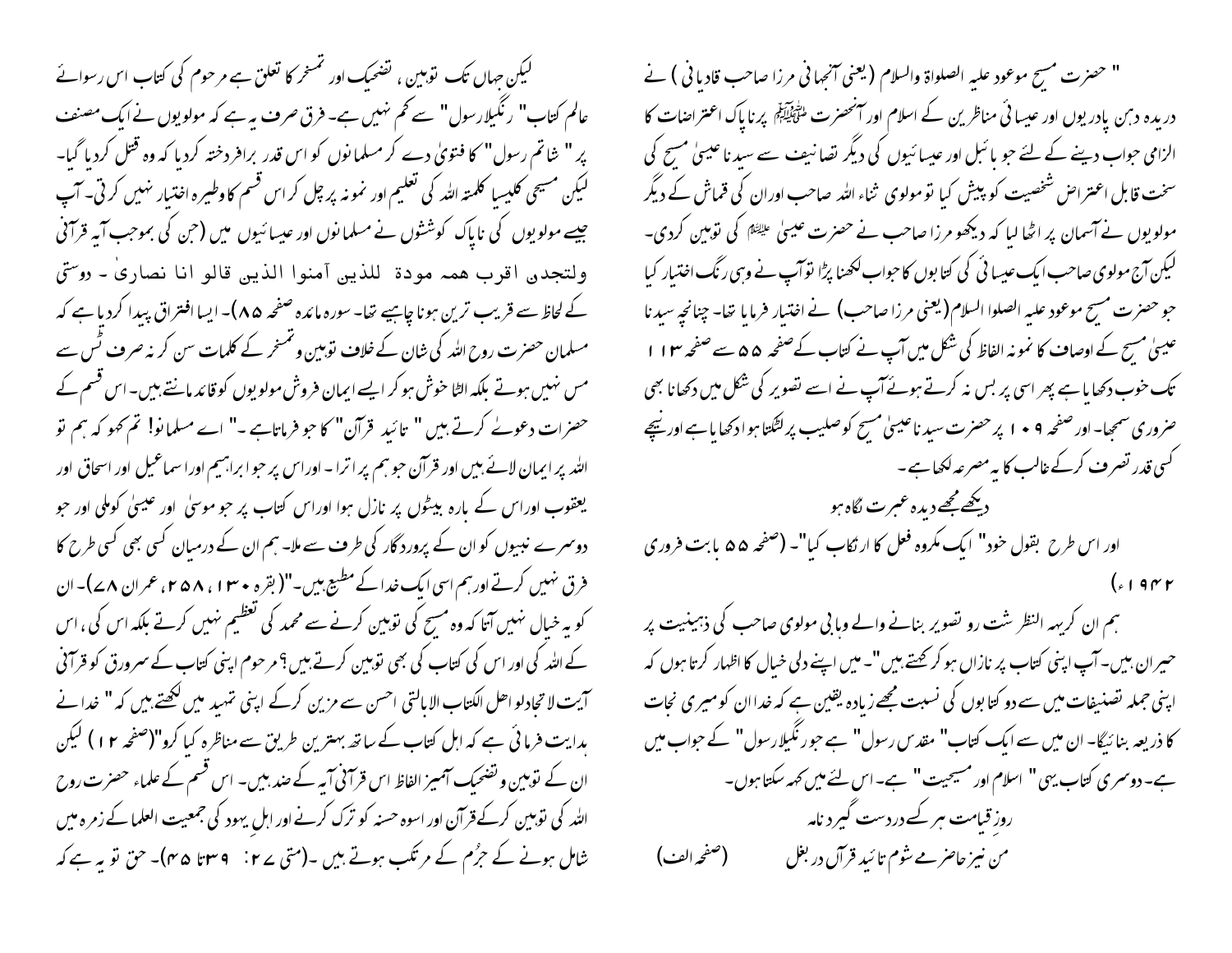" حضرت مسیح موعود علیہ الصلواۃ والسلام (یعنی آنجہانی مرزا صاحب قادیانی ) نے دریدہ دہن پادریوں اور عیسائی مناظرین کے اسلام اور آنحضرت ﷺ پرناپاک اعتراضات کا الزامی جواب دینے کے لئے جو بائبل اور عیسائیوں کی دیگر تصانیف سے سیدنا عیسیٰ مسیح کی سخت قابل اعتراض شخصیت کو پیش کیا تو مولوی ثناء اللہ صاحب اوران کی قماش کے دیگر مولویوں نے آسمان پر اٹھا لیا کہ دیکھو مرزا صاحب نے حضرت عیسیٰ علیہ السلام کی توہین کردی۔ لیکن آج مولوی صاحب ایک عیسائی کی کتابوں کا جواب لکھنا پڑا توآپ نے وہی رنگ اختیار کیا جو حضرت مسیح موعود علیہ السلوا السلام (یعنی مرزا صاحب) نے اختیار فرمایا تھا۔ چنانچہ سیدنا عیسیٰ مسیح کے اوصاف کا نمونہ الفاظ کی شکل میں آپ نے کتاب کے صفحہ ۵۵ سے صفحہ ۱۱۳ تک خوب دکھایا ہے پھر اسی پر بس نہ کرتے ہوئے آپ نے اسے تصویر کی شکل میں دکھانا بھی ضروری سمجھا۔ اور صفحہ ۱۰۹ پر حضرت سیدنا عیسیٰ مسیح کو صلیب پر لٹکتا ہوا دکھایا ہے اور نیچے کسی قدر تصرف کرکے غالب کا یہ مصرعہ لکھا ہے۔

دیکھے مجھے دیدہ عبرت نگاہ ہو

اور اس طرح بقول خود" ایک مکروہ فعل کا ارتکاب کیا"۔ (صفحہ ۵۵ بابت فروری ۱۹۴۲ء)

ہم ان کریہہ النظر شت رو تصویر بنانے والے وہابی مولوی صاحب کی ذہینیت پر حیران ہیں۔ آپ اپنی کتاب پر نازاں ہو کر کہتے ہیں"۔ میں اپنے دلی خیال کا اظہار کرتا ہوں کہ اپنی جملہ تصنیفات میں سے دو کتابوں کی نسبت مجھے زیادہ یقین ہے کہ خدا ان کو میری نجات کا ذریعہ بنائیگا۔ ان میں سے ایک کتاب" مقدس رسول" ہے جو رنگیلا رسول" کے جواب میں ہے۔ دوسری کتاب یہی" اسلام اور مسیحیت" ہے۔ اس لئے میں کہہ سکتا ہوں۔

روزِ قیامت ہر کسے در دست گیرد نامہ

من نیز حاضر مے شوم تائید قرآں در بغل (صفحہ الف)

لیکن جہاں تک توہین ، تضحیک اور تمسخر کا تعلق ہے مرحوم کی کتاب اس رسوائے عالم کتاب" رنگیلا رسول" سے کم نہیں ہے۔ فرق صرف یہ ہے کہ مولویوں نے ایک مصنف پر " شاتم رسول" کا فتویٰ دے کر مسلمانوں کو اس قدر برافروختہ کردیا کہ وہ قتل کردیا گیا۔ لیکن مسیحی کلیسیا کلمتہ اللہ کی تعلیم اور نمونہ پر چل کر اس قسم کا وطیرہ اختیار نہیں کرتی۔ آپ جیسے مولویوں کی ناپاک کوششوں نے مسلمانوں اور عیسائیوں میں (جن کی بموجب آیہ قرآنی ولتجدن اقرب همہ مودۃ للذین آمنوا الذین قالو انا نصاریٰ ۔ دوستی کے لحاظ سے قریب ترین ہونا چاہیے تھا۔ سورہ مائدہ صفحہ ۸۵)۔ ایسا افتراق پیدا کردیا ہے کہ مسلمان حضرت روح اللہ کی شان کے خلاف توہین و تمسخر کے کلمات سن کر نہ صرف ٹس سے مس نہیں ہوتے بلکہ الٹا خوش ہو کر ایسے ایمان فروش مولویوں کو قائد مانتے ہیں۔ اس قسم کے حضرات دعوےٰ کرتے ہیں " تائید قرآن" کا جو فرماتا ہے ۔" اے مسلمانو! تم کہو کہ ہم تو اللہ پر ایمان لائے ہیں اور قرآن جو ہم پر اترا ۔ اوراس پر جو ابراہیم اور اسماعیل اور اسحاق اور یعقوب اوراس کے بارہ بیٹوں پر نازل ہوا اوراس کتاب پر جو موسیٰ اور عیسیٰ کوملی اور جو دوسرے نبیوں کو ان کے پروردگار کی طرف سے ملا۔ ہم ان کے درمیان کسی بھی کسی طرح کا فرق نہیں کرتے اور ہم اسی ایک خدا کے مطیع ہیں۔"(بقرہ ۱۳۰، ۲۵۸، عمران ۷۸)۔ ان کو یہ خیال نہیں آتا کہ وہ مسیح کی توہین کرنے سے محمد کی تعظیم نہیں کرتے بلکہ اس کی، اس کے اللہ کی اور اس کی کتاب کی بھی توہین کرتے ہیں؟ مرحوم اپنی کتاب کے سرورق کو قرآنی آیت لاتجادلو اھل الکتاب الابالتی احسن سے مزین کرکے اپنی تمہید میں لکھتے ہیں کہ " خدا نے ہدایت فرمائی ہے کہ اہل کتاب کے ساتھ بہترین طریق سے مناظرہ کیا کرو"(صفحہ ۱۲) لیکن ان کے توہین و تضحیک آمیز الفاظ اس قرآنی آیہ کے ضد ہیں۔ اس قسم کے علماء حضرت روح اللہ کی توہین کرکے قرآن اور اسوہ حسنہ کو ترک کرنے اور اہلِ یہود کی جمعیت العلما کے زمرہ میں شامل ہونے کے جرُم کے مرتکب ہوتے ہیں ۔(متی ۲۷: ۳۹تا ۴۵)۔ حق تو یہ ہے کہ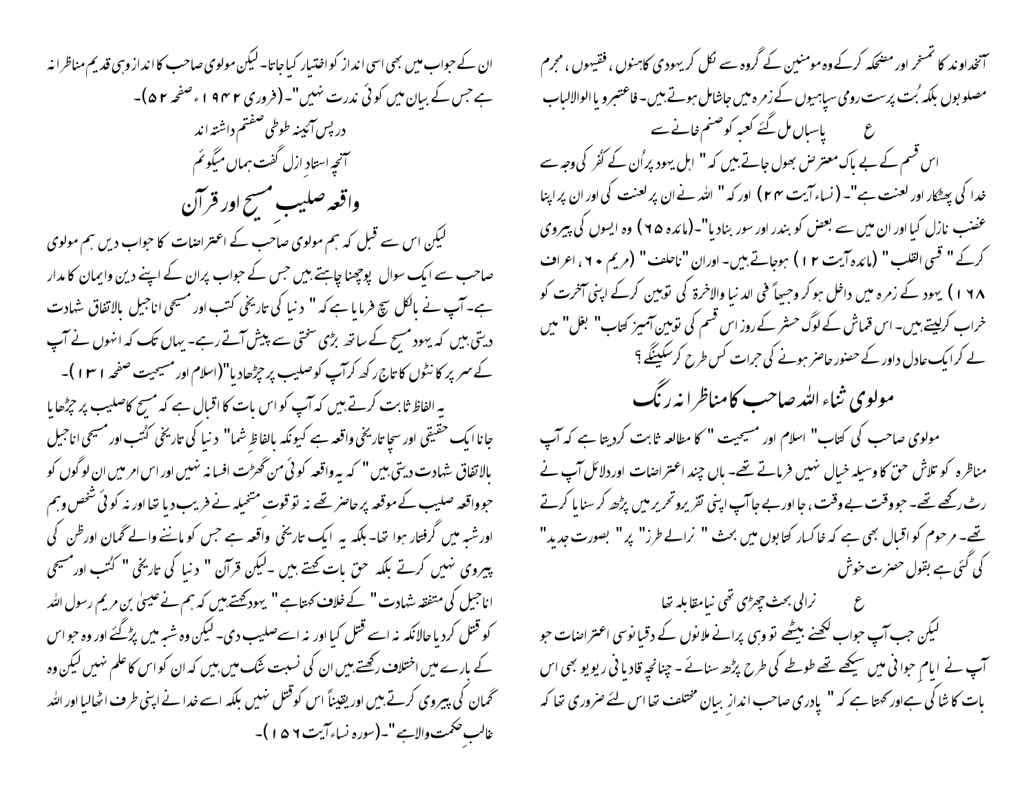آنخداوند کا تمسخر اور مضحکہ کرکے وہ مومنین کے گروہ سے نکل کر یہودی کاہنوں ، فقیہوں ، مجرم مصلوبوں بلکہ بُت پرست رومی سپاہیوں کے زمرہ میں جاشامل ہوتے ہیں۔ فاعتبرو یا الوالالباب

ع    پاسباں مل گئے کعبہ کو صنم خانے سے

اس قسم کے بے باک معترض بھول جاتے ہیں کہ " اہل یہود پرُان کے کفُر کی وجہ سے خدا کی پھٹکار اور لعنت ہے"۔ (نساء آیت ۴۴) اور کہ " اللہ نے ان پر لعنت کی اور ان پر اپنا غضب نازل کیا اور ان میں سے بعض کو بندر اور سور بنادیا"۔(مائدہ ۶۵) وہ ایسوں کی پیروی کرکے " قسی القلب" (مائدہ آیت ۱۲) ہوجاتے ہیں۔ اوران "ناحلف" (مریم ۶۰ ، اعراف ۱۶۸) یہود کے زمرہ میں داخل ہو کر وجیہاً فی الدنیا والاخرۃ کی توہین کرکے اپنی آخرت کو خراب کرلیتے ہیں۔ اس قماش کے لوگ حشر کے روز اس قسم کی توہین آمیز کتاب" بغل" میں لے کر ایک عادل داور کے حضور حاضر ہونے کی جرات کس طرح کرسکینگے ؟

## مولوی ثناء اللہ صاحب کا مناظرانہ رنگ

مولوی صاحب کی کتاب" اسلام اور مسیحیت " کا مطالعہ ثابت کردیتا ہے کہ آپ مناظرہ کو تلاش حق کا وسیلہ خیال نہیں فرماتے تھے۔ ہاں چند اعتراضات اور دلائل آپ نے رٹ رکھے تھے۔ جو وقت بے وقت ، جا اور بے جا آپ اپنی تقریر وتحریر میں پڑھ کر سنایا کرتے تھے۔ مرحوم کو اقبال بھی ہے کہ خاکسار کتابوں میں بحث " نرالے طرز" پر " بصورت جدید" کی گئی ہے بقول حضرت خوش

ع    نرالی بحث چھڑی تھی نیا مقابلہ تھا

لیکن جب آپ جواب لکھنے بیٹھے تو وہی پرانے ملانوں کے دقیانوسی اعتراضات جو آپ نے ایامِ جوانی میں سیکھے تھے طوطے کی طرح پڑھ سنائے ۔ چنانچہ قادیانی ریویو بھی اس بات کا شاکی ہے اور کہتا ہے کہ " پادری صاحب اندازِ بیان مختلف تھا اس لئے ضروری تھا کہ ان کے جواب میں بھی اسی انداز کو اختیار کیا جاتا۔ لیکن مولوی صاحب کا انداز وہی قدیم مناظرانہ ہے جس کے بیان میں کوئی ندرت نہیں"۔ (فروری ۱۹۴۲ء صفحہ ۵۲)۔

در پس آیئنہ طوطی صفتم داشتہ اند
آنچہ استادِ ازل گفت ہماں میگوئم

## واقعہ صلیبِ مسیح اور قرآن

لیکن اس سے قبل کہ ہم مولوی صاحب کے اعتراضات کا جواب دیں ہم مولوی صاحب سے ایک سوال پوچھنا چاہتے ہیں جس کے جواب پران کے اپنے دین وایمان کا مدار ہے۔ آپ نے بالکل سچ فرمایا ہے کہ " دنیا کی تاریخی کتب اور مسیحی اناجیل بالاتفاق شہادت دیتی ہیں کہ یہود مسیح کے ساتھ بڑی سختی سے پیش آتے رہے۔ یہاں تک کہ انہوں نے آپ کے سر پر کانٹوں کا تاج رکھ کر آپ کو صلیب پر چڑھادیا"(اسلام اور مسیحیت صفحہ ۱۳۱)۔

یہ الفاظ ثابت کرتے ہیں کہ آپ کو اس بات کا اقبال ہے کہ مسیح کا صلیب پر چڑھایا جانا ایک حقیقی اور سچا تاریخی واقعہ ہے کیونکہ بالفاظِ شما" دنیا کی تاریخی کتُب اور مسیحی اناجیل بالاتفاق شہادت دیتی ہیں" کہ یہ واقعہ کوئی من گھڑت افسانہ نہیں اور اس امر میں ان لوگوں کو جو واقعہ صلیب کے موقعہ پر حاضر تھے نہ تو قوتِ متخیلہ نے فریب دیا تھا اور نہ کوئی شخص وہم اور شبہ میں گرفتار ہوا تھا۔ بلکہ یہ ایک تاریخی واقعہ ہے جس کو ماننے والے گمان اور ظن کی پیروی نہیں کرتے بلکہ حق بات کہتے ہیں ۔لیکن قرآن " دنیا کی تاریخی " کتُب اور مسیحی اناجیل کی متفقہ شہادت " کے خلاف کہتاہے " یہود کہتے ہیں کہ ہم نے عیسیٰ بن مریم رسول اللہ کو قتل کردیا حالانکہ نہ اسے قتل کیا اور نہ اسے صلیب دی۔ لیکن وہ شبہ میں پڑگئے اور وہ جو اس کے بارے میں اختلاف رکھتے ہیں ان کی نسبت شک میں ہیں کہ ان کو اس کا علم نہیں لیکن وہ گمان کی پیروی کرتے ہیں اوریقیناً اس کو قتل نہیں بلکہ اسے خدا نے اپنی طرف اٹھالیا اور اللہ غالب حکمت والاہے"۔(سورہ نساء آیت ۱۵۶)۔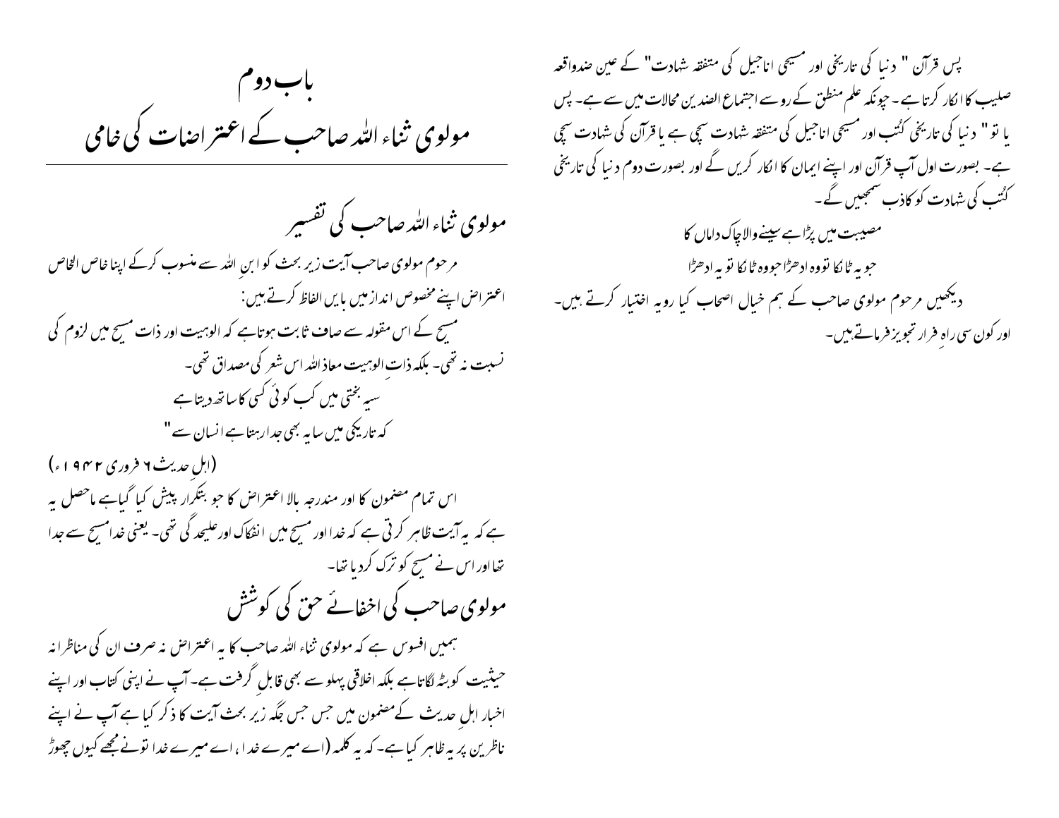# باب دوم

# مولوی ثناء اللہ صاحب کے اعتراضات کی خامی

## مولوی ثناء اللہ صاحب کی تفسیر

مرحوم مولوی صاحب آیت زیر بحث کو ابن اللہ سے منسوب کرکے اپنا خاص الخاص اعتراض اپنے مخصوص انداز میں بایں الفاظ کرتے ہیں:

مسیح کے اس مقولہ سے صاف ثابت ہوتاہے کہ الوہیت اور ذات مسیح میں لزوم کی نسبت نہ تھی۔ بلکہ ذاتِ الوہیت معاذ اللہ اس شعر کی مصداق تھی۔

سیہ بختی میں کب کوئی کسی کا ساتھ دیتا ہے
کہ تاریکی میں سایہ بھی جدا رہتا ہے انسان سے"

(اہلِ حدیث ۶ فروری ۱۹۴۲ء)

اس تمام مضمون کا اور مندرجہ بالا اعتراض کا جو بتکرار پیش کیا گیاہے ماحصل یہ ہے کہ یہ آیت ظاہر کرتی ہے کہ خدا اور مسیح میں انفکاک اورعلیحدگی تھی۔ یعنی خدا مسیح سے جدا تھا اور اس نے مسیح کو ترک کردیا تھا۔

## مولوی صاحب کی اخفائے حق کی کوشش

ہمیں افسوس ہے کہ مولوی ثناء اللہ صاحب کا یہ اعتراض نہ صرف ان کی مناظرانہ حیثیت کو بٹہ لگاتاہے بلکہ اخلاقی پہلو سے بھی قابلِ گرفت ہے۔ آپ نے اپنی کتاب اور اپنے اخبار اہلِ حدیث کے مضمون میں جس جس جگہ زیر بحث آیت کا ذکر کیا ہے آپ نے اپنے ناظرین پر یہ ظاہر کیاہے۔ کہ یہ کلمہ (اے میرے خدا، اے میرے خدا تونے مجھے کیوں چھوڑ

پس قرآن " دنیا کی تاریخی اور مسیحی اناجیل کی متفقہ شہادت" کے عین ضدواقعہ صلیب کا انکار کرتا ہے۔ چونکہ علم منطق کے روسے اجتماع الضدین محالات میں سے ہے۔ پس یا تو " دنیا کی تاریخی کتُب اور مسیحی اناجیل کی متفقہ شہادت سچی ہے یا قرآن کی شہادت سچی ہے۔ بصورت اول آپ قرآن اور اپنے ایمان کا انکار کریں گے اور بصورت دوم دنیا کی تاریخی کتُب کی شہادت کو کاذب سمجھیں گے۔

مصیبت میں پڑا ہے سینے والا چاک داماں کا
جو یہ ٹانکا تو وہ ادھڑا جو وہ ٹانکا تو یہ ادھڑا

دیکھیں مرحوم مولوی صاحب کے ہم خیال اصحاب کیا رویہ اختیار کرتے ہیں۔ اور کون سی راہِ فرار تجویز فرماتے ہیں۔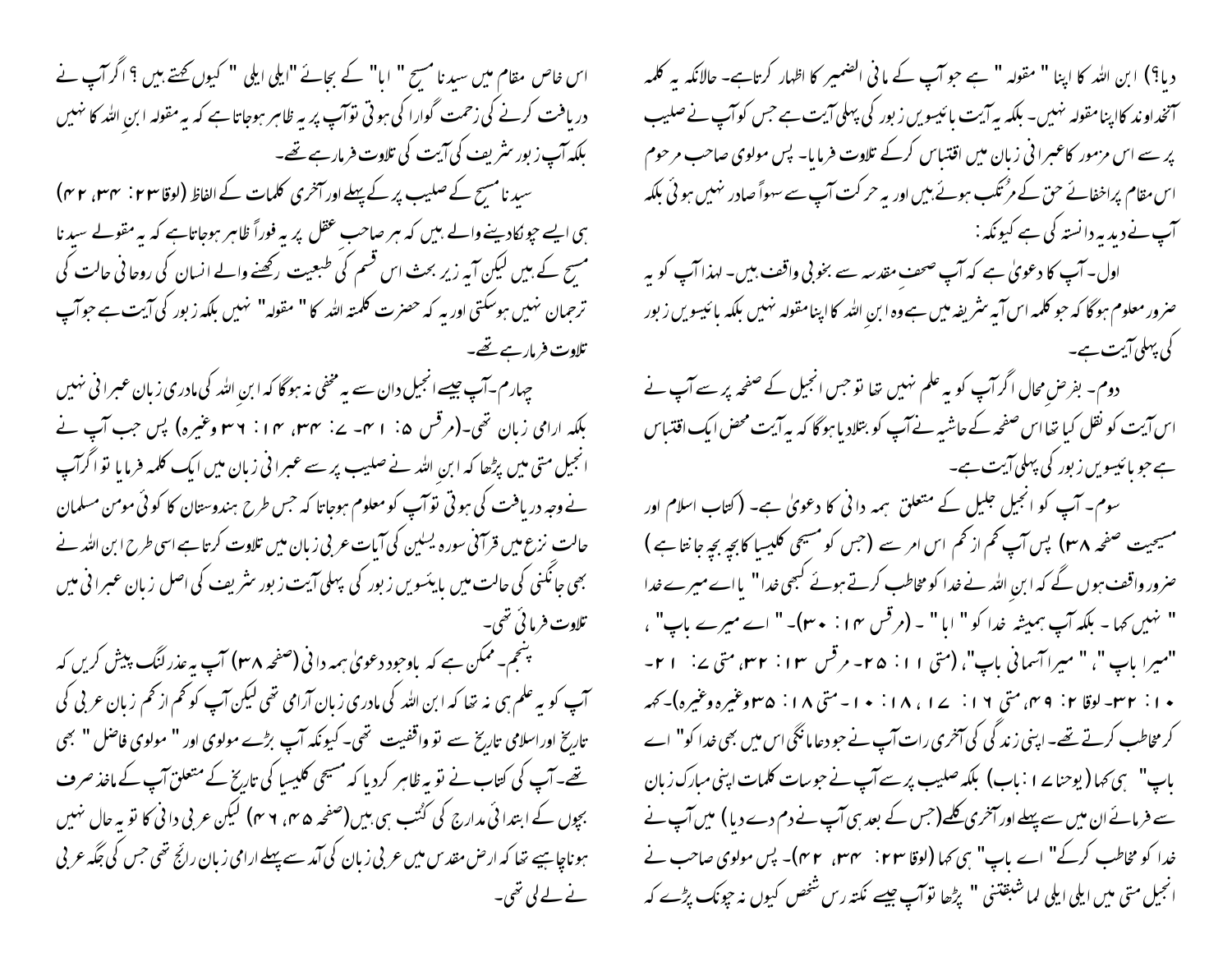دیا؟) ابن اللہ کا اپنا " مقولہ " ہے جو آپ کے مافی الضمیر کا اظہار کرتاہے۔ حالانکہ یہ کلمہ آنخداوند کااپنامقولہ نہیں۔ بلکہ یہ آیت بائیسویں زبور کی پہلی آیت ہے جس کو آپ نے صلیب پر سے اس مزمور کاعبرانی زبان میں اقتباس کرکے تلاوت فرمایا۔ پس مولوی صاحب مرحوم اس مقام پراخفائے حق کے مُرتکب ہوئے ہیں اور یہ حرکت آپ سے سہواً صادر نہیں ہوئی بلکہ آپ نے دیدہ دانستہ کی ہے کیونکہ :

اول۔ آپ کا دعویٰ ہے کہ آپ صحفِ مقدسہ سے بخوبی واقف ہیں۔ لہذا آپ کو یہ ضرور معلوم ہوگا کہ جو کلمہ اس آیہ شریفہ میں ہے وہ ابنِ اللہ کا اپنامقولہ نہیں بلکہ بائیسویں زبور کی پہلی آیت ہے۔

دوم۔ بفرضِ محال اگر آپ کو یہ علم نہیں تھا تو جس انجیل کے صفحہ پر سے آپ نے اس آیت کو نقل کیا تھا اس صفحہ کے حاشیہ نے آپ کو بتلادیا ہوگا کہ یہ آیت محض ایک اقتباس ہے جو بائیسویں زبور کی پہلی آیت ہے۔

سوم۔ آپ کو انجیل جلیل کے متعلق ہمہ دانی کا دعویٰ ہے۔ (کتاب اسلام اور مسیحیت صفحہ ۳۸) پس آپ کم از کم اس امر سے (جس کو مسیحی کلیسیا کا بچہ بچہ جانتا ہے) ضرور واقف ہوں گے کہ ابنِ اللہ نے خدا کو مخاطب کرتے ہوئے کبھی خدا" یا اے میرے خدا " نہیں کہا۔ بلکہ آپ ہمیشہ خدا کو" ابا" ۔ (مرقس ۱۴: ۳۰)۔" اے میرے باپ" ، "میرا باپ "، " میرا آسمانی باپ"، (متی ۱۱: ۲۵۔ مرقس ۱۳: ۳۲، متی ۷: ۲۱۔ ۱۰: ۳۲۔ لوقا ۲: ۴۹، متی ۱۶: ۱۷، ۱۸: ۱۰۔ متی ۱۸: ۳۵وغیرہ وغیرہ)۔کہہ کر مخاطب کرتے تھے۔ اپنی زندگی کی آخری رات آپ نے جو دعا مانگی اس میں بھی خدا کو" اے باپ" ہی کہا (یوحنا ۱۷: باب) بلکہ صلیب پر سے آپ نے جو سات کلمات اپنی مبارک زبان سے فرمائے ان میں سے پہلے اور آخری کلمے (جس کے بعد ہی آپ نے دم دے دیا) میں آپ نے خدا کو مخاطب کرکے" اے باپ" ہی کہا (لوقا ۲۳: ۳۴، ۴۲)۔ پس مولوی صاحب نے انجیل متی میں ایلی ایلی لما شبقتنی " پڑھا تو آپ جیسے نکتہ رس شخص کیوں نہ چونک پڑے کہ اس خاص مقام میں سیدنا مسیح " ابا" کے بجائے "ایلی ایلی " کیوں کہتے ہیں ؟ اگر آپ نے دریافت کرنے کی زحمت گوارا کی ہوتی تو آپ پر یہ ظاہر ہوجاتا ہے کہ یہ مقولہ ابنِ اللہ کا نہیں بلکہ آپ زبور شریف کی آیت کی تلاوت فرمارہے تھے۔

سیدنا مسیح کے صلیب پر کے پہلے اور آخری کلمات کے الفاظ (لوقا ۲۳: ۳۴، ۴۲) ہی ایسے چونکادینے والے ہیں کہ ہر صاحب عقل پر یہ فوراً ظاہر ہوجاتاہے کہ یہ مقولے سیدنا مسیح کے ہیں لیکن آیہ زیر بحث اس قسم کی طبعیت رکھنے والے انسان کی روحانی حالت کی ترجمان نہیں ہوسکتی اور یہ کہ حضرت کلمتہ اللہ کا " مقولہ" نہیں بلکہ زبور کی آیت ہے جو آپ تلاوت فرمارہے تھے۔

چہارم۔آپ جیسے انجیل دان سے یہ مخفی نہ ہوگا کہ ابنِ اللہ کی مادری زبان عبرانی نہیں بلکہ ارامی زبان تھی۔(مرقس ۵: ۴۱۔ ۷: ۳۴، ۱۴: ۳۶ وغیرہ) پس جب آپ نے انجیل متی میں پڑھا کہ ابنِ اللہ نے صلیب پر سے عبرانی زبان میں ایک کلمہ فرمایا تو اگر آپ نے وجہ دریافت کی ہوتی تو آپ کو معلوم ہوجاتا کہ جس طرح ہندوستان کا کوئی مومن مسلمان حالت نزع میں قرآنی سورہ یسین کی آیات عربی زبان میں تلاوت کرتا ہے اسی طرح ابن اللہ نے بھی جانکنی کی حالت میں بایئسویں زبور کی پہلی آیت زبور شریف کی اصل زبان عبرانی میں تلاوت فرمائی تھی۔

پنجم۔ ممکن ہے کہ باوجود دعویٰ ہمہ دانی (صفحہ ۳۸) آپ یہ عذر لنگ پیش کریں کہ آپ کو یہ علم ہی نہ تھا کہ ابن اللہ کی مادری زبان آرامی تھی لیکن آپ کو کم از کم زبان عربی کی تاریخ اور اسلامی تاریخ سے تو واقفیت تھی۔ کیونکہ آپ بڑے مولوی اور " مولوی فاضل " بھی تھے۔ آپ کی کتاب نے تو یہ ظاہر کردیا کہ مسیحی کلیسیا کی تاریخ کے متعلق آپ کے ماخذ صرف بچوں کے ابتدائی مدارج کی کتُب ہی ہیں (صفحہ ۴۵، ۴۶) لیکن عربی دانی کا تو یہ حال نہیں ہوناچاہیے تھا کہ ارض مقدس میں عربی زبان کی آمد سے پہلے ارامی زبان رائج تھی جس کی جگہ عربی نے لے لی تھی۔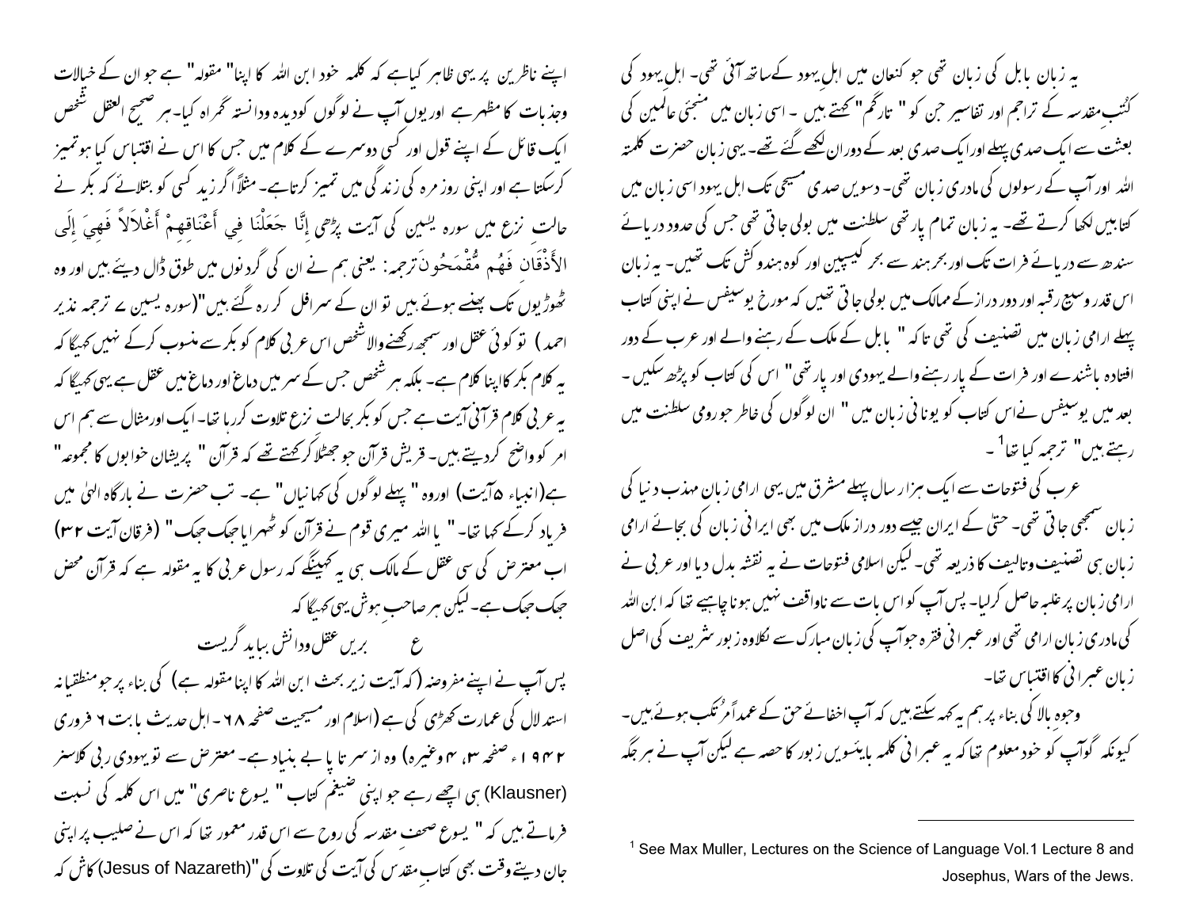یہ زبان بابل کی زبان تھی جو کنعان میں اہل یہود کے ساتھ آئی تھی۔ اہل یہود کی کُتبِ مقدسہ کے تراجم اور تفاسیر جن کو " تارگم" کہتے ہیں ۔ اسی زبان میں منجئی عالمین کی بعثت سے ایک صدی پہلے اور ایک صدی بعد کے دوران لکھے گئے تھے۔ یہی زبان حضرت کلمتہ اللہ اور آپ کے رسولوں کی مادری زبان تھی۔ دسویں صدی مسیحی تک اہل یہود اسی زبان میں کتابیں لکھا کرتے تھے۔ یہ زبان تمام پارتھی سلطنت میں بولی جاتی تھی جس کی حدود دریائے سندھ سے دریائے فرات تک اور بحر ہند سے بحر کیسپین اور کوہ ہندو کش تک تھیں۔ یہ زبان اس قدر وسیع رقبہ اور دور دراز کے ممالک میں بولی جاتی تھیں کہ مورخ یوسیفس نے اپنی کتاب پہلے ارامی زبان میں تصنیف کی تھی تاکہ " بابل کے ملک کے رہنے والے اور عرب کے دور افتادہ باشندے اور فرات کے پار رہنے والے یہودی اور پارتھی" اس کی کتاب کو پڑھ سکیں۔ بعد میں یوسیفس نے اس کتاب کو یونانی زبان میں " ان لوگوں کی خاطر جو رومی سلطنت میں رہتے ہیں" ترجمہ کیا تھا[1] ۔

عرب کی فتوحات سے ایک ہزار سال پہلے مشرق میں یہی ارامی زبان مہذب دنیا کی زبان سمجھی جاتی تھی۔ حتیٰ کے ایران جیسے دور دراز ملک میں بھی ایرانی زبان کی بجائے ارامی زبان ہی تصنیف وتالیف کا ذریعہ تھی۔ لیکن اسلامی فتوحات نے یہ نقشہ بدل دیا اور عربی نے ارامی زبان پر غلبہ حاصل کرلیا۔ پس آپ کو اس بات سے ناواقف نہیں ہونا چاہیے تھا کہ ابن اللہ کی مادری زبان ارامی تھی اور عبرانی فقرہ جو آپ کی زبان مبارک سے نکلا وہ زبور شریف کی اصل زبان عبرانی کا اقتباس تھا۔

وجوہ بالا کی بناء پر ہم یہ کہہ سکتے ہیں کہ آپ اخفائے حق کے عمداً مُرتکب ہوئے ہیں۔ کیونکہ گو آپ کو خود معلوم تھا کہ یہ عبرانی کلمہ بائیسویں زبور کا حصہ ہے لیکن آپ نے ہر جگہ اپنے ناظرین پر یہی ظاہر کیا ہے کہ کلمہ خود ابن اللہ کا اپنا" مقولہ" ہے جو ان کے خیالات وجذبات کا مظہر ہے اور یوں آپ نے لوگوں کو دیدہ ودانستہ گمراہ کیا۔ ہر صحیح العقل شخص ایک قائل کے اپنے قول اور کسی دوسرے کے کلام میں جس کا اس نے اقتباس کیا ہو تمیز کرسکتا ہے اور اپنی روز مرہ کی زندگی میں تمیز کرتا ہے۔ مثلاً اگر زید کسی کو بتلائے کہ بکر نے حالت نزع میں سورہ یٰسین کی آیت پڑھی إِنَّا جَعَلْنَا فِي أَعْنَاقِهِمْ أَغْلَالاً فَهِيَ إِلَى الأَذْقَانِ فَهُم مُّقْمَحُونَ ترجمہ: یعنی ہم نے ان کی گردنوں میں طوق ڈال دیئے ہیں اور وہ ٹھوڑیوں تک پھنسے ہوئے ہیں تو ان کے سر افل کر رہ گئے ہیں"(سورہ یسین ے ترجمہ نذیر احمد) تو کوئی عقل اور سمجھ رکھنے والا شخص اس عربی کلام کو بکر سے منسوب کرکے نہیں کہیگا کہ یہ کلام بکر کا اپنا کلام ہے۔ بلکہ ہر شخص جس کے سر میں دماغ اور دماغ میں عقل ہے یہی کہیگا کہ یہ عربی کلام قرآنی آیت ہے جس کو بکر بحالت نزع تلاوت کررہا تھا۔ ایک اور مثال سے ہم اس امر کو واضح کردیتے ہیں۔ قریش قرآن جو جھٹلاکر کہتے تھے کہ قرآن " پریشان خوابوں کا مجموعہ" ہے(انبیاء ۵آیت) اور وہ " پہلے لوگوں کی کہانیاں" ہے۔ تب حضرت نے بارگاہ الہیٰ میں فریاد کرکے کہا تھا۔ " یا اللہ میری قوم نے قرآن کو ٹھہرایا جھک جھک" (فرقان آیت ۳۲) اب معترض کی سی عقل کے مالک ہی یہ کہینگے کہ رسول عربی کا یہ مقولہ ہے کہ قرآن محض جھک جھک ہے۔ لیکن ہر صاحب ہوش یہی کہیگا کہ

ع &nbsp;&nbsp;&nbsp;&nbsp;&nbsp; بریں عقل ودانش بباید گریست

پس آپ نے اپنے مفروضہ (کہ آیت زیر بحث ابن اللہ کا اپنا مقولہ ہے) کی بناء پر جو منطقیانہ استدلال کی عمارت کھڑی کی ہے (اسلام اور مسیحیت صفحہ ۶۸۔ اہل حدیث بابت ۶ فروری ۱۹۴۲ء صفحہ ۳، ۴ وغیرہ) وہ از سرتا پا بے بنیاد ہے۔ معترض سے تو یہودی ربی کلاسنر (Klausner) ہی اچھے رہے جو اپنی ضخیم کتاب " یسوع ناصری" میں اس کلمہ کی نسبت فرماتے ہیں کہ " یسوع صحف مقدسہ کی روح سے اس قدر معمور تھا کہ اس نے صلیب پر اپنی جان دیتے وقت بھی کتابِ مقدس کی آیت کی تلاوت کی"(Jesus of Nazareth) کاش کہ

---

[1] See Max Muller, Lectures on the Science of Language Vol.1 Lecture 8 and Josephus, Wars of the Jews.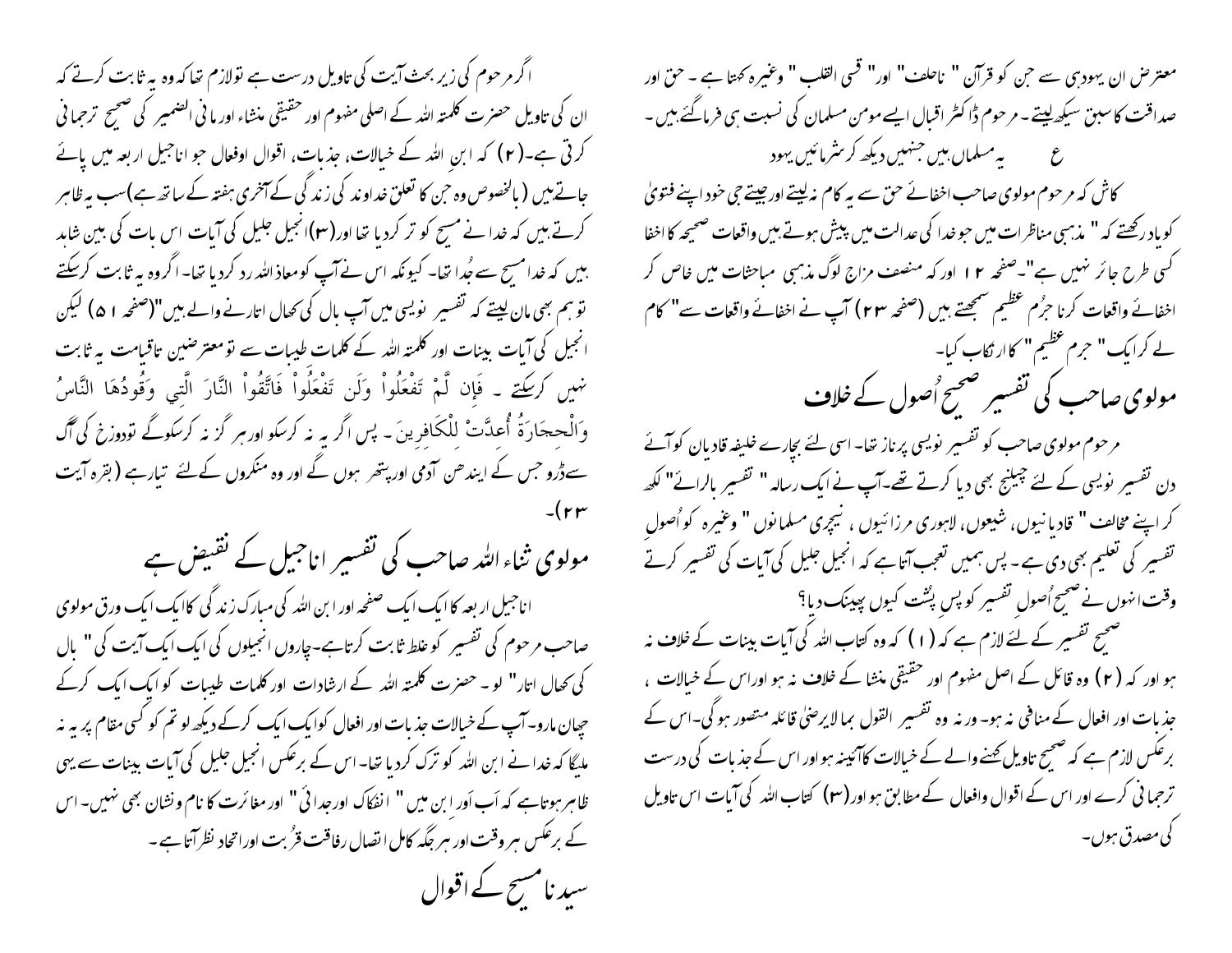معترض ان یہودیوں سے جن کو قرآن " ناخلف" اور" قسی القلب " وغیرہ کہتا ہے ۔ حق اور صداقت کا سبق سیکھ لیتے ۔ مرحوم ڈاکٹر اقبال ایسے مومن مسلمان کی نسبت ہی فرما گئے ہیں ۔

ع یہ مسلماں ہیں جنہیں دیکھ کر شرمائیں یہود

کاش کہ مرحوم مولوی صاحب اخفائے حق سے یہ کام نہ لیتے اور جیتے جی خود اپنے فتویٰ کو یاد رکھتے کہ " مذہبی مناظرات میں جو خدا کی عدالت میں پیش ہوتے ہیں واقعات صحیحہ کا اخفا کسی طرح جائز نہیں ہے"۔ صفحہ ۱۲ اور کہ منصف مزاج لوگ مذہبی مباحثات میں خاص کر اخفائے واقعات کرنا جرُم عظیم سمجھتے ہیں (صفحہ ۲۳) آپ نے اخفائے واقعات سے" کام لے کر ایک" جرم عظیم " کا ارتکاب کیا۔

## مولوی صاحب کی تفسیر صحیح اُصول کے خلاف

مرحوم مولوی صاحب کو تفسیر نویسی پر ناز تھا۔ اسی لئے بچارے خلیفہ قادیان کو آئے دن تفسیر نویسی کے لئے چیلنج بھی دیا کرتے تھے۔آپ نے ایک رسالہ " تفسیر بالرائے" لکھ کر اپنے مخالف " قادیانیوں، شیعوں، لاہوری مرزائیوں ، نیچری مسلمانوں " وغیرہ کو اُصولِ تفسیر کی تعلیم بھی دی ہے ۔ پس ہمیں تعجب آتا ہے کہ انجیل جلیل کی آیات کی تفسیر کرتے وقت انہوں نے صحیح اُصولِ تفسیر کو پس پُشت کیوں پھینک دیا؟

صحیح تفسیر کے لئے لازم ہے کہ (۱) کہ وہ کتاب اللہ کی آیات بینات کے خلاف نہ ہو اور کہ (۲) وہ قائل کے اصل مفہوم اور حقیقی منشا کے خلاف نہ ہو اوراس کے خیالات ، جذبات اور افعال کے منافی نہ ہو۔ ورنہ وہ تفسیر القول بما لایرضی قائلہ متصور ہو گی۔اس کے برعکس لازم ہے کہ صحیح تاویل کہنے والے کے خیالات کا آئینہ ہو اور اس کے جذبات کی درست ترجمانی کرے اور اس کے اقوال وافعال کے مطابق ہو اور (۳) کتاب اللہ کی آیات اس تاویل کی مصدق ہوں۔

اگر مرحوم کی زیر بحث آیت کی تاویل درست ہے تو لازم تھا کہ وہ یہ ثابت کرتے کہ ان کی تاویل حضرت کلمتہ اللہ کے اصلی مفہوم اور حقیقی منشاء اور مافی الضمیر کی صحیح ترجمانی کرتی ہے۔(۲) کہ ابنِ اللہ کے خیالات، جذبات، اقوال اوفعال جو اناجیل اربعہ میں پائے جاتے ہیں (بالخصوص وہ جن کا تعلق خداوند کی زندگی کے آخری ہفتہ کے ساتھ ہے)سب یہ ظاہر کرتے ہیں کہ خدا نے مسیح کو ترک کر دیا تھا اور(۳)انجیل جلیل کی آیات اس بات کی بین شاہد ہیں کہ خدا مسیح سے جُدا تھا۔ کیونکہ اس نے آپ کو معاذ اللہ رد کر دیا تھا۔ اگر وہ یہ ثابت کرسکتے تو ہم بھی مان لیتے کہ تفسیر نویسی میں آپ بال کی کھال اتارنے والے ہیں"(صفحہ ۱۵) لیکن انجیل کی آیات بینات اور کلمتہ اللہ کے کلمات طیبات سے تو معترضین تاقیامت یہ ثابت نہیں کرسکتے ۔ فَإِن لَّمْ تَفْعَلُواْ وَلَن تَفْعَلُواْ فَاتَّقُواْ النَّارَ الَّتِي وَقُودُهَا النَّاسُ وَالْحِجَارَةُ أُعِدَّتْ لِلْكَافِرِينَ ۔ پس اگر یہ نہ کرسکو اور ہرگز نہ کرسکوگے تو دوزخ کی آگ سے ڈرو جس کے ایندھن آدمی اورپتھر ہوں گے اور وہ منکروں کے لئے تیار ہے (بقرہ آیت ۲۳)۔

## مولوی ثناء اللہ صاحب کی تفسیر اناجیل کے نقیض ہے

اناجیل اربعہ کا ایک ایک صفحہ اور ابن اللہ کی مبارک زندگی کا ایک ایک ورق مولوی صاحب مرحوم کی تفسیر کو غلط ثابت کرتا ہے۔چاروں انجیلوں کی ایک ایک آیت کی " بال کی کھال اتار" لو ۔ حضرت کلمتہ اللہ کے ارشادات اور کلمات طیبات کو ایک ایک کرکے چھان مارو۔آپ کے خیالات جذبات اور افعال کو ایک ایک کرکے دیکھ لو تم کو کسی مقام پر یہ نہ ملیگا کہ خدا نے ابن اللہ کو ترک کر دیا تھا۔ اس کے برعکس انجیل جلیل کی آیات بینات سے یہی ظاہر ہوتا ہے کہ اَب اَور ابن میں " انفکاک اورجدائی" اور مغائرت کا نام ونشان بھی نہیں۔ اس کے برعکس ہر وقت اور ہر جگہ کامل اتصال رفاقت قربت اور اتحاد نظر آتا ہے۔

## سیدنا مسیح کے اقوال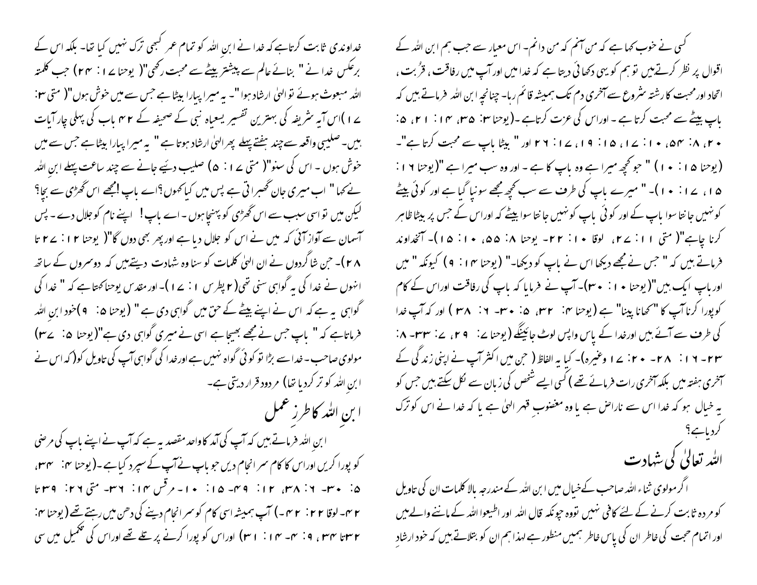کسی نے خوب کہا ہے کہ من آنم کہ من دانم۔ اس معیار سے جب ہم ابن اللہ کے اقوال پر نظر کرتے ہیں تو ہم کو یہی دکھائی دیتا ہے کہ خدا میں اور آپ میں رفاقت، قربت، اتحاد اور محبت کا رشتہ شروع سے آخری دم تک ہمیشہ قائم رہا۔ چنانچہ ابن اللہ فرماتے ہیں کہ باپ بیٹے سے محبت کرتا ہے۔ اور اس کی عزت کرتا ہے۔(یوحنا ۳: ۳۵، ۱۴: ۲۱، ۵: ۲۰، ۸: ۵۴، ۱۰: ۱۷، ۱۵: ۱۹، ۱۷: ۲۶ اور " بیٹا باپ سے محبت کرتا ہے"۔ (یوحنا ۱۵: ۱۰) " جو کچھ میرا ہے وہ باپ کا ہے۔ اور وہ سب میرا ہے "(یوحنا ۱۶: ۱۵، ۱۷: ۱۰)۔" میرے باپ کی طرف سے سب کچھ مجھے سونپا گیا ہے اور کوئی بیٹے کو نہیں جانتا سوا باپ کے اور کوئی باپ کو نہیں جانتا سوا بیٹے کہ اور اس کے جس پر بیٹا ظاہر کرنا چاہے"( متی ۱۱: ۲۷، لوقا ۱۰: ۲۲۔ یوحنا ۸: ۵۵، ۱۰: ۱۵)۔ آنخداوند فرماتے ہیں کہ " جس نے مجھے دیکھا اس نے باپ کو دیکھا۔" (یوحنا ۱۴: ۹) کیونکہ " میں اور باپ ایک ہیں"(یوحنا ۱۰: ۳۰)۔ آپ نے فرمایا کہ باپ کی رفاقت اور اس کے کام کو پورا کرنا آپ کا "کھانا پینا" ہے (یوحنا ۴: ۳۲، ۵: ۳۰۔ ۶: ۳۸) اور کہ آپ خدا کی طرف سے آئے ہیں اور خدا کے پاس واپس لوٹ جائینگے (یوحنا ۷: ۲۹، ۷: ۳۳۔ ۸: ۲۳۔ ۱۶: ۲۸۔ ۲۰: ۱۷ وغیرہ)۔ کیا یہ الفاظ ( جن میں اکثر آپ نے اپنی زندگی کے آخری ہفتہ میں بلکہ آخری رات فرمائے تھے ) کسی ایسے شخص کی زبان سے نکل سکتے ہیں جس کو یہ خیال ہو کہ خدا اس سے ناراض ہے یا وہ مغضوب قہر الہیٰ ہے یا کہ خدا نے اس کو ترک کردیا ہے؟

## اللہ تعالیٰ کی شہادت

اگر مولوی ثناء اللہ صاحب کے خیال میں ابن اللہ کے مندرجہ بالا کلمات ان کی تاویل کو مردہ ثابت کرنے کے لئے کافی نہیں تو وہ چونکہ قال اللہ اور اطیعوا اللہ کے ماننے والے ہیں اور اتمام حجت کی خاطر ان کی پاس خاطر ہمیں منظور ہے لہذا ہم ان کو بتلاتے ہیں کہ خود ارشادِ خداوندی ثابت کرتا ہے کہ خدا نے ابنِ اللہ کو تمام عمر کبھی ترک نہیں کیا تھا۔ بلکہ اس کے برعکس خدا نے " بنائے عالم سے پیشتر بیٹے سے محبت رکھی"( یوحنا ۱۷: ۲۴) جب کلمتہ اللہ مبعوث ہوئے تو الہیٰ ارشاد ہوا"۔ یہ میرا پیارا بیٹا ہے جس سے میں خوش ہوں"( متی ۳: ۱۷)اس آیہ شریفہ کی بہترین تفسیر یسعیاہ نبی کے صحیفہ کے ۴۲ باب کی پہلی چار آیات ہیں۔ صلیبی واقعہ سے چند ہفتے پہلے پھر الہیٰ ارشاد ہوتا ہے " یہ میرا پیارا بیٹا ہے جس سے میں خوش ہوں ۔ اس کی سنو"( متی ۱۷: ۵) صلیب دیئیے جانے سے چند ساعت پہلے ابنِ اللہ نے کہا " اب میری جان گھبراتی ہے پس میں کیا کہوں؟اے باپ !مجھے اس گھڑی سے بچا؟ لیکن میں تو اسی سبب سے اس گھڑی کو پہنچا ہوں ۔ اے باپ! اپنے نام کو جلال دے۔ پس آسمان سے آواز آئی کہ میں نے اس کو جلال دیا ہے اور پھر بھی دوں گا"( یوحنا ۱۲: ۲۷ تا ۲۸)۔ جن شاگردوں نے ان الہیٰ کلمات کو سنا وہ شہادت دیتے ہیں کہ دوسروں کے ساتھ انہوں نے خدا کی یہ گواہی سنی تھی(۲ پطرس ۱: ۱۷)۔ اور مقدس یوحنا کہتا ہے کہ " خدا کی گواہی یہ ہے کہ اس نے اپنے بیٹے کے حق میں گواہی دی ہے " (یوحنا ۵: ۹)خود ابن اللہ فرماتا ہے کہ " باپ جس نے مجھے بھیجا ہے اسی نے میری گواہی دی ہے"(یوحنا ۵: ۳۷) مولوی صاحب۔ خدا سے بڑا تو کوئی گواہ نہیں ہے اور خدا کی گواہی آپ کی تاویل کو(کہ اس نے ابن اللہ کو ترک کردیا تھا) مردود قرار دیتی ہے۔

## ابنِ اللہ کا طرزِ عمل

ابنِ اللہ فرماتے ہیں کہ آپ کی آمد کا واحد مقصد یہ ہے کہ آپ نے اپنے باپ کی مرضی کو پورا کریں اور اس کا کام سرانجام دیں جو باپ نے آپ کے سپرد کیا ہے۔(یوحنا ۴: ۳۴، ۵: ۳۰۔ ۶: ۳۸، ۱۲: ۴۹۔ ۱۵: ۱۰۔ مرقس ۱۴: ۳۶۔ متی ۲۶: ۳۹ تا ۴۲۔ لوقا ۲۲: ۴۲۔) آپ ہمیشہ اسی کام کو سرانجام دینے کی دھن میں رہتے تھے (یوحنا ۴: ۳۲ تا ۳۴، ۹: ۴۔ ۱۴: ۳۱) اور اس کو پورا کرنے پر تلے تھے اور اس کی تکمیل میں سی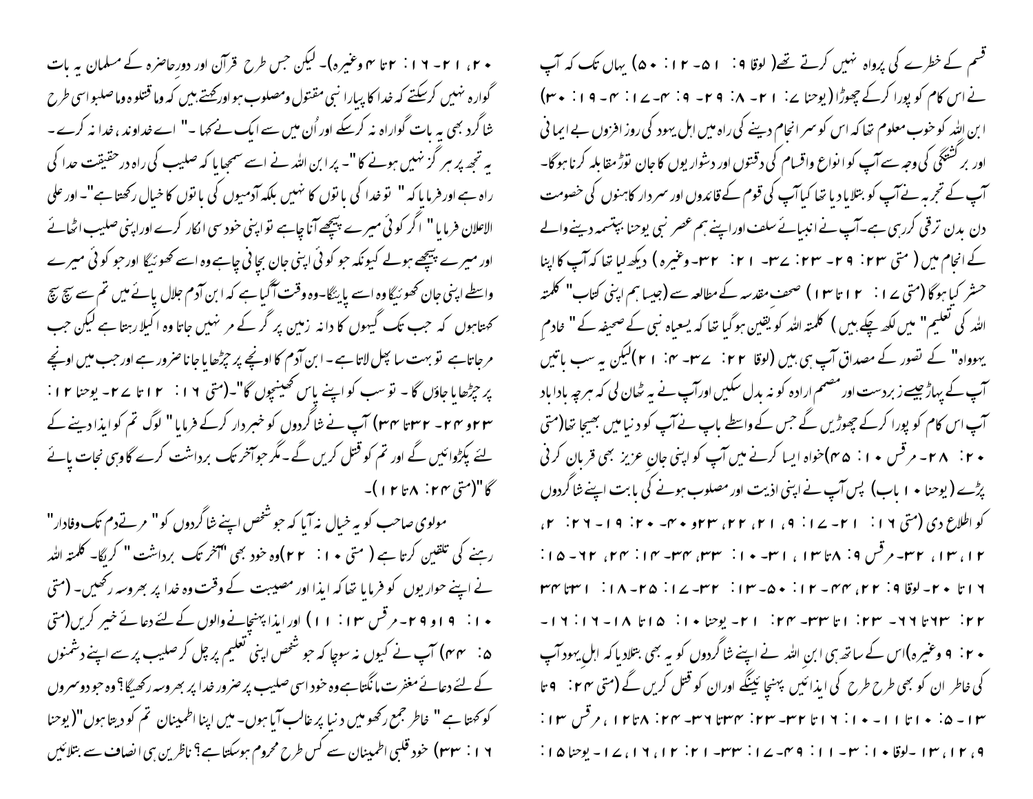قسم کے خطرے کی پرواہ نہیں کرتے تھے( لوقا ۹: ۵۱- ۱۲: ۵۰) یہاں تک کہ آپ نے اس کام کو پورا کرکے چھوڑا ( یوحنا ۷: ۲۱- ۸: ۲۹- ۹: ۴-۷: ۴- ۱۹: ۳۰) ابن اللہ کو خوب معلوم تھا کہ اس کو سر انجام دینے کی راہ میں اہل یہود کی روز افزوں بے ایمانی اور برگشتگی کی وجہ سے آپ کو انواع واقسام کی دقتوں اور دشواریوں کا جان توڑ مقابلہ کرنا ہوگا۔ آپ کے تجربہ نے آپ کو بتلادیا تھا کیا آپ کی قوم کے قائدوں اور سردار کاہنوں کی خصومت دن بدن ترقی کررہی ہے۔ آپ نے انبیائے سلف اوراپنے ہم عصر نبی یوحنا بپتسمہ دینے والے کے انجام میں ( متی ۲۳: ۲۹- ۲۳: ۳۷- ۲۱: ۳۲- وغیرہ ) دیکھ لیا تھا کہ آپ کا اپنا حشر کیا ہوگا (متی ۱۷: ۱۲ تا ۱۳) صحف مقدسہ کے مطالعہ سے (جیسا ہم اپنی کتاب" کلمتہ اللہ کی تعلیم" میں لکھ چکے ہیں ) کلمتہ اللہ کو یقین ہوگیا تھا کہ یسعیاہ نبی کے صحیفہ کے " خادمِ یہوواہ" کے تصور کے مصداق آپ ہی ہیں (لوقا ۲۲: ۳۷- ۴: ۲۱)لیکن یہ سب باتیں آپ کے پہاڑ جیسے زبردست اور مصمم ارادہ کو نہ بدل سکیں اورآپ نے یہ ٹھان لی کہ ہرچہ بادا باد آپ اس کام کو پورا کرکے چھوڑیں گے جس کے واسطے باپ نے آپ کو دنیا میں بھیجا تھا(متی ۲۰: ۲۸- مرقس ۱۰: ۴۵)خواہ ایسا کرنے میں آپ کو اپنی جانِ عزیز بھی قربان کرنی پڑے (یوحنا ۱۰ باب) پس آپ نے اپنی اذیت اور مصلوب ہونے کی بابت اپنے شاگردوں کو اطلاع دی (متی ۱۶: ۲۱- ۱۷: ۹، ۱۲، ۲۲، ۲۳و ۲۰- ۴: ۱۹- ۲۶: ۲، ۱۲، ۱۳، ۳۲- مرقس ۹: ۸تا ۱۳، ۳۱- ۱۰: ۳۳، ۳۴- ۱۴: ۲۴، ۶۲- ۱۵: ۱۶ تا ۲۰- لوقا ۹: ۲۲، ۴۴- ۱۲: ۵۰- ۱۳: ۳۲- ۱۷: ۲۵- ۱۸: ۳۱تا ۳۴ ۲۲: ۶۳تا ۶۶- ۲۳: ۱تا ۳۳- ۲۴: ۲۱- یوحنا ۱۰: ۱۵تا ۱۸- ۱۶: ۱۶- ۲۰: ۹ وغیرہ)اس کے ساتھ ہی ابن اللہ نے اپنے شاگردوں کو یہ بھی بتلادیا کہ اہلِ یہود آپ کی خاطر ان کو بھی طرح طرح کی ایذائیں پہنچائینگے اوران کو قتل کریں گے (متی ۲۴: ۹تا ۱۳- ۵: ۱۰تا ۱۱- ۱۰: ۱۶تا ۳۲- ۲۳: ۳۴تا ۳۶- ۲۴: ۸تا ۱۲، مرقس ۱۳: ۹، ۱۲، ۱۳ ۔لوقا ۱۰: ۳- ۱۱: ۴۹- ۱۷: ۳۳- ۲۱: ۱۲، ۱۶، ۱۷- یوحنا ۱۵:

۲۰، ۲۱- ۱۶: ۲تا ۴وغیرہ)۔ لیکن جس طرح قرآن اور دورحاضرہ کے مسلمان یہ بات گوارہ نہیں کرسکتے کہ خدا کا پیارا نبی مقتول ومصلوب ہو اورکہتے ہیں کہ وما قتلوہ وما صلبوا اسی طرح شاگرد بھی یہ بات گوارہ نہ کرسکے اور اُن میں سے ایک نے کہا ۔" اے خداوند، خدا نہ کرے۔ یہ تجھ پر ہر گز نہیں ہونے کا"۔ پر ابن اللہ نے اسے سمجھایا کہ صلیب کی راہ درحقیقت خدا کی راہ ہے اور فرمایا کہ " تو خدا کی باتوں کا نہیں بلکہ آدمیوں کی باتوں کا خیال رکھتا ہے"۔ اور علی الاعلان فرمایا" اگر کوئی میرے پیچھے آنا چاہے تو اپنی خودی سے انکار کرے اوراپنی صلیب اٹھائے اور میرے پیچھے ہولے کیونکہ جو کوئی اپنی جان بچانی چاہے وہ اسے کھوئیگا اور جو کوئی میرے واسطے اپنی جان کھوئیگا وہ اسے پائیگا۔وہ وقت آگیا ہے کہ ابن آدم جلال پائے میں تم سے سچ سچ کہتا ہوں کہ جب تک گیہوں کا دانہ زمین پر گر کے مر نہیں جاتا وہ اکیلا رہتا ہے لیکن جب مرجاتا ہے تو بہت سا پھل لاتا ہے۔ ابن آدم کا اونچے پر چڑھایا جانا ضرور ہے اور جب میں اونچے پر چڑھایا جاؤں گا ۔ تو سب کو اپنے پاس کھینچوں گا"۔(متی ۱۶: ۲۱تا ۲۷- یوحنا ۱۲: ۲۳و ۲۴- ۳۲تا ۳۴) آپ نے شاگردوں کو خبر دار کرکے فرمایا" لوگ تم کو ایذا دینے کے لئے پکڑوائیں گے اور تم کو قتل کریں گے۔مگر جو آخر تک برداشت کرے گا وہی نجات پائے گا"(متی ۲۴: ۸تا ۱۲)۔

مولوی صاحب کو یہ خیال نہ آیا کہ جو شخص اپنے شاگردوں کو" مرتے دم تک وفادار" رہنے کی تلقین کرتا ہے ( متی ۱۰: ۲۲)وہ خود بھی "آخر تک برداشت " کریگا۔ کلمتہ اللہ نے اپنے حواریوں کو فرمایا تھا کہ ایذا اور مصیبت کے وقت وہ خدا پر بھروسہ رکھیں۔ (متی ۱۰: ۱۹و ۲۹- مرقس ۱۳: ۱۱) اور ایذا پہنچانے والوں کے لئے دعائے خیر کریں(متی ۵: ۴۴) آپ نے کیوں نہ سوچا کہ جو شخص اپنی تعلیم پر چل کر صلیب پر سے اپنے دشمنوں کے لئے دعائے مغفرت مانگتا ہے وہ خود اسی صلیب پر ضرور خدا پر بھروسہ رکھیگا؟ وہ جو دوسروں کو کہتا ہے " خاطر جمع رکھو میں دنیا پر غالب آیا ہوں۔ میں اپنا اطمینان تم کو دیتا ہوں"(یوحنا ۱۶: ۳۳) خود قلبی اطمینان سے کس طرح محروم ہوسکتا ہے؟ ناظرین ہی انصاف سے بتلائیں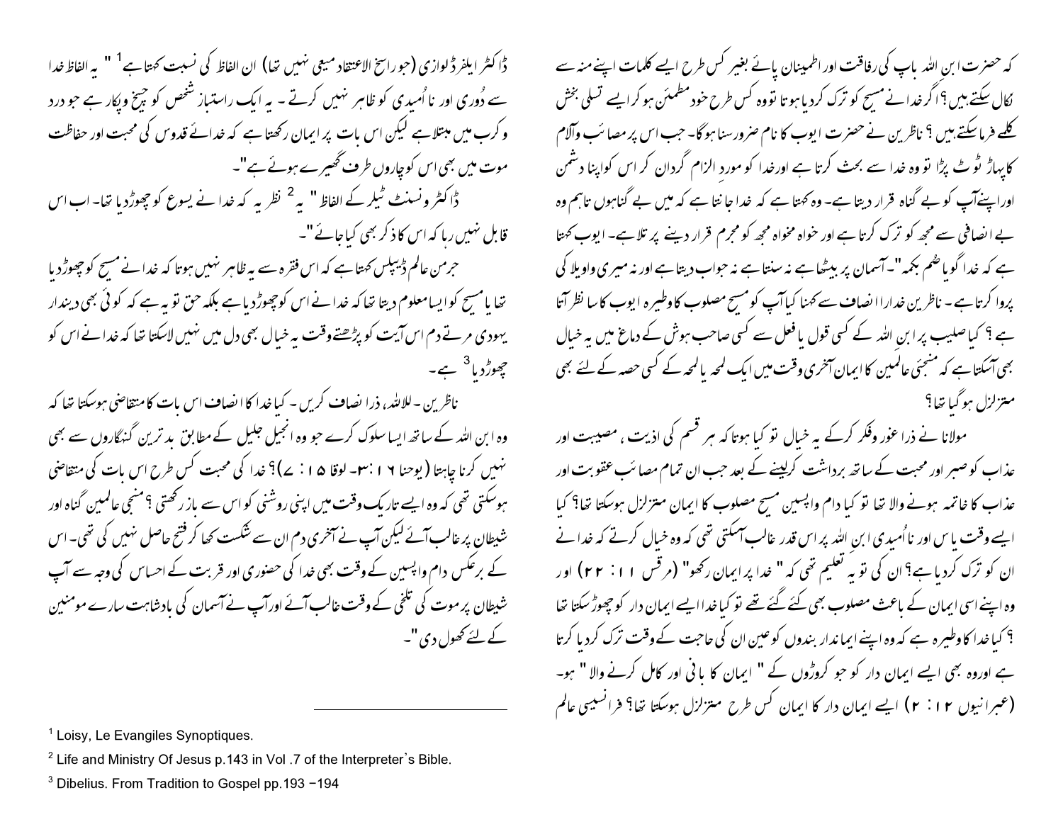کہ حضرت ابن اللہ باپ کی رفاقت اور اطمینان پائے بغیر کس طرح ایسے کلمات اپنے منہ سے نکال سکتے ہیں؟ اگر خدا نے مسیح کو ترک کردیا ہوتا تو وہ کس طرح خود مطمئن ہو کر ایسے تسلی بخش کلمے فرماسکتے ہیں؟ ناظرین نے حضرت ایوب کا نام ضرور سنا ہوگا۔ جب اس پر مصائب وآلام کا پہاڑ ٹوٹ پڑا تو وہ خدا سے بحث کرتا ہے اور خدا کو موردِ الزام گردان کر اس کو اپنا دشمن اور اپنے آپ کو بے گناہ قرار دیتا ہے۔ وہ کہتا ہے کہ خدا جانتا ہے کہ میں بے گناہوں تاہم وہ بے انصافی سے مجھ کو ترک کرتا ہے اور خواہ مخواہ مجھ کو مجرم قرار دینے پر تلا ہے۔ ایوب کہتا ہے کہ خدا گویا صُمٌ بکمہ"۔ آسمان پر بیٹھا ہے نہ سنتا ہے نہ جواب دیتا ہے اور نہ میری واویلا کی پروا کرتا ہے۔ ناظرین خدارا انصاف سے کہنا کیا آپ کو مسیح مصلوب کا وطیرہ ایوب کا سا نظر آتا ہے؟ کیا صلیب پر ابن اللہ کے کسی قول یا فعل سے کسی صاحب ہوش کے دماغ میں یہ خیال بھی آسکتا ہے کہ منجئی عالمین کا ایمان آخری وقت میں ایک لمحہ یا لمحہ کے کسی حصہ کے لئے بھی متزلزل ہوگیا تھا؟

مولانا نے ذرا غور وفکر کرکے یہ خیال تو کیا ہوتا کہ ہر قسم کی اذیت، مصیبت اور عذاب کو صبر اور محبت کے ساتھ برداشت کرلینے کے بعد جب ان تمام مصائب عقوبت اور عذاب کا خاتمہ ہونے والا تھا تو کیا دام واپسین مسیح مصلوب کا ایمان متزلزل ہوسکتا تھا؟ کیا ایسے وقت یاس اور نااُمیدی ابن اللہ پر اس قدر غالب آسکتی تھی کہ وہ خیال کرتے کہ خدا نے ان کو ترک کردیا ہے؟ ان کی تو یہ تعلیم تھی کہ "خدا پر ایمان رکھو" (مرقس ۱۱: ۲۲) اور وہ اپنے اسی ایمان کے باعث مصلوب بھی کئے گئے تھے تو کیا خدا ایسے ایمان دار کو چھوڑ سکتا تھا؟ کیا خدا کا وطیرہ ہے کہ وہ اپنے ایماندار بندوں کو عین ان کی حاجت کے وقت ترک کردیا کرتا ہے اور وہ بھی ایسے ایمان دار کو جو کروڑوں کے "ایمان کا بانی اور کامل کرنے والا" ہو۔ (عبرانیوں ۱۲: ۲) ایسے ایمان دار کا ایمان کس طرح متزلزل ہوسکتا تھا؟ فرانسیسی عالم ڈاکٹر ایلفرڈ لوازی (جو راسخ الاعتقاد مسیحی نہیں تھا) ان الفاظ کی نسبت کہتا ہے[1] "یہ الفاظ خدا سے دُوری اور نااُمیدی کو ظاہر نہیں کرتے۔ یہ ایک راستباز شخص کو چیخ وپکار ہے جو درد وکرب میں مبتلا ہے لیکن اس بات پر ایمان رکھتا ہے کہ خدائے قدوس کی محبت اور حفاظت موت میں بھی اس کو چاروں طرف گھیرے ہوئے ہے"۔

ڈاکٹر ونسنٹ ٹیلر کے الفاظ "یہ[2] نظر یہ کہ خدا نے یسوع کو چھوڑ دیا تھا۔ اب اس قابل نہیں رہا کہ اس کا ذکر بھی کیا جائے"۔

جرمن عالم ڈیبلیس کہتا ہے کہ اس فقرہ سے یہ ظاہر نہیں ہوتا کہ خدا نے مسیح کو چھوڑ دیا تھا یا مسیح کو ایسا معلوم دیتا تھا کہ خدا نے اس کو چھوڑ دیا ہے بلکہ حق تو یہ ہے کہ کوئی بھی دیندار یہودی مرتے دم اس آیت کو پڑھتے وقت یہ خیال بھی دل میں نہیں لاسکتا تھا کہ خدا نے اس کو چھوڑ دیا[3] ہے۔

ناظرین۔ للاللہ، ذرا انصاف کریں۔ کیا خدا کا انصاف اس بات کا متقاضی ہوسکتا تھا کہ وہ ابن اللہ کے ساتھ ایسا سلوک کرے جو وہ انجیل جلیل کے مطابق بدترین گنہگاروں سے بھی نہیں کرنا چاہتا (یوحنا ۱۶: ۳۰۔ لوقا ۱۵: ۷)؟ خدا کی محبت کس طرح اس بات کی متقاضی ہوسکتی تھی کہ وہ ایسے تاریک وقت میں اپنی روشنی کو اس سے باز رکھتی؟ منجی عالمین گناہ اور شیطان پر غالب آئے لیکن آپ نے آخری دم ان سے شکست کھا کر فتح حاصل نہیں کی تھی۔ اس کے برعکس دام واپسین کے وقت بھی خدا کی حضوری اور قربت کے احساس کی وجہ سے آپ شیطان پر موت کی تلخی کے وقت غالب آئے اور آپ نے آسمان کی بادشاہت سارے مومنین کے لئے کھول دی"۔

---

[1] Loisy, Le Evangiles Synoptiques.

[2] Life and Ministry Of Jesus p.143 in Vol .7 of the Interpreter`s Bible.

[3] Dibelius. From Tradition to Gospel pp.193 −194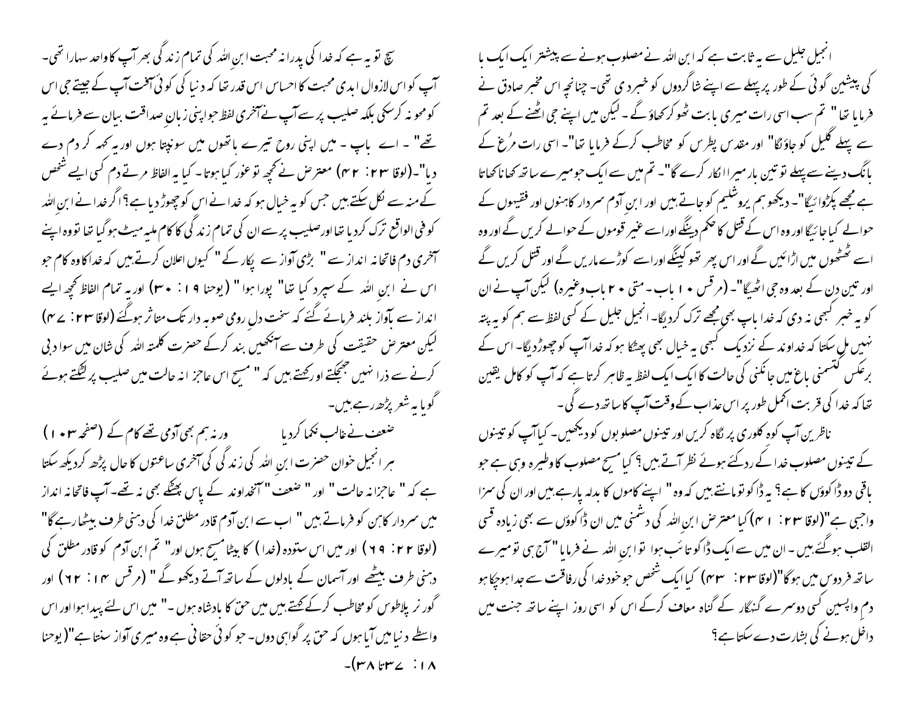انجیل جلیل سے یہ ثابت ہے کہ ابن اللہ نے مصلوب ہونے سے پیشتر ایک ایک با کی پیشین گوئی کے طور پر پہلے سے اپنے شاگردوں کو خبر دی تھی۔ چنانچہ اس مخبر صادق نے فرمایا تھا" تم سب اسی رات میری بابت ٹھوکر کھاؤ گے ۔ لیکن میں اپنے جی اٹھنے کے بعد تم سے پہلے گلیل کو جاؤ نگا" اور مقدس پطرس کو مخاطب کرکے فرمایا تھا"۔ اسی رات مُرغ کے بانگ دینے سے پہلے تو تین بار میرا انکار کرے گا"۔ تم میں سے ایک جو میرے ساتھ کھانا کھاتا ہے مجھے پکڑوائیگا"۔ دیکھو ہم یروشلیم کو جاتے ہیں اور ابن آدم سردار کاہنوں اور فقیہوں کے حوالے کیا جائیگا اور وہ اس کے قتل کا حکم دینگے اور اسے غیر قوموں کے حوالے کریں گے اور وہ اسے ٹھٹھوں میں اڑائیں گے اور اس پر تھوکینگے اور اسے کوڑے ماریں گے اور قتل کریں گے اور تین دن کے بعد وہ جی اٹھیگا"۔ (مرقس ۱۰ باب ۔ متی ۲۰ باب وغیرہ) لیکن آپ نے ان کو یہ خبر کبھی نہ دی کہ خدا باپ بھی مجھے ترک کردیگا۔ انجیل جلیل کے کسی لفظ سے ہم کو یہ پتہ نہیں مل سکتا کہ خداوند کے نزدیک کبھی یہ خیال بھی پھٹکا ہو کہ خدا آپ کو چھوڑدیگا۔ اس کے برعکس گتسمنی باغ میں جانکنی کی حالت کا ایک ایک لفظ یہ ظاہر کرتا ہے کہ آپ کو کامل یقین تھا کہ خدا کی قربت اکمل طور پر اس عذاب کے وقت آپ کا ساتھ دے گی۔

ناظرین آپ کوہ کلوری پر نگاہ کریں اور تینوں مصلوبوں کو دیکھیں۔ کیا آپ کو تینوں کے تینوں مصلوب خدا کے ردکئے ہوئے نظر آتے ہیں؟ کیا مسیح مصلوب کا وطیرہ وہی ہے جو باقی دو ڈاکوؤں کا ہے؟ یہ ڈاکو تو مانتے ہیں کہ وہ " اپنے کاموں کا بدلہ پارہے ہیں اور ان کی سزا واجبی ہے"(لوقا ۲۳: ۴۱) کیا معترض ابن اللہ کی دشمنی میں ان ڈاکوؤں سے بھی زیادہ قسی القلب ہوگئے ہیں۔ ان میں سے ایک ڈاکو تائب ہوا تو ابنِ اللہ نے فرمایا" آج ہی تو میرے ساتھ فردوس میں ہوگا"(لوقا ۲۳: ۴۳) کیا ایک شخص جو خود خدا کی رفاقت سے جدا ہوچکا ہو دمِ واپسین کسی دوسرے گنہگار کے گناہ معاف کرکے اس کو اسی روز اپنے ساتھ جنت میں داخل ہونے کی بشارت دے سکتا ہے؟

سچ تو یہ ہے کہ خدا کی پدرانہ محبت ابن اللہ کی تمام زندگی بھر آپ کا واحد سہارا تھی۔ آپ کو اس لازوال ابدی محبت کا احساس اس قدر تھا کہ دنیا کی کوئی آفت آپ کے جیتے جی اس کو محو نہ کرسکی بلکہ صلیب پر سے آپ نے آخری لفظ جو اپنی زبانِ صداقت بیان سے فرمائے یہ تھے" ۔ اے باپ ۔ میں اپنی روح تیرے ہاتھوں میں سونپتا ہوں اور یہ کہہ کر دم دے دیا"۔(لوقا ۲۳: ۴۶) معترض نے کچھ تو غور کیا ہوتا۔ کیا یہ الفاظ مرتے دم کسی ایسے شخص کے منہ سے نکل سکتے ہیں جس کو یہ خیال ہو کہ خدا نے اس کو چھوڑ دیا ہے؟ اگر خدا نے ابن اللہ کو فی الواقع ترک کردیا تھا اور صلیب پر سے ان کی تمام زندگی کا کام ملیہ میٹ ہوگیا تھا تو وہ اپنے آخری دم فاتحانہ انداز سے" بڑی آواز سے پکار کے" کیوں اعلان کرتے ہیں کہ خدا کا وہ کام جو اس نے ابنِ اللہ کے سپرد کیا تھا" پورا ہوا" (یوحنا ۱۹: ۳۰) اور یہ تمام الفاظ کچھ ایسے انداز سے باآواز بلند فرمائے گئے کہ سخت دل رومی صوبہ دار تک متاثر ہوگئے (لوقا ۲۳: ۴۷) لیکن معترض حقیقت کی طرف سے آنکھیں بند کرکے حضرت کلمتہ اللہ کی شان میں سوادبی کرنے سے ذرا نہیں جھجکتے اور کہتے ہیں کہ " مسیح اس عاجزانہ حالت میں صلیب پر لٹکتے ہوئے گویا یہ شعر پڑھ رہے ہیں۔

ضعف نے غالب نکما کردیا ورنہ ہم بھی آدمی تھے کام کے (صفحہ ۱۰۳)

ہر انجیل خوان حضرت ابنِ اللہ کی زندگی کی آخری ساعتوں کا حال پڑھ کر دیکھ سکتا ہے کہ " عاجزانہ حالت" اور" ضعف" آنخداوند کے پاس پھٹکے بھی نہ تھے۔ آپ فاتحانہ انداز میں سردار کاہن کو فرماتے ہیں" اب سے ابن آدم قادر مطلق خدا کی دہنی طرف بیٹھا رہے گا" (لوقا ۲۲: ۶۹) اور میں اس ستودہ (خدا) کا بیٹا مسیح ہوں اور" تم ابن آدم کو قادر مطلق کی دہنی طرف بیٹھے اور آسمان کے بادلوں کے ساتھ آتے دیکھو گے" (مرقس ۱۴: ۶۲) اور گورنر پلاطوس کو مخاطب کرکے کہتے ہیں میں حق کا بادشاہ ہوں ۔" میں اس لئے پیدا ہوا اور اس واسطے دنیا میں آیا ہوں کہ حق پر گواہی دوں۔ جو کوئی حقانی ہے وہ میری آواز سنتا ہے"(یوحنا ۱۸: ۳۷تا ۳۸)۔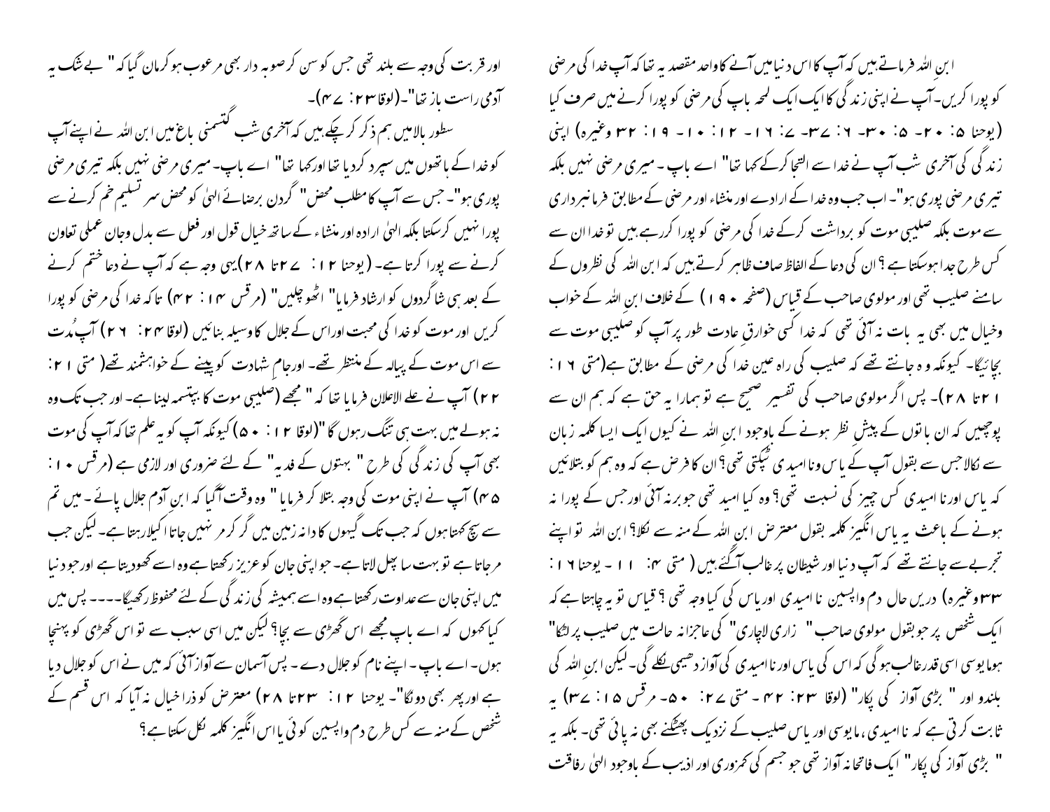ابن اللہ فرماتے ہیں کہ آپ کا اس دنیا میں آنے کا واحد مقصد یہ تھا کہ آپ خدا کی مرضی کو پورا کریں۔ آپ نے اپنی زندگی کا ایک ایک لمحہ باپ کی مرضی کو پورا کرنے میں صرف کیا (یوحنا ۵: ۲۰۔ ۵: ۳۰۔ ۶: ۳۷۔ ۷: ۱۶۔ ۱۲: ۱۰۔ ۱۹: ۳۲ وغیرہ) اپنی زندگی کی آخری شب آپ نے خدا سے التجا کرکے کہا تھا" اے باپ۔ میری مرضی نہیں بلکہ تیری مرضی پوری ہو"۔ اب جب وہ خدا کے ارادے اور منشاء اور مرضی کے مطابق فرمانبرداری سے موت بلکہ صلیبی موت کو برداشت کرکے خدا کی مرضی کو پورا کررہے ہیں تو خدا ان سے کس طرح جدا ہوسکتا ہے؟ ان کی دعا کے الفاظ صاف ظاہر کرتے ہیں کہ ابن اللہ کی نظروں کے سامنے صلیب تھی اور مولوی صاحب کے قیاس (صفحہ ۱۹۰) کے خلاف ابن اللہ کے خواب وخیال میں بھی یہ بات نہ آئی تھی کہ خدا کسی خوارق عادت طور پر آپ کو صلیبی موت سے بچائیگا۔ کیونکہ وہ جانتے تھے کہ صلیب کی راہ عین خدا کی مرضی کے مطابق ہے(متی ۱۶: ۲۱تا ۲۸)۔ پس اگر مولوی صاحب کی تفسیر صحیح ہے تو ہمارا یہ حق ہے کہ ہم ان سے پوچھیں کہ ان باتوں کے پیش نظر ہونے کے باوجود ابن اللہ نے کیوں ایک ایسا کلمہ زبان سے نکالا جس سے بقول آپ کے یاس وناامیدی ٹپکتی تھی؟ ان کا فرض ہے کہ وہ ہم کو بتلائیں کہ یاس اور نا امیدی کس چیز کی نسبت تھی؟ وہ کیا امید تھی جو برنہ آئی اور جس کے پورا نہ ہونے کے باعث یہ یاس انگیز کلمہ بقول معترض ابن اللہ کے منہ سے نکلا؟ ابن اللہ تو اپنے تجربے سے جانتے تھے کہ آپ دنیا اور شیطان پر غالب آگئے ہیں ( متی ۴: ۱۱۔ یوحنا ۱۶: ۳۳وغیرہ) دریں حال دم واپسین نا امیدی اور یاس کی کیا وجہ تھی؟ قیاس تو یہ چاہتا ہے کہ ایک شخص پر جو بقول مولوی صاحب" زاری لاچاری" کی عاجزانہ حالت میں صلیب پر لٹکا" ہوا یوسی اسی قدر غالب ہوگی کہ اس کی یاس اور ناامیدی کی آواز دھیمی نکلے گی۔ لیکن ابن اللہ کی بلند اور " بڑی آواز کی پکار" (لوقا ۲۳: ۴۲۔ متی ۲۷: ۵۰۔ مرقس ۱۵: ۳۷) یہ ثابت کرتی ہے کہ نا امیدی، مایوسی اور یاس صلیب کے نزدیک پھٹکنے بھی نہ پائی تھی۔ بلکہ یہ " بڑی آواز کی پکار" ایک فاتحانہ آواز تھی جو جسم کی کمزوری اور اذیب کے باوجود الہیٰ رفاقت اور قربت کی وجہ سے بلند تھی جس کو سن کر صوبہ دار بھی مرعوب ہوکر مان گیا کہ " بے شک یہ آدمی راست باز تھا"۔(لوقا ۲۳: ۴۷)۔

سطور بالا میں ہم ذکر کرچکے ہیں کہ آخری شب گتسمنی باغ میں ابن اللہ نے اپنے آپ کو خدا کے ہاتھوں میں سپرد کردیا تھا اور کہا تھا" اے باپ۔ میری مرضی نہیں بلکہ تیری مرضی پوری ہو"۔ جس سے آپ کا مطلب محض" گردن برضائے الہیٰ کو محض سر تسلیم خم کرنے سے پورا نہیں کرسکتا بلکہ الہیٰ ارادہ اور منشاء کے ساتھ خیال قول اور فعل سے بدل وجان عملی تعاون کرنے سے پورا کرتا ہے۔ (یوحنا ۱۲: ۲۷تا ۲۸)یہی وجہ ہے کہ آپ نے دعا ختم کرنے کے بعد ہی شاگردوں کو ارشاد فرمایا" اٹھو چلیں" (مرقس ۱۴: ۴۲) تاکہ خدا کی مرضی کو پورا کریں اور موت کو خدا کی محبت اور اس کے جلال کا وسیلہ بنائیں (لوقا ۲۴: ۲۶) آپ مُدت سے اس موت کے پیالہ کے منتظر تھے۔ اور جام شہادت کو پینے کے خواہشمند تھے( متی ۲۱: ۲۲) آپ نے علے الاعلان فرمایا تھا کہ " مجھے (صلیبی موت کا) بپتسمہ لینا ہے۔ اور جب تک وہ نہ ہولے میں بہت ہی تنگ رہوں گا"(لوقا ۱۲: ۵۰) کیونکہ آپ کو یہ علم تھا کہ آپ کی موت بھی آپ کی زندگی کی طرح " بہتوں کے فدیہ" کے لئے ضروری اور لازمی ہے (مرقس ۱۰: ۴۵) آپ نے اپنی موت کی وجہ بتلا کر فرمایا" وہ وقت آگیا کہ ابن آدم جلال پائے ۔ میں تم سے سچ کہتا ہوں کہ جب تک گیہوں کا دانہ زمین میں گر کر مر نہیں جاتا اکیلا رہتا ہے۔ لیکن جب مرجاتا ہے تو بہت سا پھل لاتا ہے۔ جو اپنی جان کو عزیز رکھتا ہے وہ اسے کھودیتا ہے اور جو دنیا میں اپنی جان سے عداوت رکھتا ہے وہ اسے ہمیشہ کی زندگی کے لئے محفوظ رکھیگا۔۔۔۔ پس میں کیا کہوں کہ اے باپ مجھے اس گھڑی سے بچا؟ لیکن میں اسی سبب سے تو اس گھڑی کو پہنچا ہوں۔ اے باپ۔ اپنے نام کو جلال دے۔ پس آسمان سے آواز آئی کہ میں نے اس کو جلال دیا ہے اور پھر بھی دونگا"۔ یوحنا ۱۲: ۲۳تا ۲۸) معترض کو ذرا خیال نہ آیا کہ اس قسم کے شخص کے منہ سے کس طرح دم واپسین کوئی یاس انگیز کلمہ نکل سکتا ہے؟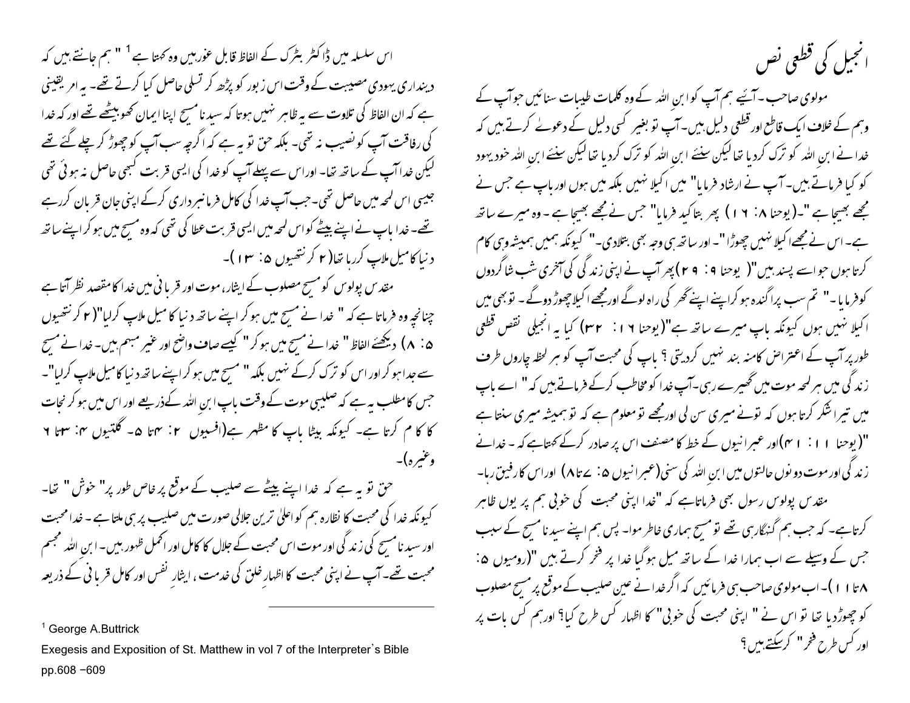# انجیل کی قطعی نص

مولوی صاحب۔ آئیے ہم آپ کو ابن اللہ کے وہ کلمات طیبات سنائیں جو آپ کے وہم کے خلاف ایک قاطع اور قطعی دلیل ہیں۔ آپ تو بغیر کسی دلیل کے دعوے کرتے ہیں کہ خدا نے ابنِ اللہ کو ترک کردیا تھا لیکن سنئے ابن اللہ کو ترک کردیا تھا لیکن سنئے ابنِ اللہ خود یہود کو کیا فرماتے ہیں۔ آپ نے ارشاد فرمایا" میں اکیلا نہیں بلکہ میں ہوں اور باپ ہے جس نے مجھے بھیجا ہے"۔(یوحنا ۸: ۱۶) پھر بتاکید فرمایا" جس نے مجھے بھیجا ہے۔ وہ میرے ساتھ ہے۔ اس نے مجھے اکیلا نہیں چھوڑا"۔ اور ساتھ ہی وجہ بھی بتلادی۔" کیونکہ ہمیں ہمیشہ وہی کام کرتا ہوں جو اسے پسند ہیں"( یوحنا ۹: ۲۹) پھر آپ نے اپنی زندگی کی آخری شب شاگردوں کو فرمایا۔" تم سب پراگندہ ہوکر اپنے اپنے گھر کی راہ لوگے اور مجھے اکیلا چھوڑ دوگے۔ تو بھی میں اکیلا نہیں ہوں کیونکہ باپ میرے ساتھ ہے"(یوحنا ۱۶: ۳۲) کیا یہ انجیلی نقص قطعی طور پر آپ کے اعتراض کا منہ بند نہیں کردیتی ؟ باپ کی محبت آپ کو ہر لحظہ چاروں طرف زندگی میں ہر لحہ موت میں گھیرے رہی۔ آپ خدا کو مخاطب کرکے فرماتے ہیں کہ" اے باپ میں تیرا شکر کرتا ہوں کہ تونے میری سن لی اور مجھے تو معلوم ہے کہ تو ہمیشہ میری سنتا ہے "(یوحنا ۱۱: ۴۱)اور عبرانیوں کے خط کا مصنف اس پر صادر کرکے کہتا ہے کہ۔ خدا نے زندگی اور موت دونوں حالتوں میں ابنِ اللہ کی سنی(عبرانیوں ۵: ۷تا۸) اور اس کا رفیق رہا۔

مقدس پولوس رسول بھی فرماتا ہے کہ "خدا اپنی محبت کی خوبی ہم پر یوں ظاہر کرتا ہے۔ کہ جب ہم گنہگار ہی تھے تو مسیح ہماری خاطر موا۔ پس ہم اپنے سیدنا مسیح کے سبب جس کے وسیلے سے اب ہمارا خدا کے ساتھ میل ہوگیا خدا پر فخر کرتے ہیں "(رومیوں ۵: ۸تا۱۱)۔ اب مولوی صاحب ہی فرمائیں کہ اگر خدا نے عین صلیب کے موقع پر مسیح مصلوب کو چھوڑدیا تھا تو اس نے " اپنی محبت کی خوبی" کا اظہار کس طرح کیا؟ اور ہم کس بات پر اور کس طرح فخر" کرسکتے ہیں؟

اس سلسلہ میں ڈاکٹر بٹرک کے الفاظ قابل غور ہیں وہ کہتا ہے[1] " ہم جانتے ہیں کہ دیندار یہودی مصیبت کے وقت اس زبور کو پڑھ کر تسلی حاصل کیا کرتے تھے۔ یہ امر یقینی ہے کہ ان الفاظ کی تلاوت سے یہ ظاہر نہیں ہوتا کہ سیدنا مسیح اپنا ایمان کھوبیٹھے تھے اور کہ خدا کی رفاقت آپ کو نصیب نہ تھی۔ بلکہ حق تو یہ ہے کہ اگرچہ سب آپ کو چھوڑ کر چلے گئے تھے لیکن خدا آپ کے ساتھ تھا۔ اور اس سے پہلے آپ کو خدا کی ایسی قربت کبھی حاصل نہ ہوئی تھی جیسی اس لمحہ میں حاصل تھی۔ جب آپ خدا کی کامل فرمانبرداری کرکے اپنی جان قربان کررہے تھے۔ خدا باپ نے اپنے بیٹے کو اس لمحہ میں ایسی قربت عطا کی تھی کہ وہ مسیح میں ہو کر اپنے ساتھ دنیا کا میل ملاپ کررہا تھا(۲کرنتھیوں ۵: ۱۳)۔

مقدس پولوس کو مسیح مصلوب کے ایثار، موت اور قربانی میں خدا کا مقصد نظر آتا ہے چنانچہ وہ فرماتا ہے کہ " خدا نے مسیح میں ہوکر اپنے ساتھ دنیا کا میل ملاپ کرلیا"(۲کرنتھیوں ۵: ۸) دیکھئے الفاظ" خدا نے مسیح میں ہوکر" کیسے صاف واضح اور غیر مبہم ہیں۔ خدا نے مسیح سے جدا ہو کر اور اس کو ترک کرکے نہیں بلکہ" مسیح میں ہوکر اپنے ساتھ دنیا کا میل ملاپ کرلیا"۔ جس کا مطلب یہ ہے کہ صلیبی موت کے وقت باپ ابنِ اللہ کےذریعے اور اس میں ہوکر نجات کا کام کرتا ہے۔ کیونکہ بیٹا باپ کا مظہر ہے(افسیوں ۲: ۴تا ۵۔ گلتیوں ۴: ۳تا ۶ وغیرہ)۔

حق تو یہ ہے کہ خدا اپنے بیٹے سے صلیب کے موقع پر خاص طور پر" خوش" تھا۔ کیونکہ خدا کی محبت کا نظارہ ہم کو اعلیٰ ترین جلالی صورت میں صلیب پر ہی ملتا ہے۔ خدا محبت اور سیدنا مسیح کی زندگی اور موت اس محبت کے جلال کا کامل اور اکمل ظہور ہیں۔ ابن اللہ مجسم محبت تھے۔ آپ نے اپنی محبت کا اظہارِ خلق کی خدمت ، ایثارِ نفس اور کامل قربانی کے ذریعہ

---

[1] George A.Buttrick
Exegesis and Exposition of St. Matthew in vol 7 of the Interpreter`s Bible
pp.608 –609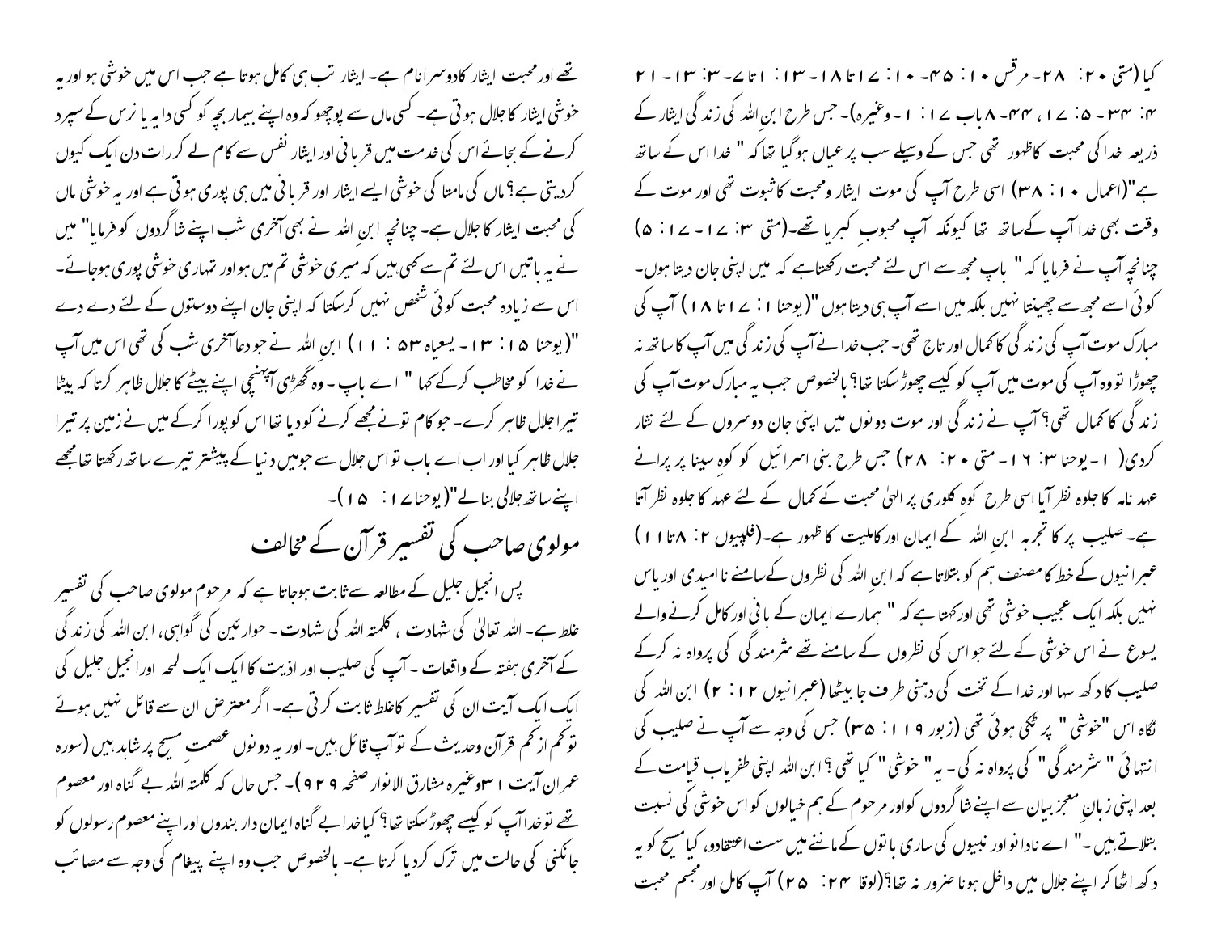کیا (متی ۲۰: ۲۸۔ مرقس ۱۰: ۴۵۔ ۱۰: ۱۷تا ۱۸۔ ۱۳: ۱تا ۷۔ ۳: ۱۳۔ ۲۱ ۴: ۳۴۔ ۵: ۱۷، ۴۴۔ ۸باب ۱۷: ۱۔ وغیرہ)۔ جس طرح ابن اللہ کی زندگی ایثار کے ذریعہ خدا کی محبت کاظہور تھی جس کے وسیلے سب پر عیاں ہوگیا تھا کہ " خدا اس کے ساتھ ہے"(اعمال ۱۰: ۳۸) اسی طرح آپ کی موت ایثار ومحبت کا ثبوت تھی اور موت کے وقت بھی خدا آپ کےساتھ تھا کیونکہ آپ محبوب کبریا تھے۔(متی ۳: ۱۷۔ ۱۷: ۵) چنانچہ آپ نے فرمایا کہ " باپ مجھ سے اس لئے محبت رکھتاہے کہ میں اپنی جان دیتا ہوں۔ کوئی اسے مجھ سے چھینتا نہیں بلکہ میں اسے آپ ہی دیتا ہوں"(یوحنا ۱۱: ۱۷تا ۱۸) آپ کی مبارک موت آپ کی زندگی کا کمال اور تاج تھی۔ جب خدا نے آپ کی زندگی میں آپ کا ساتھ نہ چھوڑا تو وہ آپ کی موت میں آپ کو کیسے چھوڑ سکتا تھا؟ بالخصوص جب یہ مبارک موت آپ کی زندگی کا کمال تھی؟ آپ نے زندگی اور موت دونوں میں اپنی جان دوسروں کے لئے نثار کردی( ۱۔ یوحنا ۳: ۱۶۔ متی ۲۰: ۲۸) جس طرح بنی اسرائیل کو کوہ سینا پر پرانے عہد نامہ کا جلوہ نظر آیا اسی طرح کوہ کلوری پر الہٰی محبت کے کمال کے لئے عہد کا جلوہ نظر آتا ہے۔ صلیب پر کا تجربہ ابن اللہ کے ایمان اور کاملیت کا ظہور ہے۔(فلپیوں ۲: ۸تا ۱۱) عبرانیوں کے خط کا مصنف ہم کو بتلاتا ہے کہ ابن اللہ کی نظروں کےسامنے ناامیدی اور یاس نہیں بلکہ ایک عجیب خوشی تھی اورکہتا ہے کہ " ہمارے ایمان کے بانی اور کامل کرنے والے یسوع نے اس خوشی کے لئے جو اس کی نظروں کے سامنے تھے شرمندگی کی پرواہ نہ کرکے صلیب کا دکھ سہا اور خدا کے تخت کی دہنی طرف جا بیٹھا (عبرانیوں ۱۲: ۲) ابن اللہ کی نگاہ اس "خوشی" پر ٹکی ہوئی تھی (زبور ۱۱۹: ۳۵) جس کی وجہ سے آپ نے صلیب کی انتہائی " شرمندگی" کی پرواہ نہ کی۔ یہ" خوشی" کیا تھی؟ ابن اللہ اپنی ظفر یاب قیامت کے بعد اپنی زبانِ معجز بیان سے اپنے شاگردوں کواور مرحوم کے ہم خیالوں کو اس خوشی کی نسبت بتلاتے ہیں۔" اے نادانو اور نبیوں کی ساری باتوں کے ماننے میں ست اعتقادو، کیا مسیح کو یہ دکھ اٹھا کر اپنے جلال میں داخل ہونا ضرور نہ تھا؟(لوقا ۲۴: ۲۵) آپ کامل اور مجسم محبت تھے اور محبت ایثار کادوسرا نام ہے۔ ایثار تب ہی کامل ہوتا ہے جب اس میں خوشی ہو اور یہ خوشی ایثار کا جلال ہوتی ہے۔ کسی ماں سے پوچھو کہ وہ اپنے بیمار بچہ کو کسی دایہ یا نرس کے سپرد کرنے کے بجائے اس کی خدمت میں قربانی اور ایثار نفس سے کام لے کررات دن ایک کیوں کردیتی ہے؟ ماں کی مامتا کی خوشی ایسے ایثار اور قربانی میں ہی پوری ہوتی ہے اور یہ خوشی ماں کی محبت ایثار کا جلال ہے۔ چنانچہ ابن اللہ نے بھی آخری شب اپنے شاگردوں کو فرمایا" میں نے یہ باتیں اس لئے تم سے کہی ہیں کہ میری خوشی تم میں ہو اور تمہاری خوشی پوری ہوجائے۔ اس سے زیادہ محبت کوئی شخص نہیں کرسکتا کہ اپنی جان اپنے دوستوں کے لئے دے دے "(یوحنا ۱۵: ۱۳۔ یسعیاہ ۵۳: ۱۱) ابن اللہ نے جو دعا آخری شب کی تھی اس میں آپ نے خدا کو مخاطب کرکے کہا " اے باپ۔ وہ گھڑی آپہنچی اپنے بیٹے کا جلال ظاہر کرتا کہ بیٹا تیرا جلال ظاہر کرے۔ جو کام تونے مجھے کرنے کو دیا تھا اس کو پورا کرکے میں نے زمین پر تیرا جلال ظاہر کیا اور اب اے باپ تو اس جلال سے جو میں دنیا کے پیشتر تیرے ساتھ رکھتا تھا مجھے اپنے ساتھ جلالی بنالے"(یوحنا ۱۷: ۱۵)۔

## مولوی صاحب کی تفسیر قرآن کے مخالف

پس انجیل جلیل کے مطالعہ سےثابت ہوجاتا ہے کہ مرحوم مولوی صاحب کی تفسیر غلط ہے۔ اللہ تعالیٰ کی شہادت ، کلمتہ اللہ کی شہادت ۔ حواریئن کی گواہی، ابن اللہ کی زندگی کے آخری ہفتہ کے واقعات ۔ آپ کی صلیب اور اذیت کا ایک ایک لمحہ اورانجیل جلیل کی ایک ایک آیت ان کی تفسیر کاغلط ثابت کرتی ہے۔ اگر معترض ان سے قائل نہیں ہوئے توکم از کم قرآن وحدیث کے توآپ قائل ہیں۔ اور یہ دونوں عصمت مسیح پر شاہد ہیں (سورہ عمران آیت ۳۱وغیرہ مشارق الانوار صفحہ ۹۲۹)۔ جس حال کہ کلمتہ اللہ بے گناہ اور معصوم تھے توخدا آپ کو کیسے چھوڑ سکتا تھا؟ کیا خدا بے گناہ ایمان دار بندوں اوراپنے معصوم رسولوں کو جانکنی کی حالت میں ترک کردیا کرتا ہے۔ بالخصوص جب وہ اپنے پیغام کی وجہ سے مصائب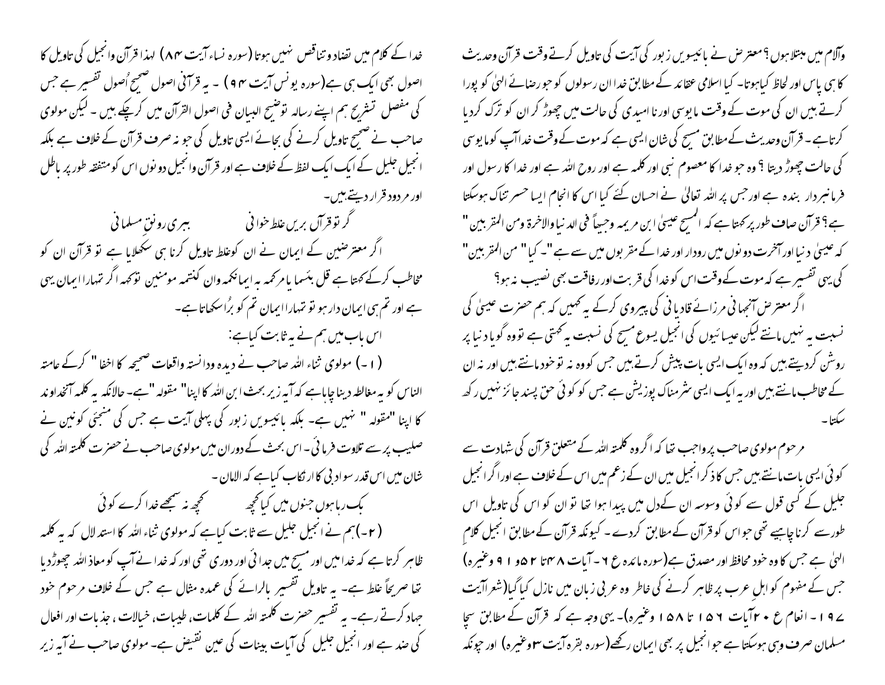وآلام میں مبتلا ہوں؟ معترض نے بائیسویں زبور کی آیت کی تاویل کرتے وقت قرآن وحدیث کا ہی پاس اور لحاظ کیا ہوتا۔ کیا اسلامی عقائد کے مطابق خدا ان رسولوں کو جو رضائے الہیٰ کو پورا کرتے ہیں ان کی موت کے وقت مایوسی اور ناامیدی کی حالت میں چھوڑ کر ان کو ترک کردیا کرتا ہے۔ قرآن وحدیث کے مطابق مسیح کی شان ایسی ہے کہ موت کے وقت خدا آپ کو مایوسی کی حالت چھوڑ دیتا؟ وہ جو خدا کا معصوم نبی اور کلمہ ہے اور روح اللہ ہے اور خدا کا رسول اور فرمانبردار بندہ ہے اور جس پر اللہ تعالیٰ نے احسان کئے کیا اس کا انجام ایسا حسرتناک ہوسکتا ہے؟ قرآن صاف طور پر کہتا ہے کہ "المسیح عیسیٰ ابن مریمہ وجیہاً فی الدنیا والاخرۃ ومن المقربین" کہ عیسیٰ دنیا اور آخرت دونوں میں رودار اور خدا کے مقربوں میں سے ہے"۔ کیا "من المقربین" کی یہی تفسیر ہے کہ موت کے وقت اس کو خدا کی قربت اور رفاقت بھی نصیب نہ ہو؟

اگر معترض آنجہانی مرزائے قادیانی کی پیروی کرکے یہ کہیں کہ ہم حضرت عیسیٰ کی نسبت یہ نہیں مانتے لیکن عیسائیوں کی انجیل یسوع مسیح کی نسبت یہ کہتی ہے تو وہ گویا دنیا پر روشن کردیتے ہیں کہ وہ ایک ایسی بات پیش کرتے ہیں جس کو وہ نہ تو خود مانتے ہیں اور نہ ان کے مخاطب مانتے ہیں اور یہ ایک ایسی شرمناک پوزیشن ہے جس کو کوئی حق پسند جائز نہیں رکھ سکتا۔

مرحوم مولوی صاحب پر واجب تھا کہ اگر وہ کلمتہ اللہ کے متعلق قرآن کی شہادت سے کوئی ایسی بات مانتے ہیں جس کا ذکر انجیل میں ان کے زعم میں اس کے خلاف ہے اور اگر انجیل جلیل کے کسی قول سے کوئی وسوسہ ان کے دل میں پیدا ہوا تھا تو ان کو اس کی تاویل اس طور سے کرنا چاہیے تھی جو اس کو قرآن کے مطابق کردے۔ کیونکہ قرآن کے مطابق انجیل کلامِ الہیٰ ہے جس کا وہ خود محافظ اور مصدق ہے (سورہ مائدہ ع ۶۔ آیات ۴۸تا ۵۲و ۹۱ وغیرہ) جس کے مفہوم کو اہل عرب پر ظاہر کرنے کی خاطر وہ عربی زبان میں نازل کیا گیا (شعرا آیت ۱۹۷۔ انعام ع ۲۰ آیات ۱۵۶ تا ۱۵۸ وغیرہ)۔ یہی وجہ ہے کہ قرآن کے مطابق سچا مسلمان صرف وہی ہوسکتا ہے جو انجیل پر بھی ایمان رکھے (سورہ بقرہ آیت ۳ وغیرہ) اور چونکہ خدا کے کلام میں تضاد وتناقص نہیں ہوتا (سورہ نساء آیت ۸۴) لہذا قرآن وانجیل کی تاویل کا اصول بھی ایک ہی ہے (سورہ یونس آیت ۹۴)۔ یہ قرآنی اصول صحیح اُصول تفسیر ہے جس کی مفصل تشریح ہم اپنے رسالہ توضیح البیان فی اصول القرآن میں کرچکے ہیں۔ لیکن مولوی صاحب نے صحیح تاویل کرنے کی بجائے ایسی تاویل کی جو نہ صرف قرآن کے خلاف ہے بلکہ انجیل جلیل کے ایک ایک لفظ کے خلاف ہے اور قرآن وانجیل دونوں اس کو متفقہ طور پر باطل اور مردود قرار دیتے ہیں۔

گر تو قرآں بریں غلط خوانی ‌ ‌ ‌ ‌ ببری رونق مسلمانی

اگر معترضین کے ایمان نے ان کو غلط تاویل کرنا ہی سکھلایا ہے تو قرآن ان کو مخاطب کرکے کہتا ہے قل بئسما یامرکمہ بہ ایمانکمہ وان کنتمہ مومنین تو کہہ اگر تمہارا ایمان یہی ہے اور تم ہی ایمان دار ہو تو تمہارا ایمان تم کو بُرا سکھاتا ہے۔

اس باب میں ہم نے یہ ثابت کیا ہے:

(۱۔) مولوی ثناء اللہ صاحب نے دیدہ ودانستہ واقعات صحیحہ کا اخفا" کرکے عامتہ الناس کو یہ مغالطہ دینا چاہا ہے کہ آیہ زیر بحث ابن اللہ کا اپنا" مقولہ "ہے۔ حالانکہ یہ کلمہ آنخداوند کا اپنا "مقولہ" نہیں ہے۔ بلکہ بائیسویں زبور کی پہلی آیت ہے جس کی منجئی کونین نے صلیب پر سے تلاوت فرمائی۔ اس بحث کے دوران میں مولوی صاحب نے حضرت کلمتہ اللہ کی شان میں اس قدر سوادبی کا ارتکاب کیا ہے کہ الاماں۔

بک رہا ہوں جنوں میں کیا کچھ ‌ ‌ ‌ ‌ کچھ نہ سمجھے خدا کرے کوئی

(۲۔) ہم نے انجیل جلیل سے ثابت کیا ہے کہ مولوی ثناء اللہ کا استدلال کہ یہ کلمہ ظاہر کرتا ہے کہ خدا میں اور مسیح میں جدائی اور دوری تھی اور کہ خدا نے آپ کو معاذ اللہ چھوڑ دیا تھا صریحاً غلط ہے۔ یہ تاویل تفسیر بالرائے کی عمدہ مثال ہے جس کے خلاف مرحوم خود جہاد کرتے رہے۔ یہ تفسیر حضرت کلمتہ اللہ کے کلمات، طیبات، خیالات، جذبات اور افعال کی ضد ہے اور انجیل جلیل کی آیات بینات کی عین نقیض ہے۔ مولوی صاحب نے آیہ زیر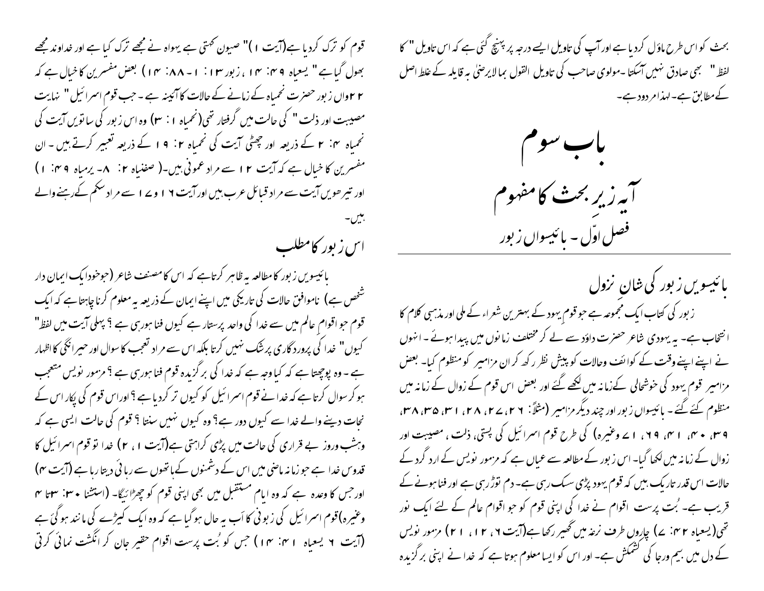بحث کو اس طرح ماؤل کردیا ہے اور آپ کی تاویل ایسے درجہ پر پہنچ گئی ہے کہ اس تاویل "کا لفظ" بھی صادق نہیں آسکتا ۔مولوی صاحب کی تاویل القول بما لایرضیٰ بہ قایلہ کے غلط اصل کے مطابق ہے۔ لہذا مردود ہے۔

# باب سوم

## آیہ زیرِ بحث کا مفہوم

### فصل اوّل ۔ بائیسواں زبور

### بائیسویں زبور کی شانِ نزول

زبور کی کتاب ایک مجموعہ ہے جو قوم یہود کے بہترین شعراء کے ملی اور مذہبی کلام کا انتخاب ہے۔ یہ یہودی شاعر حضرت داؤد سے لے کر مختلف زمانوں میں پیدا ہوئے ۔ انہوں نے اپنے اپنے وقت کے کوائف وحالات کو پیش نظر رکھ کر ان مزامیر کو منظوم کیا۔ بعض مزامیر قوم یہود کی خوشحالی کےزمانہ میں لکھے گئے اور بعض اس قوم کے زوال کے زمانہ میں منظوم کئے گئے ۔ بائیسواں زبور اور چند دیگر مزامیر (مثلاً ۲۶، ۲۷، ۲۸، ۳۱، ۳۵، ۳۸، ۳۹، ۴۰، ۴۱، ۶۹، ۷۱ وغیرہ) کی طرح قوم اسرائیل کی پستی، ذلت ، مصیبت اور زوال کے زمانہ میں لکھا گیا۔ اس زبور کے مطالعہ سے عیاں ہے کہ مزمور نویس کے ارد گرد کے حالات اس قدر تاریک ہیں کہ قوم یہود پڑی سسک رہی ہے۔ دم توڑرہی ہے اور فنا ہونے کے قریب ہے۔ بُت پرست اقوام نے خدا کی اپنی قوم کو جو اقوام عالم کے لئے ایک نور تھی(یسعیاہ ۴۲: ۷) چاروں طرف نرغہ میں گھیر رکھا ہے(آیت ۶، ۱۲، ۲۱) مزمور نویس کے دل میں بیم ورجا کی کشمکش ہے۔ اور اس کو ایسا معلوم ہوتا ہے کہ خدا نے اپنی برگزیدہ قوم کو ترک کردیا ہے(آیت ۱)" صیون کہتی ہے یہواہ نے مجھے ترک کیا ہے اور خداوند مجھے بھول گیا ہے" یسعیاہ ۴۹: ۱۴، زبور ۱۳: ۱-۸۸: ۱۴) بعض مفسرین کا خیال ہے کہ ۲۲واں زبور حضرت نحمیاہ کے زمانے کے حالات کا آئینہ ہے ۔ جب قوم اسرائیل " نہایت مصیبت اور ذلت " کی حالت میں گرفتار تھی(نحمیاہ ۱: ۳) وہ اس زبور کی ساتویں آیت کی نحمیاہ ۴: ۲ کے ذریعہ اور چھٹی آیت کی نحمیاہ ۲: ۱۹ کے ذریعہ تعبیر کرتے ہیں ۔ ان مفسرین کا خیال ہے کہ آیت ۱۲ سے مراد عمونی ہیں۔( صفنیاہ ۲: ۸- یرمیاہ ۴۹: ۱) اور تیرھویں آیت سے مراد قبائل عرب ہیں اور آیت ۱۶ و ۱۷ سے مراد سکم کے رہنے والے ہیں۔

### اس زبور کا مطلب

بائیسویں زبور کا مطالعہ یہ ظاہر کرتاہے کہ اس کا مصنف شاعر (جوخود ایک ایمان دار شخص ہے) ناموافق حالات کی تاریکی میں اپنے ایمان کے ذریعہ یہ معلوم کرنا چاہتا ہے کہ ایک قوم جو اقوامِ عالم میں سے خدا کی واحد پرستار ہے کیوں فنا ہورہی ہے ؟ پہلی آیت میں لفظ" کیوں" خدا کی پروردگاری پر شک نہیں کرتا بلکہ اس سے مراد تعجب کا سوال اور حیرانگی کا اظہار ہے ۔ وہ پوچھتا ہے کہ کیا وجہ ہے کہ خدا کی برگزیدہ قوم فنا ہورہی ہے ؟ مزمور نویس متعجب ہو کر سوال کرتا ہے کہ خدا نے قوم اسرائیل کو کیوں ترک کردیا ہے؟ اوراس قوم کی پکار اس کے نجات دینے والے خدا سے کیوں دور ہے؟ وہ کیوں نہیں سنتا ؟ قوم کی حالت ایسی ہے کہ وہ شب وروز بے قراری کی حالت میں پڑی کراہتی ہے(آیت ۱ ، ۲) خدا تو قوم اسرائیل کا قدوس خدا ہے جو زمانہ ماضی میں اس کے دشمنوں کے ہاتھوں سے رہائی دیتا رہا ہے (آیت ۴) اور جس کا وعدہ ہے کہ وہ ایام مستقبل میں بھی اپنی قوم کو چھڑائیگا۔ (استثنا ۳۰: ۳تا ۴ وغیرہ)قوم اسرائیل کی زبونی کا اَب یہ حال ہوگیا ہے کہ وہ ایک کیڑے کی مانند ہوگئ ہے (آیت ۶ یسعیاہ ۴۱: ۱۴) جس کو بُت پرست اقوام حقیر جان کر انگشت نمائی کرتی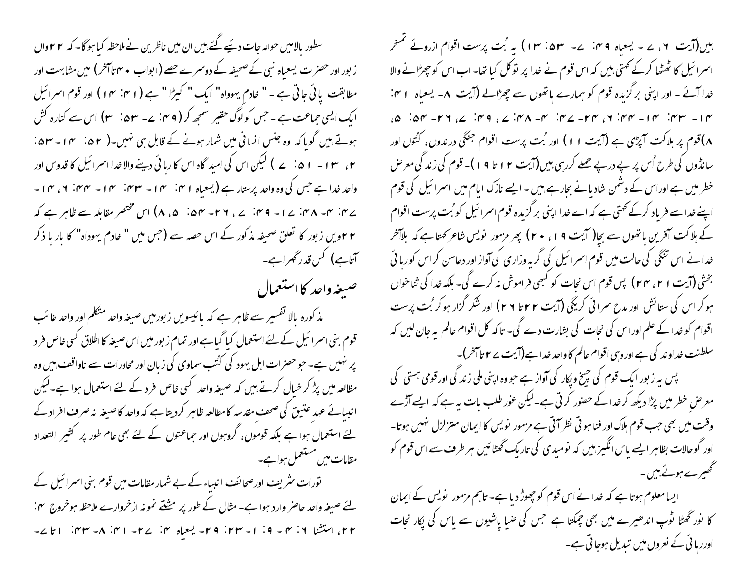ہیں(آیت ۶، ۷ - یسعیاہ ۴۹: ۷- ۵۳: ۱۳) یہ بُت پرست اقوام ازروئے تمسخر اسرائیل کا ٹھٹھا کرکے کہتی ہیں کہ اس قوم نے خدا پر توکل کیا تھا- اب اس کو چھڑانے والا خدا آئے - اور اپنی برگزیدہ قوم کو ہمارے ہاتھوں سے چھڑالے (آیت ۸- یسعیاہ ۴۱: ۱۴- ۴۳: ۱۴- ۴۴: ۶، ۲۴- ۴۷: ۴- ۴۸: ۷ ، ۴۹: ۷، ۲۶- ۵۴: ۵، ۸)قوم پر ہلاکت آپڑی ہے (آیت ۱۱) اور بُت پرست اقوام جنگی درندوں، کتُوں اور سانڈوں کی طرح اُس پر پے درپے حملے کررہی ہیں(آیت ۱۲ تا ۱۹)- قوم کی زندگی معرض خطر میں ہے اوراس کے دشمن شادیانے بجارہے ہیں - ایسے نازک ایام میں اسرائیل کی قوم اپنے خدا سے فریاد کرکے کہتی ہے کہ اے خدا اپنی برگزیدہ قوم اسرائیل کو بُت پرست اقوام کے ہلاکت آفرین ہاتھوں سے بچا( آیت ۱۹، ۲۰) پھر مزمور نویس شاعر کہتا ہے کہ بلاآخر خدانے اس تنگی کی حالت میں قوم اسرائیل کی گریہ وزاری کی آواز اور دعاسن کر اس کو رہائی بخشی (آیت ۲۱، ۲۴) پس قوم اس نجات کو کبھی فراموش نہ کرے گی- بلکہ خدا کی ثناخواں ہوکر اس کی ستائش اور مدح سرائی کریگی (آیت ۲۲تا ۲۶) اور شکر گزار ہوکر بُت پرست اقوام کو خدا کے علم اور اس کی نجات کی بشارت دے گی- تاکہ کل اقوام عالم یہ جان لیں کہ سلطنت خداوند کی ہے اوروہی اقوام عالم کا واحد خدا ہے(آیت ۲۷تاآخر)-

پس یہ زبور ایک قوم کی چیخ وپکار کی آواز ہے جو وہ اپنی ملی زندگی اور قومی ہستی کی معرضِ خطر میں پڑا دیکھ کر خدا کے حضور کرتی ہے- لیکن غور طلب بات یہ ہے کہ ایسے آڑے وقت میں بھی جب قوم ہلاک اور فنا ہوتی نظر آتی ہے مزمور نویس کا ایمان متزلزل نہیں ہوتا- اور گو حالات بظاہر ایسے یاس انگیز ہیں کہ نومیدی کی تاریک گھٹائیں ہر طرف سے اس قوم کو گھیرے ہوئے ہیں -

ایسا معلوم ہوتا ہے کہ خدا نے اس قوم کو چھوڑ دیا ہے- تاہم مزمور نویس کے ایمان کا نور گھٹا ٹوپ اندھیرے میں بھی چمکتا ہے جس کی ضیا پاشیوں سے یاس کی پکار نجات اوررہائی کے نعروں میں تبدیل ہوجاتی ہے-

سطور بالامیں حوالہ جات دئیے گئے ہیں ان میں ناظرین نے ملاحظہ کیا ہوگا- کہ ۲۲واں زبور اور حضرت یسعیاہ نبی کے صحیفہ کے دوسرے حصے (ابواب ۴۰تاآخر) میں مشابہت اور مطابقت پائی جاتی ہے - " خادمِ یہوواہ" ایک " کیڑا" ہے (۴۱: ۱۴) اور قوم اسرائیل ایک ایسی جماعت ہے - جس کو لوگ حقیر سمجھ کر (۴۹: ۷- ۵۳: ۳) اس سے کنارہ کش ہوتے ہیں گویا کہ وہ جنس انسانی میں شمار ہونے کے قابل ہی نہیں-( ۵۲: ۱۴- ۵۳: ۲، ۱۳- ۵۱: ۷ ) لیکن اس کی امید گاہ اس کا رہائی دینے والا خدا اسرائیل کا قدوس اور واحد خدا ہے جس کی وہ واحد پرستار ہے (یسعیاہ ۴۱: ۱۴- ۴۳: ۱۴- ۴۴: ۶، ۲۴- ۴۷: ۴- ۴۸: ۱۷- ۴۹: ۷، ۲۶- ۵۴: ۵، ۸) اس مختصر مقابلہ سے ظاہر ہے کہ ۲۲ویں زبور کا تعلق صحیفہ مذکور کے اس حصہ سے (جس میں " خادم یہوداہ" کا بار با ذکر آتا ہے) کس قدر گہرا ہے-

## صیغہ واحد کا استعمال

مذکورہ بالا تفسیر سے ظاہر ہے کہ بائیسویں زبور میں صیغہ واحد متکلم اور واحد غائب قوم بنی اسرائیل کے لئے استعمال کیا گیا ہے اور تمام زبور میں اس صیغہ کا اطلاق کسی خاص فرد پر نہیں ہے- جو حضرات اہل یہود کی کُتب سماوی کی زبان اور محاورات سے ناواقف ہیں وہ مطالعہ میں پڑ کر خیال کرتے ہیں کہ صیغہ واحد کسی خاص فرد کے لئے استعمال ہوا ہے-لیکن انبیائے عہد عتیق کی صحف مقدسہ کا مطالعہ ظاہر کردیتا ہے کہ واحد کا صیغہ نہ صرف افراد کے لئے استعمال ہوا ہے بلکہ قوموں، گروہوں اور جماعتوں کے لئے بھی عام طور پر کثیر التعداد مقامات میں مستعمل ہوا ہے-

تورات شریف اورصحائف انبیاء کے بے شمار مقامات میں قوم بنی اسرائیل کے لئے صیغہ واحد حاضر وارد ہوا ہے- مثال کے طور پر مشتے نمونہ ازخروارے ملاحظہ ہو خروج ۴: ۲۲، استثنا ۶: ۴ - ۹: ۱- ۲۳: ۲۹- یسعیاہ ۴: ۲۷- ۴۱: ۸- ۴۳: ۱تا ۷-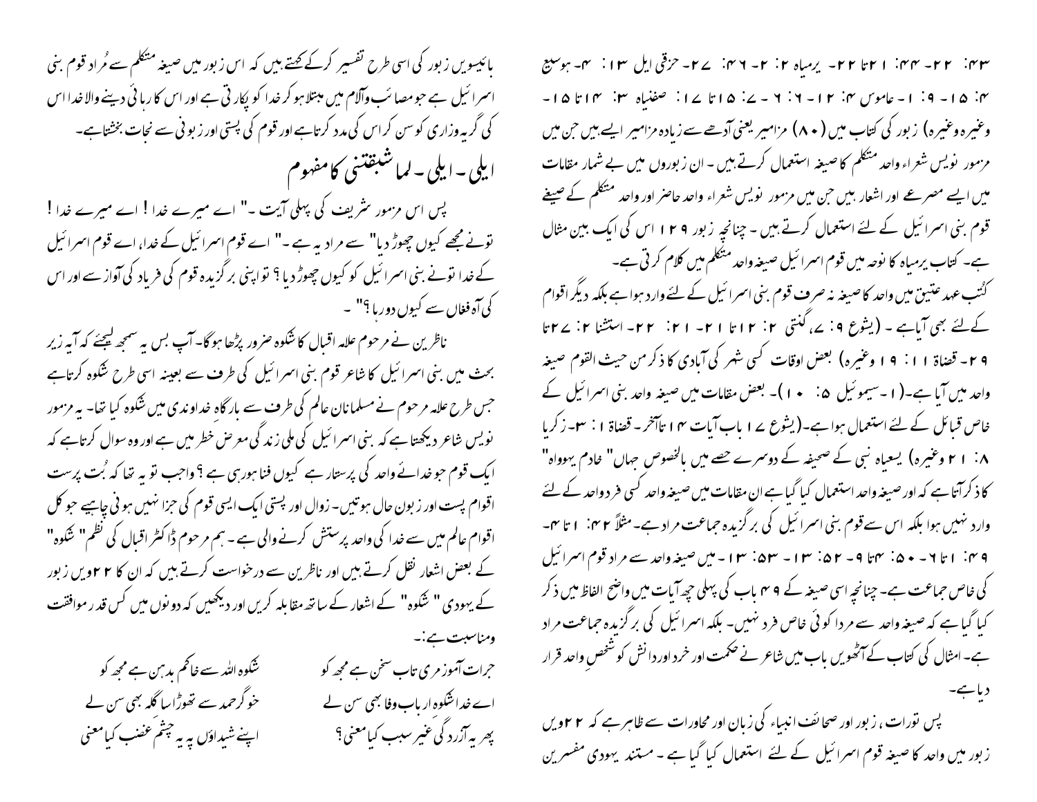۴۳: ۲۲- ۴۴: ۱۲تا ۲۲- یرمیاہ ۲: ۲- ۴۶: ۲۷- حزقی ایل ۱۳: ۴- ہوسیع ۴: ۱۵- ۹: ۱- عاموس ۴: ۱۲- ۶: ۶- ۷: ۱۵تا ۱۷: صفنیاہ ۳: ۱۴تا ۱۵- وغیرہ وغیرہ) زبور کی کتاب میں (۸۰) مزامیر یعنی آدھے سے زیادہ مزامیر ایسے ہیں جن میں مزمور نویس شعراء واحد متکلم کا صیغہ استعمال کرتے ہیں - ان زبوروں میں بے شمار مقامات میں ایسے مصرعے اور اشعار ہیں جن میں مزمور نویس شعراء واحد حاضر اور واحد متکلم کے صیغے قوم بنی اسرائیل کے لئے استعمال کرتے ہیں - چنانچہ زبور ۱۲۹ اس کی ایک بین مثال ہے - کتاب یرمیاہ کا نوحہ میں قوم اسرائیل صیغہ واحد متکلم میں کلام کرتی ہے۔

کُتب عہد عتیق میں واحد کا صیغہ نہ صرف قوم بنی اسرائیل کے لئے وارد ہوا ہے بلکہ دیگر اقوام کے لئے بھی آیا ہے - (یشوع ۹: ۷، گنتی ۲: ۱۲تا ۲۱- ۲۱: ۲۲- استثنا ۲: ۲۷تا ۲۹- قضاۃ ۱۱: ۱۹ وغیرہ) بعض اوقات کسی شہر کی آبادی کا ذکر من حیث القوم صیغہ واحد میں آیا ہے۔(۱- سیموئیل ۵: ۱۰)- بعض مقامات میں صیغہ واحد بنی اسرائیل کے خاص قبائل کے لئے استعمال ہوا ہے۔(یشوع ۱۷ باب آیات ۱۴ تاآخر- قضاۃ ۱: ۳- زکریا ۸: ۱۲ وغیرہ) یسعیاہ نبی کے صحیفہ کے دوسرے حصے میں بالخصوص جہاں" خادم یہوواہ" کا ذکر آتا ہے کہ اور صیغہ واحد استعمال کیا گیا ہے ان مقامات میں صیغہ واحد کسی فرد واحد کے لئے وارد نہیں ہوا بلکہ اس سے قوم بنی اسرائیل کی برگزیدہ جماعت مراد ہے۔ مثلاً ۴۲: ۱ تا ۴- ۴۹: ۱تا ۶- ۵۰: ۴تا ۹- ۵۲: ۱۳- ۵۳: ۱۳- میں صیغہ واحد سے مراد قوم اسرائیل کی خاص جماعت ہے۔ چنانچہ اسی صیغہ کے ۴۹ باب کی پہلی چھ آیات میں واضح الفاظ میں ذکر کیا گیا ہے کہ صیغہ واحد سے مردا کوئی خاص فرد نہیں۔ بلکہ اسرائیل کی برگزیدہ جماعت مراد ہے۔ امثال کی کتاب کے آٹھویں باب میں شاعر نے حکمت اور خرد اور دانش کو شخصِ واحد قرار دیا ہے۔

پس تورات، زبور اور صحائف انبیاء کی زبان اور محاورات سے ظاہر ہے کہ ۲۲ویں زبور میں واحد کا صیغہ قوم اسرائیل کے لئے استعمال کیا گیا ہے - مستند یہودی مفسرین بائیسویں زبور کی اسی طرح تفسیر کرکے کہتے ہیں کہ اس زبور میں صیغہ متکلم سے مُراد قوم بنی اسرائیل ہے جو مصائب وآلام میں مبتلا ہو کر خدا کو پکارتی ہے اور اس کا رہائی دینے والا خدا اس کی گریہ وزاری کو سن کر اس کی مدد کرتا ہے اور قوم کی پستی اور زبونی سے نجات بخشتا ہے۔

## ایلی- ایلی- لما شبقتنی کا مفہوم

پس اس مزمور شریف کی پہلی آیت -" اے میرے خدا ! اے میرے خدا ! تونے مجھے کیوں چھوڑ دیا" سے مراد یہ ہے -" اے قوم اسرائیل کے خدا، اے قوم اسرائیل کے خدا تونے بنی اسرائیل کو کیوں چھوڑ دیا ؟ تو اپنی برگزیدہ قوم کی فریاد کی آواز سے اور اس کی آہ فغاں سے کیوں دور رہا ؟" -

ناظرین نے مرحوم علامہ اقبال کا شکوہ ضرور پڑھا ہوگا- آپ بس یہ سمجھ لیجئے کہ آیہ زیر بحث میں بنی اسرائیل کا شاعر قوم بنی اسرائیل کی طرف سے بعینہ اسی طرح شکوہ کرتا ہے جس طرح علامہ مرحوم نے مسلمانانِ عالم کی طرف سے بارگاہ خداوندی میں شکوہ کیا تھا- یہ مزمور نویس شاعر دیکھتا ہے کہ بنی اسرائیل کی ملی زندگی معرض خطر میں ہے اور وہ سوال کرتا ہے کہ ایک قوم جو خدائے واحد کی پرستار ہے کیوں فنا ہورہی ہے ؟ واجب تو یہ تھا کہ بُت پرست اقوام پست اور زبون حال ہوتیں۔ زوال اور پستی ایک ایسی قوم کی جزا نہیں ہونی چاہیے جو کل اقوام عالم میں سے خدا کی واحد پرستش کرنے والی ہے - ہم مرحوم ڈاکٹر اقبال کی نظم" شکوہ" کے بعض اشعار نقل کرتے ہیں اور ناظرین سے درخواست کرتے ہیں کہ ان کا ۲۲ویں زبور کے یہودی " شکوہ" کے اشعار کے ساتھ مقابلہ کریں اور دیکھیں کہ دونوں میں کس قدر موافقت ومناسبت ہے:-

جرات آموز مری تاب سخن ہے مجھ کو — شکوہ اللہ سے خاکم بدہن ہے مجھ کو

اے خدا شکوہ اربابِ وفا بھی سن لے — خوگرِ حمد سے تھوڑا سا گلہ بھی سن لے

پھر یہ آزردگیٔ غیر سبب کیا معنی؟ — اپنے شیداؤں پہ یہ چشمِ غضب کیا معنی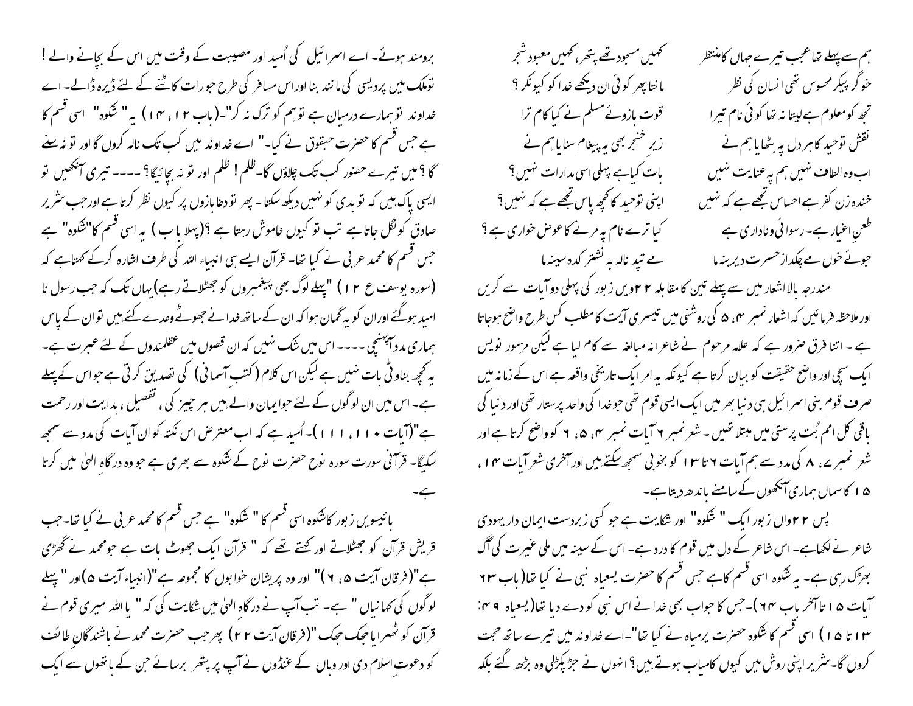ہم سے پہلے تھا عجب تیرے جہاں کا منظر
کہیں مسجود تھے پتھر، کہیں معبود شجر

خوگر پیکر محسوس تھی انسان کی نظر
مانتا پھر کوئی ان دیکھے خدا کو کیونکر ؟

تجھ کو معلوم ہے لیتا نہ تھا کوئی نام تیرا
قوت بازوئے مسلم نے کیا کام ترا

نقش توحید کا ہر دل پہ بٹھایا ہم نے
زیر خنجر بھی یہ پیغام سنایا ہم نے

اب وہ الطاف نہیں ہم پہ عنایت نہیں
بات کیا ہے پہلی سی مدارات نہیں ؟

خندہ زن کفر ہے احساس تجھے ہے کہ نہیں
اپنی توحید کا کچھ پاس تجھے ہے کہ نہیں ؟

طعنِ اغیار ہے۔ رسوائی وناداری ہے
کیا ترے نام پہ مرنے کا عوض خواری ہے ؟

جوئے خوں مے چکد از حسرت دیرینہ ما
مے تپد نالہ بہ نشتر کدہ سینہ ما

مندرجہ بالا اشعار میں سے پہلے تین کا مقابلہ ۲۲ ویں زبور کی پہلی دو آیات سے کریں اور ملاحظہ فرمائیں کہ اشعار نمبر ۴، ۵ کی روشنی میں تیسری آیت کا مطلب کس طرح واضح ہوجاتا ہے ۔ اتنا فرق ضرور ہے کہ علامہ مرحوم نے شاعرانہ مبالغہ سے کام لیا ہے لیکن مزمور نویس ایک سچی اور واضح حقیقت کو بیان کرتا ہے کیونکہ یہ امر ایک تاریخی واقعہ ہے اس کے زمانہ میں صرف قوم بنی اسرائیل ہی دنیا بھر میں ایک ایسی قوم تھی جو خدا کی واحد پرستار تھی اور دنیا کی باقی کل امم بُت پرستی میں مبتلا تھیں ۔ شعر نمبر ۲ آیات نمبر ۴، ۵، ۲ کو واضح کرتا ہے اور شعر نمبر ۷، ۸ کی مدد سے ہم آیات ۶ تا ۱۳ کو بخوبی سمجھ سکتے ہیں اور آخری شعر آیات ۱۴ ، ۱۵ کا سماں ہماری آنکھوں کے سامنے باندھ دیتا ہے۔

پس ۲۲ واں زبور ایک " شکوہ" اور شکایت ہے جو کسی زبردست ایمان دار یہودی شاعر نے لکھا ہے۔ اس شاعر کے دل میں قوم کا درد ہے۔ اس کے سینہ میں ملی غیرت کی آگ بھڑک رہی ہے۔ یہ شکوہ اسی قسم کا ہے جس قسم کا حضرت یسعیاہ نبی نے کیا تھا(باب ۶۳ آیات ۱۵ تا آخر باب ۶۴ )۔ جس کا جواب بھی خدا نے اس نبی کو دے دیا تھا(یسعیاہ ۴۹: ۱۳ تا ۱۵ ) اسی قسم کا شکوہ حضرت یرمیاہ نے کیا تھا"۔اے خداوند میں تیرے ساتھ حجت کروں گا۔ شریر اپنی روش میں کیوں کامیاب ہوتے ہیں؟ انہوں نے جڑ پکڑلی وہ بڑھ گئے بلکہ برومند ہوئے۔ اے اسرائیل کی اُمید اور مصیبت کے وقت میں اس کے بچانے والے ! تو ملک میں پردیسی کی مانند بنا اور اس مسافر کی طرح جو رات کاٹنے کے لئے ڈیرہ ڈالے۔ اے خداوند تو ہمارے درمیان ہے تو ہم کو ترک نہ کر"۔(باب ۱۲، ۱۴ ) یہ " شکوہ" اسی قسم کا ہے جس قسم کا حضرت حبقوق نے کیا۔" اے خداوند میں کب تک نالہ کروں گا اور تو نہ سنے گا ؟ میں تیرے حضور کب تک چلاؤں گا۔ ظلم ! ظلم اور تو نہ بچائیگا؟ ----۔ تیری آنکھیں تو ایسی پاک ہیں کہ تو بدی کو نہیں دیکھ سکتا۔ پھر تو دغابازوں پر کیوں نظر کرتا ہے اور جب شریر صادق کو نگل جاتا ہے تب تو کیوں خاموش رہتا ہے ؟(پہلا باب ) یہ اسی قسم کا"شکوہ" ہے جس قسم کا محمد عربی نے کیا تھا۔ قرآن ایسے ہی انبیاء اللہ کی طرف اشارہ کرکے کہتا ہے کہ (سورہ یوسف ع ۱۲ ) "پہلے لوگ بھی پیغمبروں کو جھٹلاتے رہے) یہاں تک کہ جب رسول نا امید ہوگئے اور ان کو یہ گمان ہوا کہ ان کے ساتھ خدا نے جھوٹے وعدے کئے ہیں تو ان کے پاس ہماری مدد آپہنچی ----۔ اس میں شک نہیں کہ ان قصوں میں عقلمندوں کے لئے عبرت ہے۔ یہ کچھ بناوٹی بات نہیں ہے لیکن اس کلام (کتب آسمانی) کی تصدیق کرتی ہے جو اس کے پہلے ہے۔ اس میں ان لوگوں کے لئے جو ایمان والے ہیں ہر چیز کی، تفصیل ، ہدایت اور رحمت ہے"(آیات ۱۱۰ ، ۱۱۱ )۔ اُمید ہے کہ اب معترض اس نکتہ کو ان آیات کی مدد سے سمجھ سکیگا۔ قرآنی سورت سورہ نوح حضرت نوح کے شکوہ سے بھری ہے جو وہ درگاہِ الہیٰ میں کرتا ہے۔

بائیسویں زبور کا شکوہ اسی قسم کا " شکوہ" ہے جس قسم کا محمد عربی نے کیا تھا۔جب قریش قرآن کو جھٹلاتے اور کہتے تھے کہ " قرآن ایک جھوٹ بات ہے جو محمد نے گھڑی ہے"(فرقان آیت ۵، ۶ ) اور وہ پریشان خوابوں کا مجموعہ ہے"(انبیاء آیت ۵)اور " پہلے لوگوں کی کہانیاں " ہے۔ تب آپ نے درگاہِ الہیٰ میں شکایت کی کہ " یا اللہ میری قوم نے قرآن کو ٹھہرایا جھک جھک"(فرقان آیت ۲۲ ) پھر جب حضرت محمد نے باشندگانِ طائف کو دعوتِ اسلام دی اور وہاں کے غنڈوں نے آپ پر پتھر برسائے جن کے ہاتھوں سے ایک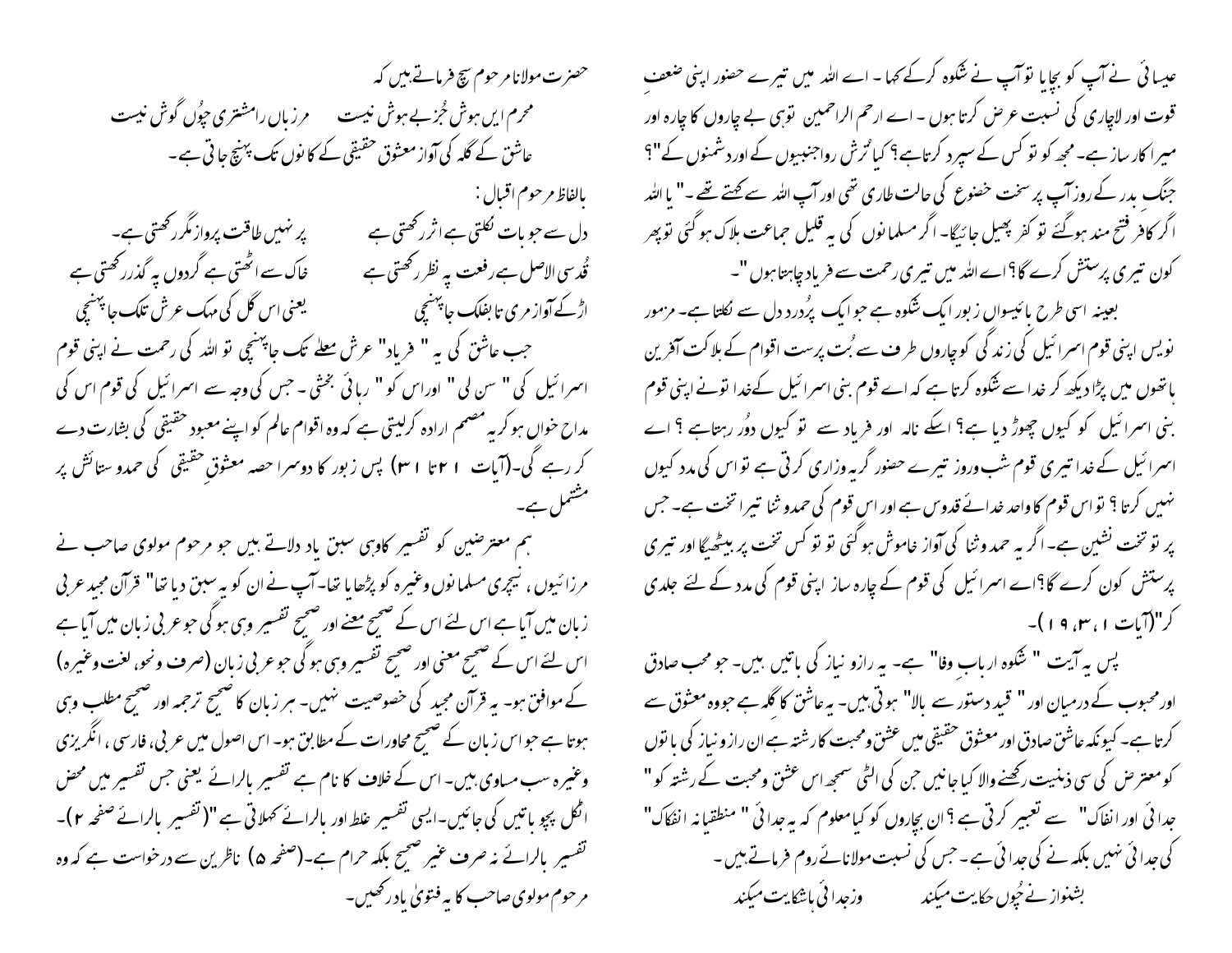عیسائی نے آپ کو بچایا تو آپ نے شکوہ کرکے کہا ۔ اے اللہ میں تیرے حضور اپنی ضعفِ قوت اور لاچاری کی نسبت عرض کرتا ہوں ۔ اے ارحم الراحمین تو ہی بے چاروں کا چارہ اور میرا کارساز ہے۔ مجھ کو تو کس کے سپرد کرتا ہے؟ کیا تُرش رواجنبیوں کے اور دشمنوں کے"؟ جنگ بدر کے روز آپ پر سخت خضوع کی حالت طاری تھی اور آپ اللہ سے کہتے تھے ۔" یا اللہ اگر کافر فتح مند ہوگئے تو کفر پھیل جائیگا۔ اگر مسلمانوں کی یہ قلیل جماعت ہلاک ہوگئی تو پھر کون تیری پرستش کرے گا؟ اے اللہ میں تیری رحمت سے فریاد چاہتا ہوں "۔

بعینہ اسی طرح بائیسواں زبور ایک شکوہ ہے جو ایک پُردرد دل سے نکلتا ہے۔ مزمور نویس اپنی قوم اسرائیل کی زندگی کو چاروں طرف سے بُت پرست اقوام کے ہلاکت آفرین ہاتھوں میں پڑا دیکھ کر خدا سے شکوہ کرتا ہے کہ اے قوم بنی اسرائیل کےخدا تونے اپنی قوم بنی اسرائیل کو کیوں چھوڑ دیا ہے؟ اسکے نالہ اور فریاد سے تو کیوں دُور رہتا ہے ؟ اے اسرائیل کے خدا تیری قوم شب وروز تیرے حضور گریہ وزاری کرتی ہے تو اس کی مدد کیوں نہیں کرتا ؟ تو اس قوم کا واحد خدائے قدوس ہے اور اس قوم کی حمدو ثنا تیرا تخت ہے۔ جس پر تو تخت نشین ہے۔ اگر یہ حمد وثنا کی آواز خاموش ہوگئی تو تو کس تخت پر بیٹھیگا اور تیری پرستش کون کرے گا؟ اے اسرائیل کی قوم کے چارہ ساز اپنی قوم کی مدد کے لئے جلدی کر"(آیات ۱، ۳، ۱۹)۔

پس یہ آیت " شکوہ اربابِ وفا" ہے۔ یہ رازو نیاز کی باتیں ہیں۔ جو محب صادق اور محبوب کے درمیان اور " قید دستور سے بالا" ہوتی ہیں۔ یہ عاشق کا گلہ ہے جو وہ معشوق سے کرتا ہے۔ کیونکہ عاشق صادق اور معشوق حقیقی میں عشق ومحبت کا رشتہ ہے ان رازو نیاز کی باتوں کو معترض کی سی ذہنیت رکھنے والا کیا جانیں جن کی الٹی سمجھ اس عشق ومحبت کے رشتہ کو " جدائی اور انفاک" سے تعبیر کرتی ہے ؟ ان بچاروں کو کیا معلوم کہ یہ جدائی " منطقیانہ انفکاک" کی جدائی نہیں بلکہ نے کی جدائی ہے۔ جس کی نسبت مولانائے روم فرماتے ہیں ۔

بشنواز نے چُوں حکایت میکند &nbsp;&nbsp;&nbsp;&nbsp; وزجدائی ہاشکایت میکند

حضرت مولانا مرحوم سچ فرماتے ہیں کہ

محرم ایں ہوش جُز بے ہوش نیست &nbsp;&nbsp;&nbsp;&nbsp; مرزباں رامشتری چوُں گوش نیست

عاشق کے گلہ کی آواز معشوق حقیقی کے کانوں تک پہنچ جاتی ہے۔

بالفاظ مرحوم اقبال :

دل سے جو بات نکلتی ہے اثر رکھتی ہے &nbsp;&nbsp;&nbsp;&nbsp; پر نہیں طاقت پرواز مگر رکھتی ہے۔

قُدسی الاصل ہے رفعت پہ نظر رکھتی ہے &nbsp;&nbsp;&nbsp;&nbsp; خاک سے اُٹھتی ہے گردوں پہ گذر رکھتی ہے

اڑکے آواز مری تا بفلک جا پہنچی &nbsp;&nbsp;&nbsp;&nbsp; یعنی اس گل کی مہک عرش تلک جا پہنچی

جب عاشق کی یہ " فریاد" عرش معلےٰ تک جا پہنچی تو اللہ کی رحمت نے اپنی قوم اسرائیل کی" سن لی" اوراس کو" رہائی بخشی ۔ جس کی وجہ سے اسرائیل کی قوم اس کی مداح خواں ہو کر یہ مصمم ارادہ کرلیتی ہے کہ وہ اقوام عالم کو اپنے معبود حقیقی کی بشارت دے کر رہے گی۔(آیات ۲۱ تا ۳۱) پس زبور کا دوسرا حصہ معشوقِ حقیقی کی حمدو ستائش پر مشتمل ہے۔

ہم معترضین کو تفسیر کاوہی سبق یاد دلاتے ہیں جو مرحوم مولوی صاحب نے مرزائیوں ، نیچری مسلمانوں وغیرہ کو پڑھایا تھا۔آپ نے ان کو یہ سبق دیا تھا" قرآن مجید عربی زبان میں آیا ہے اس لئے اس کے صحیح معنے اور صحیح تفسیر وہی ہوگی جو عربی زبان میں آیا ہے اس لئے اس کے صحیح معنی اور صحیح تفسیر وہی ہوگی جو عربی زبان (صرف ونحو، لغت وغیرہ) کے موافق ہو۔ یہ قرآن مجید کی خصوصیت نہیں۔ ہر زبان کا صحیح ترجمہ اور صحیح مطلب وہی ہوتا ہے جو اس زبان کے صحیح محاورات کے مطابق ہو۔ اس اصول میں عربی، فارسی ، انگریزی وغیرہ سب مساوی ہیں۔ اس کے خلاف کا نام ہے تفسیر بالرائے یعنی جس تفسیر میں محض اٹکل پچو باتیں کی جائیں۔ایسی تفسیر غلط اور بالرائے کہلاتی ہے"(تفسیر بالرائے صفحہ ۲)۔ تفسیر بالرائے نہ صرف غیر صحیح بلکہ حرام ہے۔(صفحہ ۵) ناظرین سے درخواست ہے کہ وہ مرحوم مولوی صاحب کا یہ فتویٰ یاد رکھیں۔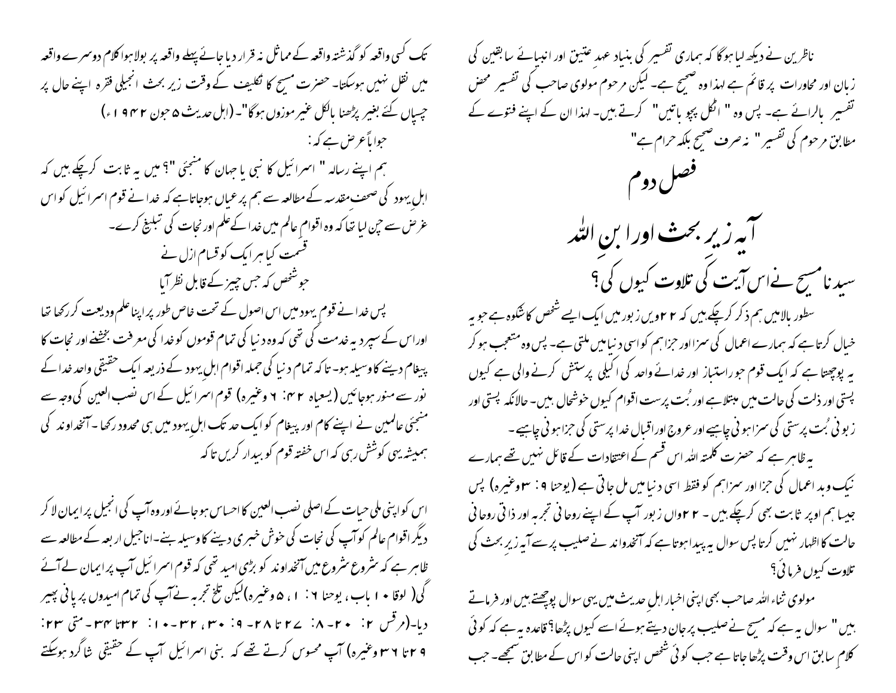ناظرین نے دیکھ لیا ہوگا کہ ہماری تفسیر کی بنیاد عہدِ عتیق اور انبیائے سابقین کی زبان اور محاورات پر قائم ہے لہٰذا وہ صحیح ہے۔ لیکن مرحوم مولوی صاحب کی تفسیر محض تفسیر بالرائے ہے۔ پس وہ " اٹکل پچو باتیں" کرتے ہیں۔ لہٰذا ان کے اپنے فتوے کے مطابق مرحوم کی تفسیر" نہ صرف صحیح بلکہ حرام ہے"

# فصل دوم

## آیہ زیرِ بحث اورا بنِ اللہ

## سیدنا مسیح نے اس آیت کی تلاوت کیوں کی؟

سطور بالا میں ہم ذکر کرچکے ہیں کہ ۲۲ویں زبور میں ایک ایسے شخص کا شکوہ ہے جو یہ خیال کرتا ہے کہ ہمارے اعمال کی سزا اور جزاہم کو اسی دنیا میں ملتی ہے۔ پس وہ متعجب ہو کر یہ پوچھتا ہے کہ ایک قوم جو راستباز اور خدائے واحد کی اکیلی پرستش کرنے والی ہے کیوں پستی اور ذلت کی حالت میں مبتلا ہے اور بُت پرست اقوام کیوں خوشحال ہیں۔ حالانکہ پستی اور زبونی بُت پرستی کی سزا ہونی چاہیے اور عروج اور اقبال خدا پرستی کی جزا ہونی چاہیے۔

یہ ظاہر ہے کہ حضرت کلمتہ اللہ اس قسم کے اعتقادات کے قائل نہیں تھے ہمارے نیک وبد اعمال کی جزا اور سزاہم کو فقط اسی دنیا میں مل جاتی ہے (یوحنا ۹: ۳وغیرہ) پس جیسا ہم اوپر ثابت بھی کرچکے ہیں۔ ۲۲واں زبور آپ کے اپنے روحانی تجربہ اور ذاتی روحانی حالت کا اظہار نہیں کرتا پس سوال یہ پیدا ہوتا ہے کہ آنخداوند نے صلیب پر سے آیہ زیرِ بحث کی تلاوت کیوں فرمائی؟

مولوی ثناء اللہ صاحب بھی اپنی اخبار اہلِ حدیث میں یہی سوال پوچھتے ہیں اور فرماتے ہیں" سوال یہ ہے کہ مسیح نے صلیب پر جان دیتے ہوئے اسے کیوں پڑھا؟ قاعدہ یہ ہے کہ کوئی کلامِ سابق اس وقت پڑھا جاتا ہے جب کوئی شخص اپنی حالت کو اس کے مطابق سمجھے۔ جب تک کسی واقعہ کو گذشتہ واقعہ کے مماثل نہ قرار دیا جائے پہلے واقعہ پر بولا ہوا کلام دوسرے واقعہ میں نقل نہیں ہوسکتا۔ حضرت مسیح کا تکلیف کے وقت زیر بحث انجیلی فقرہ اپنے حال پر چسپاں کئے بغیر پڑھنا بالکل غیر موزوں ہوگا"۔(اہل حدیث ۵جون ۱۹۴۲ء)

جواباً عرض ہے کہ:

ہم اپنے رسالہ " اسرائیل کا نبی یا جہان کا منجئی "؟ میں یہ ثابت کرچکے ہیں کہ اہل یہود کی صحف مقدسہ کے مطالعہ سے ہم پر عیاں ہوجاتاہے کہ خدا نے قوم اسرائیل کو اس غرض سے چن لیا تھا کہ وہ اقوامِ عالم میں خدا کے علم اور نجات کی تبلیغ کرے۔

قسمت کیا ہر ایک کو قسام ازل نے
جو شخص کہ جس چیز کے قابل نظر آیا

پس خدا نے قوم یہود میں اس اصول کے تحت خاص طور پر اپنا علم ودیعت کررکھا تھا اوراس کے سپرد یہ خدمت کی تھی کہ وہ دنیا کی تمام قوموں کو خدا کی معرفت بخشنے اور نجات کا پیغام دینے کا وسیلہ ہو۔ تاکہ تمام دنیا کی جملہ اقوام اہلِ یہود کے ذریعہ ایک حقیقی واحد خدا کے نور سے منور ہوجائیں (یسعیاہ ۴۲: ۶ وغیرہ) قوم اسرائیل کے اس نصب العین کی وجہ سے منجئی عالمین نے اپنے کام اور پیغام کو ایک حد تک اہلِ یہود میں ہی محدود رکھا۔ آنخداوند کی ہمیشہ یہی کوشش رہی کہ اس خفتہ قوم کو بیدار کریں تاکہ

اس کو اپنی ملی حیات کے اصلی نصب العین کا احساس ہوجائے اور وہ آپ کی انجیل پر ایمان لا کر دیگر اقوام عالم کو آپ کی نجات کی خوش خبری دینے کا وسیلہ بنے۔ اناجیل اربعہ کے مطالعہ سے ظاہر ہے کہ شروع شروع میں آنخداوند کو بڑی امید تھی کہ قوم اسرائیل آپ پر ایمان لے آئے گی( لوقا ۱۰ باب، یوحنا ۶: ۱، ۵وغیرہ)لیکن تلخ تجربہ نے آپ کی تمام امیدوں پر پانی پھیر دیا۔(مرقس ۲: ۲۰۔ ۸: ۲۷تا ۲۸۔ ۹: ۳۰، ۳۲۔ ۱۰: ۳۲تا ۳۴۔ متی ۲۳: ۲۹تا ۳۶وغیرہ) آپ محسوس کرتے تھے کہ بنی اسرائیل آپ کے حقیقی شاگرد ہوسکتے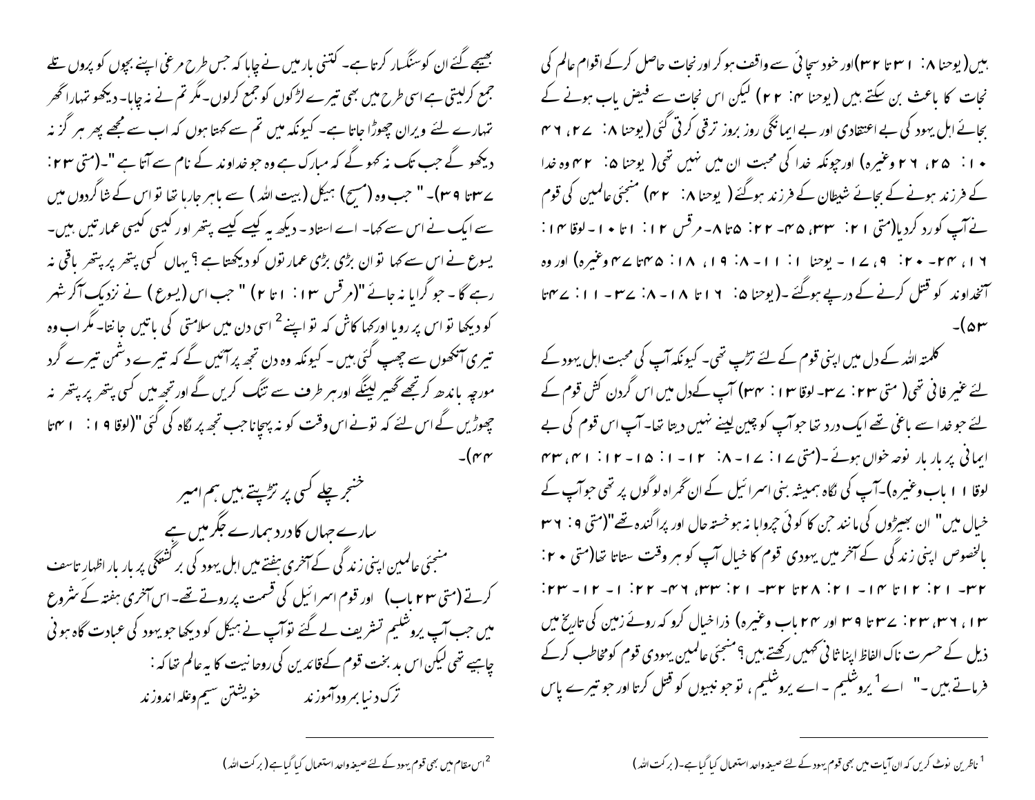ہیں(یوحنا ۸: ۳۱تا ۳۲)اور خود سچائی سے واقف ہو کر اور نجات حاصل کرکے اقوام عالم کی نجات کا باعث بن سکتے ہیں (یوحنا ۴: ۲۲) لیکن اس نجات سے فیض یاب ہونے کے بجائے اہل یہود کی بے اعتقادی اور بے ایمانگی روز بروز ترقی کرتی گئی (یوحنا ۸: ۲۷، ۴۶ ۱۰: ۲۵، ۲۶ وغیرہ) اورچونکہ خدا کی محبت ان میں نہیں تھی( یوحنا ۵: ۴۲)وہ خدا کے فرزند ہونے کے بجائے شیطان کے فرزند ہوگئے ( یوحنا ۸: ۴۴) منجئی عالمین کی قوم نےآپ کورد کردیا(متی ۱۲: ۳۳، ۴۵۔ ۲۲: ۱۵تا ۸۔مرقس ۱۲: ۱تا ۱۰۔لوقا ۱۴: ۱۶، ۲۴۔ ۲۰: ۹، ۱۷۔ یوحنا ۱: ۱۱۔ ۸: ۱۹، ۱۸: ۴۵تا ۴۷وغیرہ) اور وہ آنخداوند کو قتل کرنے کے درپے ہوگئے ۔(یوحنا ۵: ۱۶تا ۱۸۔ ۸: ۳۷۔ ۱۱: ۴۷تا ۵۳)۔

کلمتہ اللہ کے دل میں اپنی قوم کے لئے تڑپ تھی۔ کیونکہ آپ کی محبت اہل یہود کے لئے غیر فانی تھی( متی ۲۳: ۳۷۔لوقا ۱۳: ۳۴) آپ کےدل میں اس گردن کش قوم کے لئے جو خدا سے باغی تھے ایک درد تھا جو آپ کو چین لینے نہیں دیتا تھا۔آپ اس قوم کی بے ایمانی پر بار بار نوحہ خواں ہوئے ۔(متی ۷ا: ۱۷۔ ۸: ۱۲۔ ۱: ۱۵۔ ۱۲: ۴۱، ۴۳ لوقا ۱۱باب وغیرہ)۔آپ کی نگاہ ہمیشہ بنی اسرائیل کے ان گمراہ لوگوں پر تھی جوآپ کے خیال میں" ان بھیڑوں کی مانند جن کا کوئی چرواہا نہ ہوخستہ حال اور پراگندہ تھے"(متی ۹: ۳۶ بالخصوص اپنی زندگی کے آخر میں یہودی قوم کا خیال آپ کو ہر وقت ستاتا تھا(متی ۲۰: ۱۸۔ ۲۱: ۱۲تا ۱۴۔ ۲۱: ۲۸تا ۳۲۔ ۲۱: ۳۳، ۴۶۔ ۲۲: ۱۔ ۱۲۔ ۲۳: ۱۳، ۳۶، ۲۳: ۳۷تا ۳۹ اور ۲۴باب وغیرہ) ذرا خیال کرو کہ روئے زمین کی تاریخ میں ذیل کے حسرت ناک الفاظ اپنا ثانی کہیں رکھتے ہیں؟ منجئی عالمین یہودی قوم کومخاطب کرکے فرماتے ہیں ۔" اے[1] یروشلیم ۔ اے یروشلیم ، توجو نبیوں کو قتل کرتا اور جو تیرے پاس بھیجے گئے ان کوسنگسار کرتا ہے۔ کتنی بار میں نے چاہا کہ جس طرح مرغی اپنے بچوں کو پروں تلے جمع کرلیتی ہے اسی طرح میں بھی تیرے لڑکوں کو جمع کرلوں۔مگر تم نے نہ چاہا۔ دیکھو تمہارا گھر تمہارے لئے ویران چھوڑا جاتا ہے۔ کیونکہ میں تم سے کہتا ہوں کہ اب سے مجھے پھر ہر گز نہ دیکھو گے جب تک نہ کہو گے کہ مبارک ہے وہ جو خداوند کے نام سے آتا ہے "۔(متی ۲۳: ۳۷تا ۳۹)۔" جب وہ (مسیح) ہیکل (بیت اللہ ) سے باہر جارہا تھا تو اس کے شاگردوں میں سے ایک نے اس سے کہا۔ اے استاد۔ دیکھ یہ کیسے کیسے پتھر اور کیسی کیسی عمارتیں ہیں۔ یسوع نے اس سے کہا تو ان بڑی بڑی عمارتوں کو دیکھتا ہے ؟ یہاں کسی پتھر پر پتھر باقی نہ رہے گا۔ جو گرایا نہ جائے "(مرقس ۱۳: ۱تا ۲) " جب اس (یسوع ) نے نزدیک آکر شہر کو دیکھا تو اس پر رویا اورکہا کاش کہ تو اپنے[2] اسی دن میں سلامتی کی باتیں جانتا۔ مگر اب وہ تیری آنکھوں سے چھپ گئی ہیں ۔ کیونکہ وہ دن تجھ پرآئیں گے کہ تیرے دشمن تیرے گرد مورچہ باندھ کرتجھے گھیر لینگے اور ہر طرف سے تنگ کریں گے اور تجھ میں کسی پتھر پر پتھر نہ چھوڑیں گے اس لئے کہ تونے اس وقت کو نہ پہچانا جب تجھ پر نگاہ کی گئی "(لوقا ۱۹: ۴۱تا ۴۴)۔

خنجر چلے کسی پر تڑپتے ہیں ہم امیر
سارے جہاں کا درد ہمارے جگر میں ہے

منجئی عالمین اپنی زندگی کے آخری ہفتے میں اہل یہود کی برگشتگی پر بار بار اظہار تاسف کرتے (متی ۲۳باب) اور قوم اسرائیل کی قسمت پر روتے تھے۔ اس آخری ہفتہ کے شروع میں جب آپ یروشلیم تشریف لے گئے توآپ نے ہیکل کو دیکھا جو یہود کی عبادت گاہ ہونی چاہیے تھی لیکن اس بد بخت قوم کےقائدین کی روحانیت کا یہ عالم تھا کہ :

ترک دنیا بمردو آموزند　　　خویشتن سیم وغلہ اندوزند

---

[1] ناظرین نوٹ کریں کہ ان آیات میں بھی قوم یہود کے لئے صیغہ واحد استعمال کیا گیا ہے۔(برکت اللہ)

[2] اس مقام میں بھی قوم یہود کے لئے صیغہ واحد استعمال کیا گیا ہے (برکت اللہ)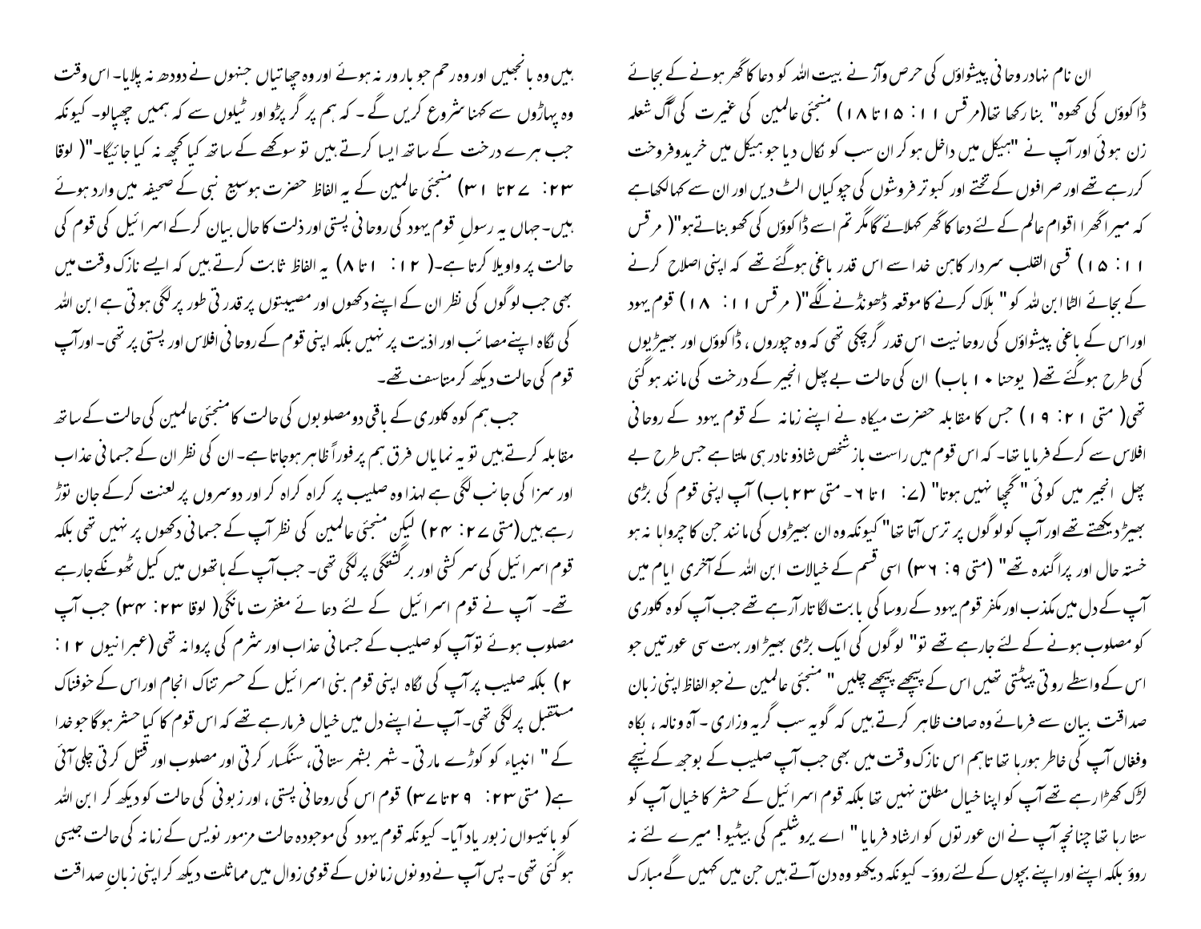ان نام نہاد روحانی پیشواؤں کی حرص وآز نے بیت اللہ کو دعا کا گھر ہونے کے بجائے ڈاکوؤں کی کھوہ" بنا رکھا تھا(مرقس ۱۱: ۱۵تا ۱۸) منجئی عالمین کی غیرت کی آگ شعلہ زن ہوئی اور آپ نے "ہیکل میں داخل ہو کر ان سب کو نکال دیا جو ہیکل میں خریدوفروخت کررہے تھے اور صرافوں کے تختے اور کبوتر فروشوں کی چوکیاں الٹ دیں اور ان سے کہا لکھا ہے کہ میرا گھرا اقوام عالم کے لئے دعا کا گھر کہلائے گا مگر تم اسے ڈاکوؤں کی کھو بناتے ہو"( مرقس ۱۱: ۱۵) قسی القلب سردار کاہن خدا سے اس قدر باغی ہوگئے تھے کہ اپنی اصلاح کرنے کے بجائے الٹا ابن للہ کو " ہلاک کرنے کا موقعہ ڈھونڈنے لگے"( مرقس ۱۱: ۱۸) قوم یہود اوراس کے باغی پیشواؤں کی روحانیت اس قدر گرچکی تھی کہ وہ چوروں ، ڈاکوؤں اور بھیڑیوں کی طرح ہوگئے تھے( یوحنا ۱۰ باب) ان کی حالت بے پھل انجیر کے درخت کی مانند ہوگئی تھی( متی ۲۱: ۱۹) جس کا مقابلہ حضرت میکاہ نے اپنے زمانہ کے قوم یہود کے روحانی افلاس سے کرکے فرمایا تھا۔ کہ اس قوم میں راست باز شخص شاذو نادر ہی ملتا ہے جس طرح بے پھل انجیر میں کوئی " گچھا نہیں ہوتا" (۷: ۱تا ۶- متی ۲۳باب) آپ اپنی قوم کی بڑی بھیڑ دیکھتے تھے اور آپ کو لوگوں پر ترس آتا تھا" کیونکہ وہ ان بھیڑوں کی مانند جن کا چرواہا نہ ہو خستہ حال اور پراگندہ تھے" (متی ۹: ۳۶) اسی قسم کے خیالات ابن اللہ کے آخری ایام میں آپ کے دل میں مکذب اور مکفر قوم یہود کے روسا کی بابت لگا تار آرہے تھے جب آپ کوہ کلوری کو مصلوب ہونے کے لئے جارہے تھے تو" لوگوں کی ایک بڑی بھیڑ اور بہت سی عورتیں جو اس کے واسطے روتی پیٹتی تھیں اس کے پیچھے پیچھے چلیں " منجئی عالمین نے جو الفاظ اپنی زبان صداقت بیان سے فرمائے وہ صاف ظاہر کرتے ہیں کہ گو یہ سب گریہ وزاری ۔ آہ ونالہ ، بکاہ وفغاں آپ کی خاطر ہورہا تھا تاہم اس نازک وقت میں بھی جب آپ صلیب کے بوجھ کے نیچے لڑک کھڑا رہے تھے آپ کو اپنا خیال مطلق نہیں تھا بلکہ قوم اسرائیل کے حشر کا خیال آپ کو ستا رہا تھا چنانچہ آپ نے ان عورتوں کو ارشاد فرمایا" اے یروشلیم کی بیٹیو! میرے لئے نہ روؤ بلکہ اپنے اوراپنے بچوں کے لئے روؤ۔ کیونکہ دیکھو وہ دن آتے ہیں جن میں کہیں گے مبارک ہیں وہ بانجھیں اور وہ رحم جو بارور نہ ہوئے اور وہ چھاتیاں جنہوں نے دودھ نہ پلایا۔ اس وقت وہ پہاڑوں سے کہنا شروع کریں گے ۔ کہ ہم پر گر پڑو اور ٹیلوں سے کہ ہمیں چھپالو۔ کیونکہ جب ہرے درخت کے ساتھ ایسا کرتے ہیں تو سوکھے کے ساتھ کیا کچھ نہ کیا جائیگا"( لوقا ۲۳: ۲۷تا ۳۱) منجئی عالمین کے یہ الفاظ حضرت ہوسیع نبی کے صحیفہ میں وارد ہوئے ہیں۔جہاں یہ رسولِ قوم یہود کی روحانی پستی اور ذلت کا حال بیان کرکے اسرائیل کی قوم کی حالت پر واویلا کرتا ہے۔( ۱۲: ۱تا ۸) یہ الفاظ ثابت کرتے ہیں کہ ایسے نازک وقت میں بھی جب لوگوں کی نظر ان کے اپنے دکھوں اور مصیبتوں پر قدرتی طور پر لگی ہوتی ہے ابن اللہ کی نگاہ اپنے مصائب اور اذیت پر نہیں بلکہ اپنی قوم کے روحانی افلاس اور پستی پر تھی۔ اورآپ قوم کی حالت دیکھ کر متاسف تھے۔

جب ہم کوہ کلوری کے باقی دو مصلوبوں کی حالت کا منجئی عالمین کی حالت کے ساتھ مقابلہ کرتے ہیں تو یہ نمایاں فرق ہم پر فوراً ظاہر ہوجاتا ہے۔ ان کی نظر ان کے جسمانی عذاب اور سزا کی جانب لگی ہے لہذا وہ صلیب پر کراہ کراہ کر اور دوسروں پر لعنت کرکے جان توڑ رہے ہیں(متی ۲۷: ۴۴) لیکن منجئی عالمین کی نظر آپ کے جسمانی دکھوں پر نہیں تھی بلکہ قوم اسرائیل کی سرکشی اور برگشتگی پر لگی تھی۔ جب آپ کے ہاتھوں میں کیل ٹھونکے جارہے تھے۔ آپ نے قوم اسرائیل کے لئے دعائے مغفرت مانگی( لوقا ۲۳: ۳۴) جب آپ مصلوب ہوئے توآپ کو صلیب کے جسمانی عذاب اور شرم کی پروانہ تھی (عبرانیوں ۱۲: ۲) بلکہ صلیب پر آپ کی نگاہ اپنی قوم بنی اسرائیل کے حسرتناک انجام اوراس کے خوفناک مستقبل پر لگی تھی۔ آپ نے اپنے دل میں خیال فرمارہے تھے کہ اس قوم کا کیا حشر ہوگا جو خدا کے " انبیاء کو کوڑے مارتی ۔ شہر بشہر ستاتی، سنگسار کرتی اور مصلوب اور قتل کرتی چلی آئی ہے( متی ۲۳: ۲۹تا ۳۷) قوم اس کی روحانی پستی ، اور زبونی کی حالت کو دیکھ کر ابن اللہ کو بائیسواں زبور یاد آیا۔ کیونکہ قوم یہود کی موجودہ حالت مزمور نویس کے زمانہ کی حالت جیسی ہوگئی تھی۔ پس آپ نے دونوں زمانوں کے قومی زوال میں مماثلت دیکھ کر اپنی زبانِ صداقت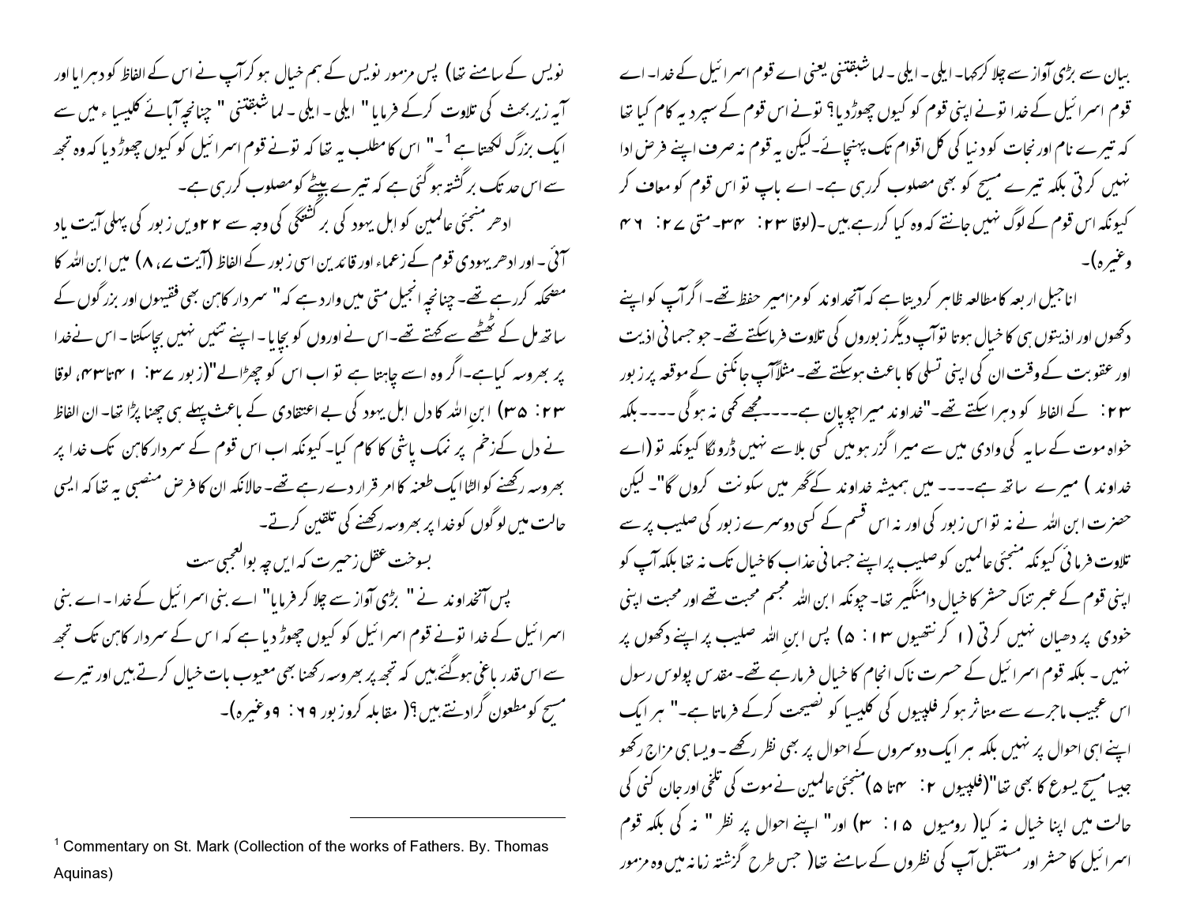بیان سے بڑی آواز سے چلا کر کہا۔ ایلی ۔ ایلی ۔ لما شبقتنی یعنی اے قوم اسرائیل کے خدا۔ اے قوم اسرائیل کے خدا تونے اپنی قوم کو کیوں چھوڑ دیا؟ تونے اس قوم کے سپرد یہ کام کیا تھا کہ تیرے نام اور نجات کو دنیا کی کل اقوام تک پہنچائے۔ لیکن یہ قوم نہ صرف اپنے فرض ادا نہیں کرتی بلکہ تیرے مسیح کو بھی مصلوب کررہی ہے۔ اے باپ تو اس قوم کو معاف کر کیونکہ اس قوم کے لوگ نہیں جانتے کہ وہ کیا کررہے ہیں۔(لوقا ۲۳: ۳۴۔ متی ۲۷: ۴۶ وغیرہ)۔

اناجیل اربعہ کا مطالعہ ظاہر کردیتا ہے کہ آنخداوند کو مزامیر حفظ تھے۔ اگر آپ کو اپنے دکھوں اور اذیتوں ہی کا خیال ہوتا تو آپ دیگر زبوروں کی تلاوت فرماسکتے تھے۔ جو جسمانی اذیت اور عقوبت کے وقت ان کی اپنی تسلی کا باعث ہوسکتے تھے۔ مثلاً آپ جانکنی کے موقعہ پر زبور ۲۳: کے الفاظ کو دہرا سکتے تھے۔"خداوند میرا چوپان ہے۔۔۔۔ مجھے کمی نہ ہوگی ۔۔۔۔ بلکہ خواہ موت کے سایہ کی وادی میں سے میرا گزر ہو میں کسی بلا سے نہیں ڈرونگا کیونکہ تو (اے خداوند ) میرے ساتھ ہے۔۔۔۔ میں ہمیشہ خداوند کے گھر میں سکونت کروں گا"۔ لیکن حضرت ابن اللہ نے نہ تو اس زبور کی اور نہ اس قسم کے کسی دوسرے زبور کی صلیب پر سے تلاوت فرمائی کیونکہ منجئی عالمین کو صلیب پر اپنے جسمانی عذاب کا خیال تک نہ تھا بلکہ آپ کو اپنی قوم کے عبرتناک حشر کا خیال دامنگیر تھا۔ چونکہ ابن اللہ مجسم محبت تھے اور محبت اپنی خودی پر دھیان نہیں کرتی (۱ کرنتھیوں ۱۳: ۵) پس ابن اللہ صلیب پر اپنے دکھوں پر نہیں ۔ بلکہ قوم اسرائیل کے حسرت ناک انجام کا خیال فرمارہے تھے۔ مقدس پولوس رسول اس عجیب ماجرے سے متاثر ہوکر فلپیوں کی کلیسیا کو نصیحت کرکے فرماتا ہے۔" ہر ایک اپنے ہی احوال پر نہیں بلکہ ہر ایک دوسروں کے احوال پر بھی نظر رکھے ۔ ویسا ہی مزاج رکھو جیسا مسیح یسوع کا بھی تھا"(فلپیوں ۲: ۴تا ۵) منجئی عالمین نے موت کی تلخی اور جان کنی کی حالت میں اپنا خیال نہ کیا( رومیوں ۱۵: ۳) اور" اپنے احوال پر نظر " نہ کی بلکہ قوم اسرائیل کا حشر اور مستقبل آپ کی نظروں کے سامنے تھا( جس طرح گزشتہ زمانہ میں وہ مزمور نویس کے سامنے تھا) پس مزمور نویس کے ہم خیال ہو کر آپ نے اس کے الفاظ کو دہرایا اور آیہ زیر بحث کی تلاوت کرکے فرمایا" ایلی ۔ ایلی ۔ لما شبقتنی " چنانچہ آبائے کلیسیاء میں سے ایک بزرگ لکھتا ہے[1] ۔" اس کا مطلب یہ تھا کہ تونے قوم اسرائیل کو کیوں چھوڑ دیا کہ وہ تجھ سے اس حد تک برگشتہ ہوگئی ہے کہ تیرے بیٹے کو مصلوب کررہی ہے۔

ادھر منجئی عالمین کو اہل یہود کی برگشتگی کی وجہ سے ۲۲ ویں زبور کی پہلی آیت یاد آئی ۔ اور ادھر یہودی قوم کے زعماء اور قائدین اسی زبور کے الفاظ (آیت ۷، ۸) میں ابن اللہ کا مضحکہ کررہے تھے۔ چنانچہ انجیل متی میں وارد ہے کہ" سردار کاہن بھی فقیہوں اور بزرگوں کے ساتھ مل کے ٹھٹھے سے کہتے تھے۔ اس نے اوروں کو بچایا۔ اپنے تئیں نہیں بچاسکتا۔ اس نے خدا پر بھروسہ کیا ہے۔ اگر وہ اسے چاہتا ہے تو اب اس کو چھڑالے"(زبور ۲۷: ۴۱تا۴۳، لوقا ۲۳: ۳۵) ابن اللہ کا دل اہل یہود کی بے اعتقادی کے باعث پہلے ہی چھنا پڑا تھا۔ ان الفاظ نے دل کے زخم پر نمک پاشی کا کام کیا۔ کیونکہ اب اس قوم کے سردار کاہن تک خدا پر بھروسہ رکھنے کو الٹا ایک طعنہ کا امر قرار دے رہے تھے۔ حالانکہ ان کا فرض منصبی یہ تھا کہ ایسی حالت میں لوگوں کو خدا پر بھروسہ رکھنے کی تلقین کرتے۔

بسوخت عقل زحیرت کہ ایں چہ بوالعجبی ست

پس آنخداوند نے " بڑی آواز سے چلا کر فرمایا" اے بنی اسرائیل کے خدا۔ اے بنی اسرائیل کے خدا تونے قوم اسرائیل کو کیوں چھوڑ دیا ہے کہ اس کے سردار کاہن تک تجھ سے اس قدر باغی ہوگئے ہیں کہ تجھ پر بھروسہ رکھنا بھی معیوب بات خیال کرتے ہیں اور تیرے مسیح کو مطعون گردانتے ہیں؟( مقابلہ کروزبور ۶۹: ۹وغیرہ)۔

---

[1] Commentary on St. Mark (Collection of the works of Fathers. By. Thomas Aquinas)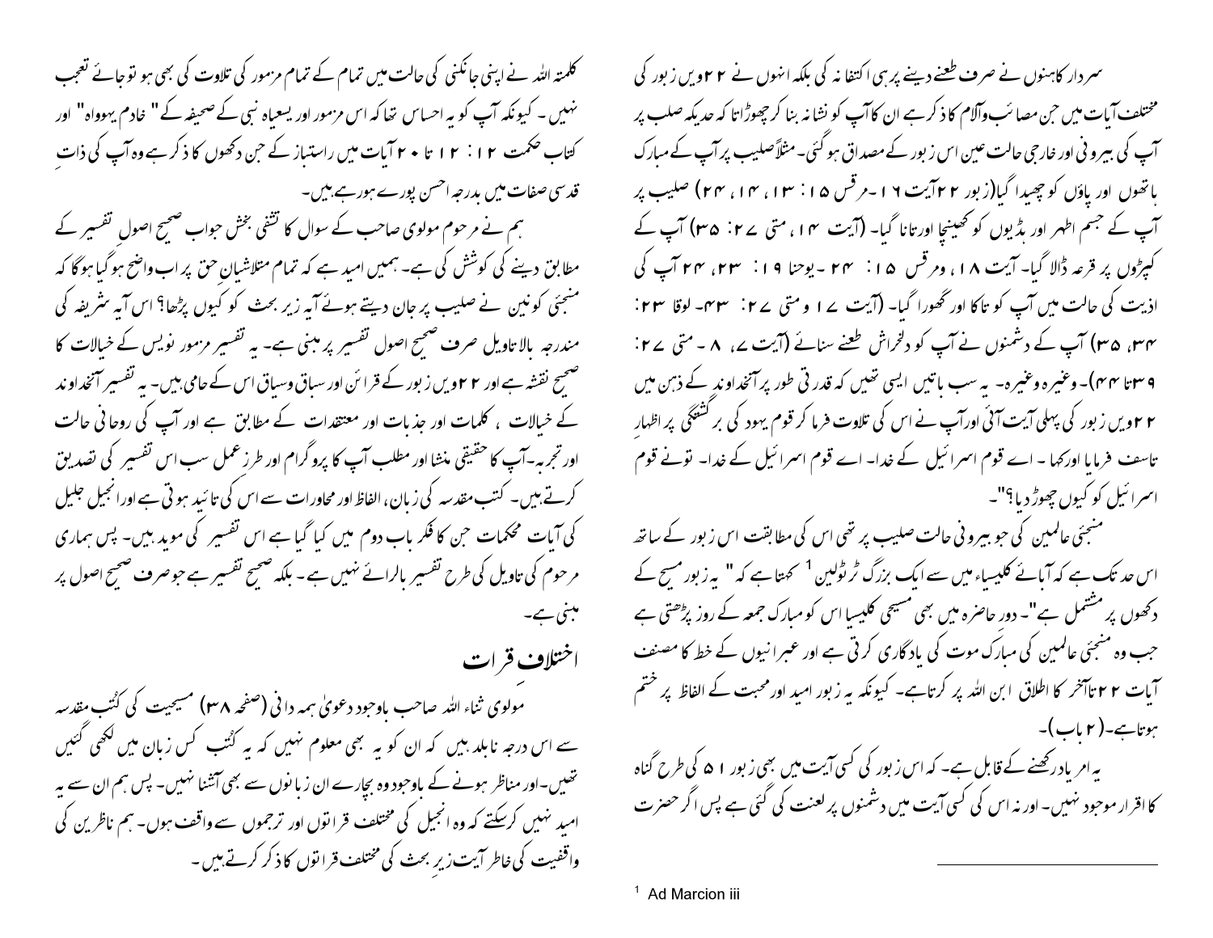سردار کاہنوں نے صرف طعنے دینے پر ہی اکتفا نہ کی بلکہ انہوں نے ۲۲ویں زبور کی مختلف آیات میں جن مصائب وآلام کا ذکر ہے ان کا آپ کو نشانہ بنا کر چھوڑا تاکہ حدیکہ صلب پر آپ کی بیرونی اور خارجی حالت عین اس زبور کے مصداق ہوگئی۔ مثلاً صلیب پر آپ کے مبارک ہاتھوں اور پاؤں کو چھیدا گیا(زبور ۲۲ آیت ۱۶۔مرقس ۱۵: ۱۳، ۱۴، ۲۴) صلیب پر آپ کے جسم اطہر اور ہڈیوں کو کھینچا اور تانا گیا۔ (آیت ۱۴، متی ۲۷: ۳۵) آپ کے کپڑوں پر قرعہ ڈالا گیا۔ آیت ۱۸، ومرقس ۱۵: ۲۴۔یوحنا ۱۹: ۲۳، ۲۴ آپ کی اذیت کی حالت میں آپ کو تاکا اور گھورا گیا۔ (آیت ۱۷ و متی ۲۷: ۴۳۔ لوقا ۲۳: ۳۴، ۳۵) آپ کے دشمنوں نے آپ کو دلخراش طعنے سنائے (آیت ۷، ۸۔ متی ۲۷: ۳۹تا ۴۴)۔وغیرہ وغیرہ۔ یہ سب باتیں ایسی تھیں کہ قدرتی طور پر آنخداوند کے ذہن میں ۲۲ویں زبور کی پہلی آیت آئی اور آپ نے اس کی تلاوت فرما کر قوم یہود کی برگشتگی پر اظہارِ تاسف فرمایا اور کہا ۔ اے قوم اسرائیل کے خدا۔ اے قوم اسرائیل کے خدا۔ تونے قوم اسرائیل کو کیوں چھوڑ دیا؟"۔

منجئی عالمین کی جو بیرونی حالت صلیب پر تھی اس کی مطابقت اس زبور کے ساتھ اس حد تک ہے کہ آبائے کلیسیاء میں سے ایک بزرگ ٹرٹولین[1] کہتا ہے کہ " یہ زبور مسیح کے دکھوں پر مشتمل ہے"۔ دور حاضرہ میں بھی مسیحی کلیسیا اس کو مبارک جمعہ کے روز پڑھتی ہے جب وہ منجئی عالمین کی مبارک موت کی یادگاری کرتی ہے اور عبرانیوں کے خط کا مصنف آیات ۲۲تاآخر کا اطلاق ابن اللہ پر کرتاہے۔ کیونکہ یہ زبور امید اور محبت کے الفاظ پر ختم ہوتاہے۔(۲باب)۔

یہ امر یاد رکھنے کے قابل ہے۔ کہ اس زبور کی کسی آیت میں بھی زبور ۵۱ کی طرح گناہ کا اقرار موجود نہیں۔ اور نہ اس کی کسی آیت میں دشمنوں پر لعنت کی گئی ہے پس اگر حضرت کلمتہ اللہ نے اپنی جانکنی کی حالت میں تمام کے تمام مزمور کی تلاوت کی بھی ہو تو جائے تعجب نہیں ۔ کیونکہ آپ کو یہ احساس تھا کہ اس مزمور اور یسعیاہ نبی کے صحیفہ کے " خادم یہوواہ" اور کتاب حکمت ۲: ۱۲ تا ۲۰ آیات میں راستباز کے جن دکھوں کا ذکر ہے وہ آپ کی ذاتِ قدسی صفات میں بدرجہ احسن پورے ہورہے ہیں۔

ہم نے مرحوم مولوی صاحب کے سوال کا تشفی بخش جواب صحیح اصولِ تفسیر کے مطابق دینے کی کوشش کی ہے۔ ہمیں امید ہے کہ تمام متلاشیانِ حق پر اب واضح ہوگیا ہوگا کہ منجئی کونین نے صلیب پر جان دیتے ہوئے آیہ زیر بحث کو کیوں پڑھا؟ اس آیہ شریفہ کی مندرجہ بالا تاویل صرف صحیح اصول تفسیر پر مبنی ہے۔ یہ تفسیر مزمور نویس کے خیالات کا صحیح نقشہ ہے اور ۲۲ویں زبور کے قرائن اور سباق وسیاق اس کے حامی ہیں۔ یہ تفسیر آنخداوند کے خیالات ، کلمات اور جذبات اور معتقدات کے مطابق ہے اور آپ کی روحانی حالت اور تجربہ۔آپ کا حقیقی منشا اور مطلب آپ کا پروگرام اور طرز عمل سب اس تفسیر کی تصدیق کرتے ہیں۔ کتب مقدسہ کی زبان، الفاظ اور محاورات سے اس کی تائید ہوتی ہے اور انجیل جلیل کی آیات محکمات جن کا ذکر باب دوم میں کیا گیا ہے اس تفسیر کی موید ہیں۔ پس ہماری مرحوم کی تاویل کی طرح تفسیر بالرائے نہیں ہے۔ بلکہ صحیح تفسیر ہے جو صرف صحیح اصول پر مبنی ہے۔

## اختلاف قرات

مولوی ثناء اللہ صاحب باوجود دعویٰ ہمہ دانی (صفحہ ۳۸) مسیحیت کی کُتب مقدسہ سے اس درجہ نابلد ہیں کہ ان کو یہ بھی معلوم نہیں کہ یہ کُتب کس زبان میں لکھی گئیں تھیں۔اور مناظر ہونے کے باوجود وہ بچارے ان زبانوں سے بھی آشنا نہیں۔ پس ہم ان سے یہ امید نہیں کرسکتے کہ وہ انجیل کی مختلف قراتوں اور ترجموں سے واقف ہوں۔ ہم ناظرین کی واقفیت کی خاطر آیت زیرِ بحث کی مختلف قراتوں کا ذکر کرتے ہیں۔

---

[1] Ad Marcion iii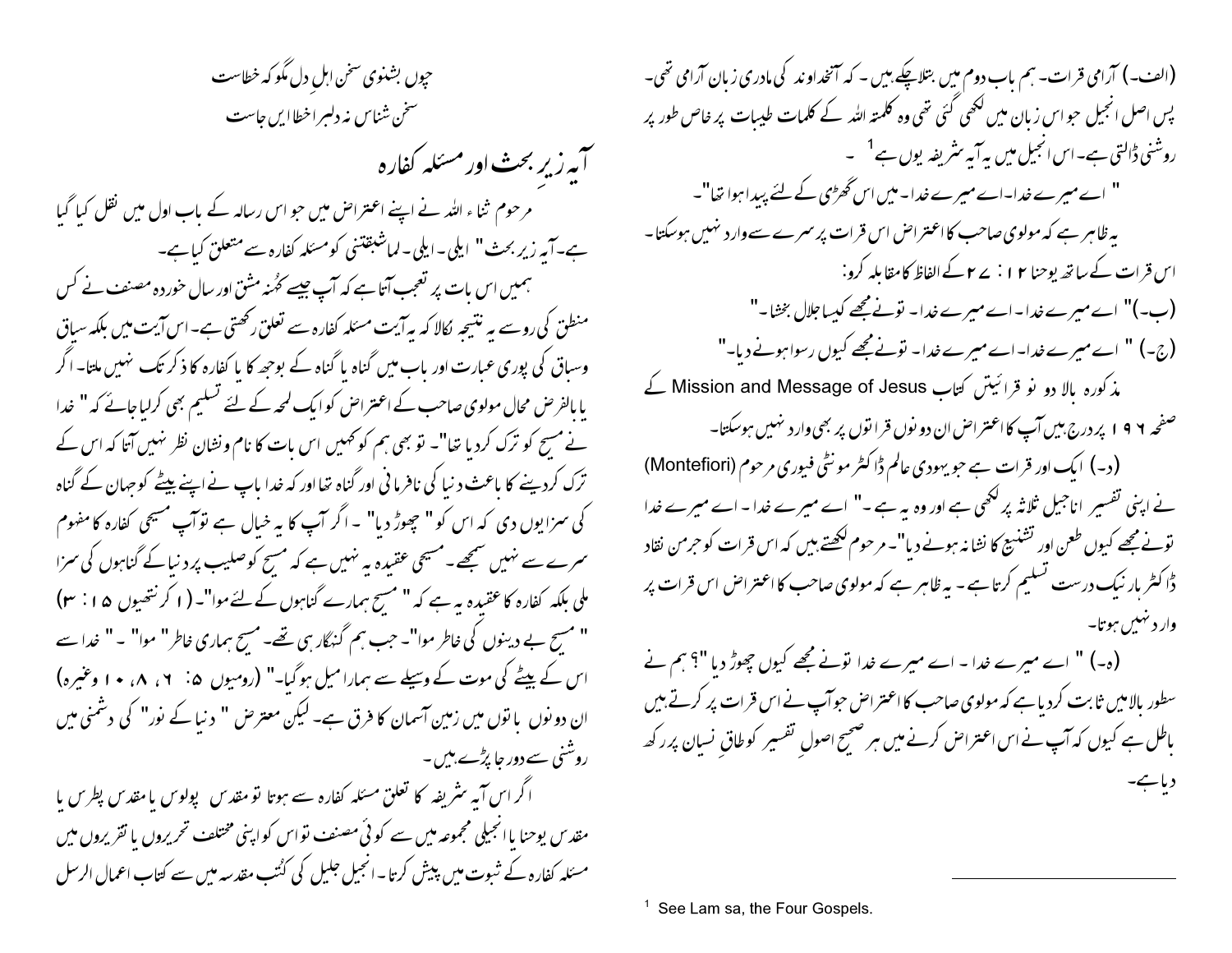چوں بشنوی سخن اہلِ دل مگو کہ خطاست
سخن شناس نہ دلبرا خطا ایں جاست

## آیہ زیرِ بحث اور مسئلہ کفارہ

مرحوم ثناء اللہ نے اپنے اعتراض میں جو اس رسالہ کے باب اول میں نقل کیا گیا ہے۔ آیہ زیر بحث" ایلی۔ ایلی۔ لماشبقتنی کو مسئلہ کفارہ سے متعلق کیا ہے۔

ہمیں اس بات پر تعجب آتا ہے کہ آپ جیسے کہُنہ مشق اور سال خوردہ مصنف نے کس منطق کی روسے یہ نتیجہ نکالا کہ یہ آیت مسئلہ کفارہ سے تعلق رکھتی ہے۔ اس آیت میں بلکہ سیاق وسباق کی پوری عبارت اور باب میں گناہ یا گناہ کے بوجھ کا یا کفارہ کا ذکر تک نہیں ملتا۔ اگر یا بالفرض محال مولوی صاحب کے اعتراض کو ایک لمحہ کے لئے تسلیم بھی کرلیا جائے کہ " خدا نے مسیح کو ترک کردیا تھا"۔ تو بھی ہم کو کہیں اس بات کا نام ونشان نظر نہیں آتا کہ اس کے ترک کردینے کا باعث دنیا کی نافرمانی اور گناہ تھا اور کہ خدا باپ نے اپنے بیٹے کو جہان کے گناہ کی سزائیوں دی کہ اس کو" چھوڑ دیا"۔ اگر آپ کا یہ خیال ہے تو آپ مسیحی کفارہ کا مفہوم سرے سے نہیں سمجھے۔ مسیحی عقیدہ یہ نہیں ہے کہ مسیح کو صلیب پر دنیا کے گناہوں کی سزا ملی بلکہ کفارہ کا عقیدہ یہ ہے کہ " مسیح ہمارے گناہوں کے لئے موا"۔ (۱ کرنتھیوں ۱۵: ۳) " مسیح بے دینوں کی خاطر موا"۔ جب ہم گنہگار ہی تھے۔ مسیح ہماری خاطر " موا" ۔" خدا سے اس کے بیٹے کی موت کے وسیلے سے ہمارا میل ہوگیا۔" (رومیوں ۵: ۶، ۸، ۱۰ وغیرہ) ان دونوں باتوں میں زمین آسمان کا فرق ہے۔ لیکن معترض " دنیا کے نور" کی دشمنی میں روشنی سے دور جا پڑے ہیں۔

اگر اس آیہ شریفہ کا تعلق مسئلہ کفارہ سے ہوتا تو مقدس پولوس یا مقدس پطرس یا مقدس یوحنا یا انجیلی مجموعہ میں سے کوئی مصنف تو اس کو اپنی مختلف تحریروں یا تقریروں میں مسئلہ کفارہ کے ثبوت میں پیش کرتا۔ انجیل جلیل کی کُتب مقدسہ میں سے کتاب اعمال الرسل

(الف۔) آرامی قرات۔ ہم باب دوم میں بتلاچکے ہیں۔ کہ آنخداوند کی مادری زبان آرامی تھی۔ پس اصل انجیل جو اس زبان میں لکھی گئی تھی وہ کلمتہ اللہ کے کلمات طیبات پر خاص طور پر روشنی ڈالتی ہے۔ اس انجیل میں یہ آیہ شریفہ یوں ہے [1] ۔

" اے میرے خدا۔ اے میرے خدا۔ میں اس گھڑی کے لئے پیدا ہوا تھا"۔

یہ ظاہر ہے کہ مولوی صاحب کا اعتراض اس قرات پر سرے سے وارد نہیں ہوسکتا۔

اس قرات کے ساتھ یوحنا ۱۲: ۲۷ کے الفاظ کا مقابلہ کرو:

(ب۔)" اے میرے خدا۔ اے میرے خدا۔ تونے مجھے کیسا جلال بخشا۔"

(ج۔) " اے میرے خدا۔ اے میرے خدا۔ تونے مجھے کیوں رسوا ہونے دیا۔"

مذکورہ بالا دو نو قرائیتں کتاب Mission and Message of Jesus کے صفحہ ۱۹۶ پر درج ہیں آپ کا اعتراض ان دونوں قراتوں پر بھی وارد نہیں ہوسکتا۔

(د۔) ایک اور قرات ہے جو یہودی عالم ڈاکٹر مونٹی فیوری مرحوم (Montefiori) نے اپنی تفسیر اناجیل ثلاثہ پر لکھی ہے اور وہ یہ ہے۔" اے میرے خدا۔ اے میرے خدا تونے مجھے کیوں طعن اور تشنیع کا نشانہ ہونے دیا"۔ مرحوم لکھتے ہیں کہ اس قرات کو جرمن نقاد ڈاکٹر بار نیک درست تسلیم کرتا ہے۔ یہ ظاہر ہے کہ مولوی صاحب کا اعتراض اس قرات پر وارد نہیں ہوتا۔

(ہ۔) " اے میرے خدا۔ اے میرے خدا تونے مجھے کیوں چھوڑ دیا "؟ ہم نے سطور بالا میں ثابت کردیا ہے کہ مولوی صاحب کا اعتراض جو آپ نے اس قرات پر کرتے ہیں باطل ہے کیوں کہ آپ نے اس اعتراض کرنے میں ہر صحیح اصولِ تفسیر کو طاقِ نسیان پر رکھ دیا ہے۔

---

[1] See Lam sa, the Four Gospels.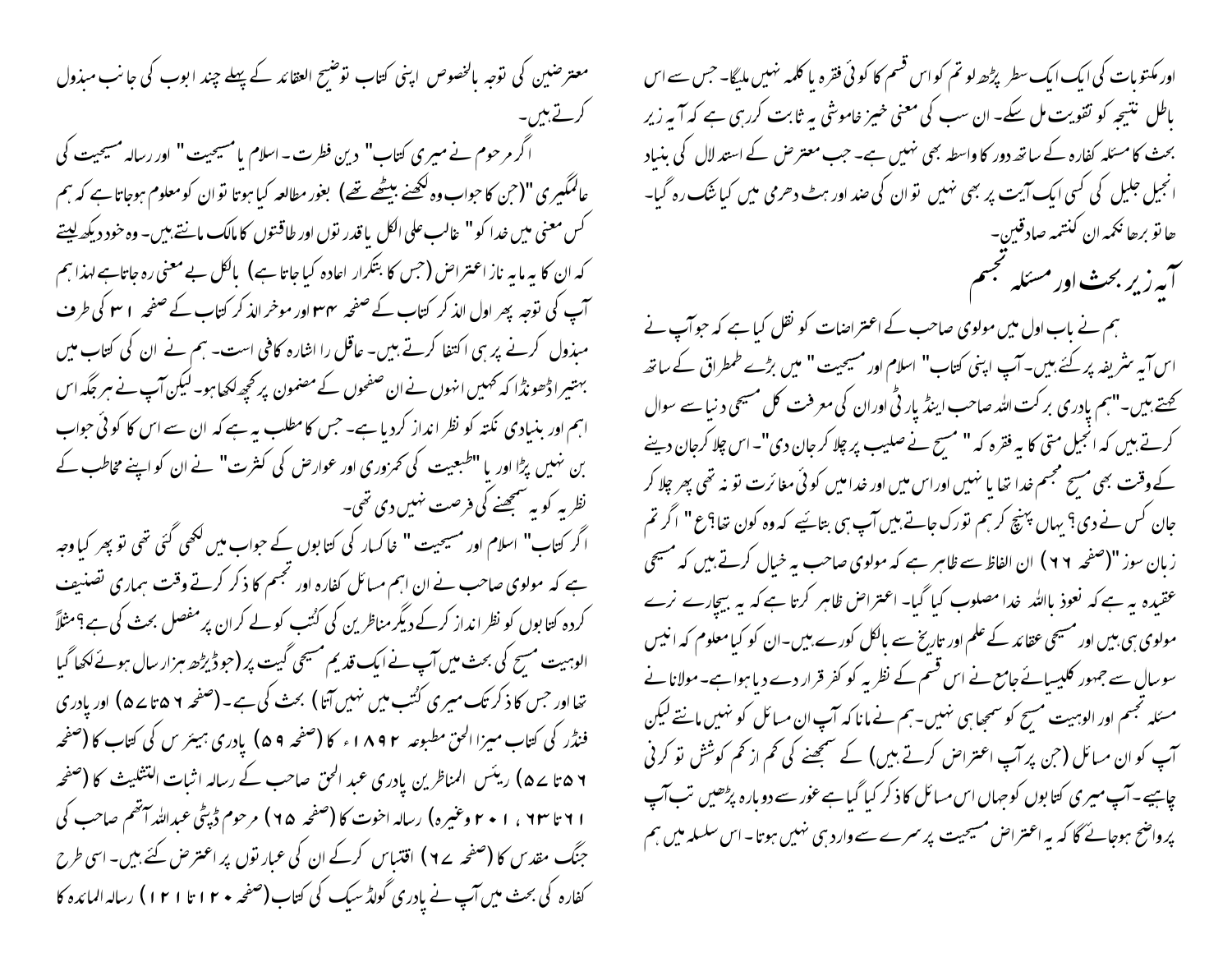اور مکتوبات کی ایک ایک سطر پڑھ لو تم کو اس قسم کا کوئی فقرہ یا کلمہ نہیں ملیگا۔ جس سے اس باطل نتیجہ کو تقویت مل سکے۔ ان سب کی معنی خیز خاموشی یہ ثابت کررہی ہے کہ آیہ زیر بحث کا مسئلہ کفارہ کے ساتھ دور کا واسطہ بھی نہیں ہے۔ جب معترض کے استدلال کی بنیاد انجیل جلیل کی کسی ایک آیت پر بھی نہیں تو ان کی ضد اور ہٹ دھرمی میں کیا شک رہ گیا۔ ھاتو برھانکمہ ان کنتمہ صادقین۔

## آیہ زیر بحث اور مسئلہ تجسم

ہم نے باب اول میں مولوی صاحب کے اعتراضات کو نقل کیا ہے کہ جو آپ نے اس آیہ شریفہ پر کئے ہیں۔ آپ اپنی کتاب" اسلام اور مسیحیت " میں بڑے طمطراق کے ساتھ لکھتے ہیں۔"ہم پادری برکت اللہ صاحب اینڈ پارٹی اوران کی معرفت کل مسیحی دنیا سے سوال کرتے ہیں کہ انجیل متی کا یہ فقرہ کہ " مسیح نے صلیب پر چلا کرجان دی"۔ اس چلا کرجان دینے کے وقت بھی مسیح مجسم خدا تھا یا نہیں اوراس میں اور خدا میں کوئی مغائرت تو نہ تھی پھر چلا کر جان کس نے دی؟ یہاں پہنچ کر ہم تو رک جاتے ہیں آپ ہی بتائیے کہ وہ کون تھا؟ع " اگر تم زبان سوز"(صفحہ ٦٦) ان الفاظ سے ظاہر ہے کہ مولوی صاحب یہ خیال کرتے ہیں کہ مسیحی عقیدہ یہ ہے کہ نعوذ باللہ خدا مصلوب کیا گیا۔ اعتراض ظاہر کرتا ہے کہ یہ بیچارے نرے مولوی ہی ہیں اور مسیحی عقائد کے علم اور تاریخ سے بالکل کورے ہیں۔ان کو کیا معلوم کہ انیس سو سال سے جمہور کلیسیائے جامع نے اس قسم کے نظریہ کو کفر قرار دے دیا ہوا ہے۔ مولانا نے مسئلہ تجسم اور الوہیت مسیح کو سمجھا ہی نہیں۔ہم نے مانا کہ آپ ان مسائل کو نہیں مانتے لیکن آپ کو ان مسائل (جن پر آپ اعتراض کرتے ہیں) کے سمجھنے کی کم از کم کوشش تو کرنی چاہیے۔آپ میری کتابوں کو جہاں اس مسائل کا ذکر کیا گیا ہے غور سے دوبارہ پڑھیں تب آپ پر واضح ہوجائے گا کہ یہ اعتراض مسیحیت پر سرے سے وارد ہی نہیں ہوتا۔ اس سلسلہ میں ہم معترضین کی توجہ بالخصوص اپنی کتاب توضیح العقائد کے پہلے چند ابوب کی جانب مبذول کرتے ہیں۔

اگر مرحوم نے میری کتاب" دین فطرت۔ اسلام یا مسیحیت" اور رسالہ مسیحیت کی عالمگیری "(جن کا جواب وہ لکھنے بیٹھے تھے) بغور مطالعہ کیا ہوتا تو ان کو معلوم ہوجاتا ہے کہ ہم کس معنی میں خدا کو" غالب علی الکل یا قدرتوں اور طاقتوں کا مالک مانتے ہیں۔ وہ خود دیکھ لیتے کہ ان کا یہ مایہ ناز اعتراض (جس کا بتکرار اعادہ کیا جاتا ہے) بالکل بے معنی رہ جاتا ہے لہذا ہم آپ کی توجہ پھر اول الذکر کتاب کے صفحہ ٣٤ اور موخر الذکر کتاب کے صفحہ ١٣١ کی طرف مبذول کرنے پر ہی اکتفا کرتے ہیں۔ عاقل را اشارہ کافی است۔ ہم نے ان کی کتاب میں بہتیرا ڈھونڈا کہ کہیں انہوں نے ان صفحوں کے مضمون پر کچھ لکھا ہو۔ لیکن آپ نے ہر جگہ اس اہم اور بنیادی نکتہ کو نظر انداز کردیا ہے۔ جس کا مطلب یہ ہے کہ ان سے اس کا کوئی جواب بن نہیں پڑا اور یا "طبعیت کی کمزوری اور عوارض کی کثرت" نے ان کو اپنے مخاطب کے نظریہ کو یہ سمجھنے کی فرصت نہیں دی تھی۔

اگر کتاب" اسلام اور مسیحیت " خاکسار کی کتابوں کے جواب میں لکھی گئی تھی تو پھر کیا وجہ ہے کہ مولوی صاحب نے ان اہم مسائل کفارہ اور تجسم کا ذکر کرتے وقت ہماری تصنیف کردہ کتابوں کو نظر انداز کرکے دیگر مناظرین کی کُتب کو لے کر ان پر مفصل بحث کی ہے؟ مثلاً الوہیت مسیح کی بحث میں آپ نے ایک قدیم مسیحی گیت پر (جو ڈیڑھ ہزار سال ہوئے لکھا گیا تھا اور جس کا ذکر تک میری کُتب میں نہیں آتا) بحث کی ہے۔(صفحہ ٥٦ تا ٥٧) اور پادری فنڈر کی کتاب میزا الحق مطبوعہ ١٨٩٢ء کا (صفحہ ٥٩) پادری ہیئر س کی کتاب کا (صفحہ ٥٦ تا ٥٧) رئیس المناظرین پادری عبد الحق صاحب کے رسالہ اثبات التثلیث کا (صفحہ ٦١ تا ٦٣ ، ١٠٢ وغیرہ) رسالہ اخوت کا (صفحہ ٦٥) مرحوم ڈپٹی عبداللہ آتھم صاحب کی جنگ مقدس کا (صفحہ ٦٧) اقتباس کرکے ان کی عبارتوں پر اعتراض کئے ہیں۔ اسی طرح کفارہ کی بحث میں آپ نے پادری گولڈ سیک کی کتاب (صفحہ ١٢٠ تا ١٢١) رسالہ المائدہ کا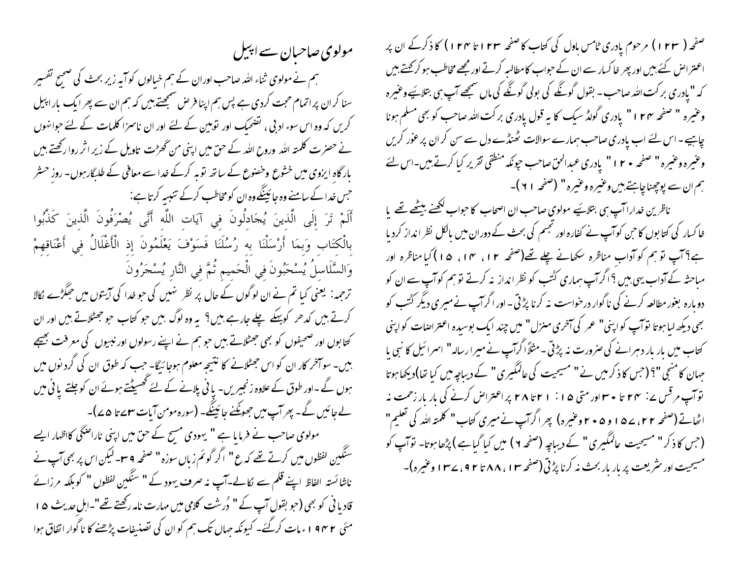صفحہ (۱۲۳) مرحوم پادری ٹامس ہاول کی کتاب کا صفحہ ۱۲۳ تا ۱۲۴) کا ذکر کرکے ان پر اعتراض کئے ہیں اور پھر خاکسار سے ان کے جواب کا مطالبہ کرتے اور مجھے مخاطب ہو کرکہتے ہیں کہ "پادری برکت اللہ صاحب۔ بقول گونگے کی بولی گونگے کی ماں سمجھے آپ ہی بتلائیے وغیرہ وغیرہ" صفحہ ۱۲۴ " پادری گولڈ سیک کا یہ قول پادری برکت اللہ صاحب کو بھی مسلّم ہونا چاہیے۔ اس لئے اب پادری صاحب ہمارے سوالات ٹھنڈے دل سے سن کر ان پر غور کریں وغیرہ وغیرہ" صفحہ ۱۲۰ " پادری عبدالحق صاحب چونکہ منطقی تقریر کیا کرتے ہیں۔ اس لئے ہم ان سے پوچھنا چاہتے ہیں وغیرہ وغیرہ" (صفحہ ۶۱)۔

ناظرین خدارا آپ ہی بتلائیے مولوی صاحب ان اصحاب کا جواب لکھنے بیٹھے تھے یا خاکسار کی کتابوں کا جن کو آپ نے کفارہ اور تجسم کی بحث کے دوران میں بالکل نظر انداز کردیا ہے؟ آپ تو ہم کو آداب مناظرہ سکھانے چلے تھے (صفحہ ۱۲، ۱۴، ۱۵) کیا مناظرہ اور مباحثہ کے آداب یہی ہیں؟ اگر آپ ہماری کُتب کو نظر انداز نہ کرتے تو ہم کو آپ سے ان کو دوبارہ بغور مطالعہ کرنے کی ناگوار درخواست نہ کرنا پڑتی۔ اور اگر آپ نے میری دیگر کُتب کو بھی دیکھ لیا ہوتا تو آپ کو اپنی "عمر کی آخری منزل" میں چند ایک بوسیدہ اعتراضات کو اپنی کتاب میں بار بار دہرانے کی ضرورت نہ پڑتی۔ مثلاً اگر آپ نے میرا رسالہ "اسرائیل کا نبی یا جہان کا منجی"؟ (جس کا ذکر میں نے "مسیحیت کی عالمگیری" کے دیباچہ میں کیا تھا) دیکھا ہوتا تو آپ مرقس ۷: ۲۴ تا ۳۰ اور متی ۱۵: ۲۱ تا ۲۸ پر اعتراض کرنے کی بار بار زحمت نہ اٹھاتے (صفحہ ۲۲، ۱۵۷ و ۲۰۵ وغیرہ) پھر اگر آپ نے میری کتاب " کلمتہ اللہ کی تعلیم" (جس کا ذکر" مسیحیت عالمگیری" کے دیباچہ (صفحہ ۶) میں کیا گیا ہے) پڑھا ہوتا۔ تو آپ کو مسیحیت اور شریعت پر بار بار بحث نہ کرنا پڑتی (صفحہ ۱۳، ۸۸ تا ۹۲، ۱۳۷ وغیرہ)۔

## مولوی صاحبان سے اپیل

ہم نے مولوی ثناء اللہ صاحب اور ان کے ہم خیالوں کو آیہ زیر بحث کی صحیح تفسیر سنا کر ان پر اتمام حجت کردی ہے پس ہم اپنا فرض سمجھتے ہیں کہ ہم ان سے پھر ایک بار اپیل کریں کہ وہ اس سوء ادبی، تضحیک اور توہین کے لئے اور ان ناسزا کلمات کے لئے جو انہوں نے حضرت کلمتہ اللہ وروح اللہ کے حق میں اپنی من گھڑت تاویل کے زیر اثر روا رکھتے ہیں بارگاہ ایزدی میں خشوع وخضوع کے ساتھ توبہ کرکے خدا سے معافی کے طلبگار ہوں۔ روز حشر جس خدا کے سامنے وہ جائینگے وہ ان کو مخاطب کرکے تنبیہ کرتا ہے:

أَلَمْ تَرَ إِلَى الَّذِينَ يُجَادِلُونَ فِي آيَاتِ اللَّهِ أَنَّى يُصْرَفُونَ الَّذِينَ كَذَّبُوا بِالْكِتَابِ وَبِمَا أَرْسَلْنَا بِهِ رُسُلَنَا فَسَوْفَ يَعْلَمُونَ إِذِ الْأَغْلَالُ فِي أَعْنَاقِهِمْ وَالسَّلَاسِلُ يُسْحَبُونَ فِي الْحَمِيمِ ثُمَّ فِي النَّارِ يُسْجَرُونَ

ترجمہ: یعنی کیا تم نے ان لوگوں کے حال پر نظر نہیں کی جو خدا کی آیتوں میں جھگڑے نکالا کرتے ہیں کدھر کو بہکے چلے جارہے ہیں؟ یہ وہ لوگ ہیں جو کتاب جو جھٹلاتے ہیں اور ان کتابوں اور صحیفوں کو بھی جھٹلاتے ہیں جو ہم نے اپنے رسولوں اور نبیوں کی معرفت بھیجے ہیں۔ سو آخر کار ان کو اس جھٹلانے کا نتیجہ معلوم ہوجائیگا۔ جب کہ طوق ان کی گردنوں میں ہوں گے۔ اور طوق کے علاوہ زنجیریں۔ پانی پلانے کے لئے گھسیٹتے ہوئے ان کو جلتے پانی میں لے جائیں گے۔ پھر آگ میں جھونکنے جائینگے۔ (سورہ مومن آیات ۷۳ تا ۷۵)۔

مولوی صاحب نے فرمایا ہے " یہودی مسیح کے حق میں اپنی ناراضگی کا اظہار ایسے سنگین لفظوں میں کرتے تھے کہ ع " اگر گوئم زباں سوزہ" صفحہ ۳۹۔ لیکن اس پر بھی آپ نے ناشائستہ الفاظ اپنے قلم سے نکالے۔ آپ نہ صرف یہود کے " سنگین لفظوں " کو بلکہ مرزائے قادیانی کو بھی (جو بقول آپ کے " دُرشت کلامی میں مہارت نامہ رکھتے تھے"۔ اہل حدیث ۱۵ مئی ۱۹۴۲ء مات کرگئے۔ کیونکہ جہاں تک ہم کو ان کی تصنیفات پڑھنے کا ناگوار اتفاق ہوا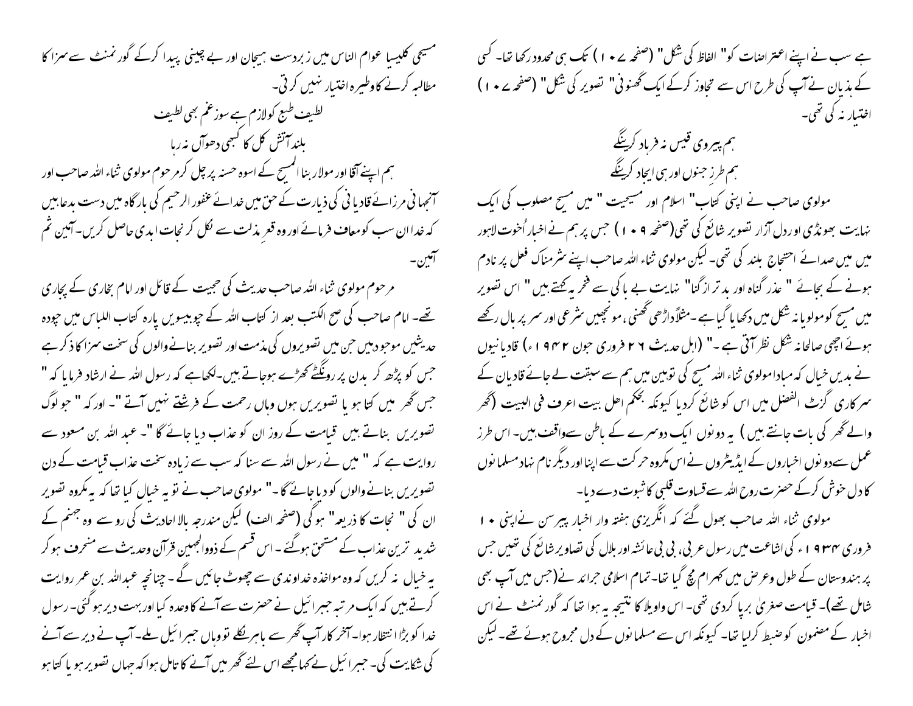ہے سب نے اپنے اعتراضات کو " الفاظ کی شکل" (صفحہ ۱۰۷) تک ہی محدود رکھا تھا۔ کسی کے ہذیان نے آپ کی طرح اس سے تجاوز کرکے ایک گھنونی" تصویر کی شکل" (صفحہ ۱۰۷) اختیار نہ کی تھی۔

ہم پیروی قیس نہ فرہاد کرینگے
ہم طرزِ جنوں اور ہی ایجاد کرینگے

مولوی صاحب نے اپنی کتاب" اسلام اور مسیحیت " میں مسیح مصلوب کی ایک نہایت بھونڈی اوردل آزار تصویر شائع کی تھی(صفحہ ۱۰۹) جس پر ہم نے اخبار اُخوت لاہور میں میں صدائے احتجاج بلند کی تھی۔ لیکن مولوی ثناء اللہ صاحب اپنے شرمناک فعل پر نادم ہونے کے بجائے " عذر گناہ اور بد تر از گنا" نہایت بے باکی سے فخر یہ کہتے ہیں " اس تصویر میں مسیح کو مولویانہ شکل میں دکھایا گیا ہے۔ مثلاً داڑھی گھنی، مونچھیں شرعی اور سر پر بال رکھے ہوئے اچھی صالحانہ شکل نظر آتی ہے۔" (اہل حدیث ۲۶ فروری جون ۱۹۴۲ء) قادیانیوں نے بدیں خیال کہ مبادا مولوی ثناء اللہ مسیح کی توہین میں ہم سے سبقت لے جائے قادیان کے سرکاری گزٹ الفضل میں اس کو شائع کردیا کیونکہ بحکم اھل بیت اعرف فی البیت (گھر والے گھر کی بات جانتے ہیں) یہ دونوں ایک دوسرے کے باطن سےواقف ہیں۔ اس طرز عمل سے دونوں اخباروں کے ایڈیٹروں نے اس مکروہ حرکت سے اپنا اور دیگر نام نہاد مسلمانوں کا دل خوش کرکے حضرت روح اللہ سے قساوت قلبی کا ثبوت دے دیا۔

مولوی ثناء اللہ صاحب بھول گئے کہ انگریزی ہفتہ وار اخبار پیرسن نے اپنی ۱۰ فروری ۱۹۳۴ء کی اشاعت میں رسول عربی، بی بی عائشہ اور بلال کی تصاویر شائع کی تھیں جس پر ہندوستان کے طول وعرض میں کہرام مچ گیا تھا۔ تمام اسلامی جرائد نے(جس میں آپ بھی شامل تھے)۔ قیامت صغریٰ برپا کردی تھی۔ اس واویلا کا نتیجہ یہ ہوا تھا کہ گورنمنٹ نے اس اخبار کے مضمون کو ضبط کرلیا تھا۔ کیونکہ اس سے مسلمانوں کے دل مجروح ہوئے تھے۔ لیکن مسیحی کلیسیا عوام الناس میں زبردست ہیجان اور بے چینی پیدا کرکے گورنمنٹ سے سزا کا مطالبہ کرنے کا وطیرہ اختیار نہیں کرتی۔

لطیف طبع کو لازم ہے سوزِ غم بھی لطیف
بلند آتش گل کا کبھی دھوآں نہ رہا

ہم اپنے آقا اور مولا ربنا المسیح کے اسوہ حسنہ پر چل کر مرحوم مولوی ثناء اللہ صاحب اور آنجہانی مرزائے قادیانی کی ذریات کے حق میں خدائے غفور الرحیم کی بارگاہ میں دست بدعا ہیں کہ خدا ان سب کو معاف فرمائے اور وہ قعرِ مذلت سے نکل کر نجات ابدی حاصل کریں۔آمین ثم آمین۔

مرحوم مولوی ثناء اللہ صاحب حدیث کی حجیت کے قائل اور امام بخاری کے پجاری تھے۔ امام صاحب کی صحیح الکتب بعد از کتاب اللہ کے چوبیسویں پارہ کتاب اللباس میں چودہ حدیثیں موجود ہیں جن میں تصویروں کی مذمت اور تصویر بنانے والوں کی سخت سزا کا ذکر ہے جس کو پڑھ کر بدن پر رونگٹے کھڑے ہوجاتے ہیں۔لکھاہے کہ رسول اللہ نے ارشاد فرمایا کہ " جس گھر میں کتا ہو یا تصویریں ہوں وہاں رحمت کے فرشتے نہیں آتے "۔ اور کہ " جو لوگ تصویریں بناتے ہیں قیامت کے روز ان کو عذاب دیا جائے گا"۔ عبد اللہ بن مسعود سے روایت ہے کہ " میں نے رسول اللہ سے سنا کہ سب سے زیادہ سخت عذاب قیامت کے دن تصویریں بنانے والوں کو دیا جائے گا۔" مولوی صاحب نے تو یہ خیال کیا تھا کہ یہ مکروہ تصویر ان کی " نجات کا ذریعہ" ہوگی (صفحہ الف) لیکن مندرجہ بالا احادیث کی رو سے وہ جہنم کے شدید ترین عذاب کے مستحق ہوگئے۔ اس قسم کے ذووالجہین قرآن وحدیث سے منحرف ہو کر یہ خیال نہ کریں کہ وہ مواخذہ خداوندی سے چھوٹ جائیں گے۔ چنانچہ عبداللہ بن عمر روایت کرتے ہیں کہ ایک مرتبہ جبرائیل نے حضرت سے آنے کا وعدہ کیا اور بہت دیر ہوگئی۔ رسول خدا کو بڑا انتظار ہوا۔ آخر کار آپ گھر سے باہر نکلے تو وہاں جبرائیل ملے۔ آپ نے دیر سے آنے کی شکایت کی۔ جبرائیل نے کہامجھے اس لئے گھر میں آنے کا تامل ہوا کہ جہاں تصویر ہو یا کتا ہو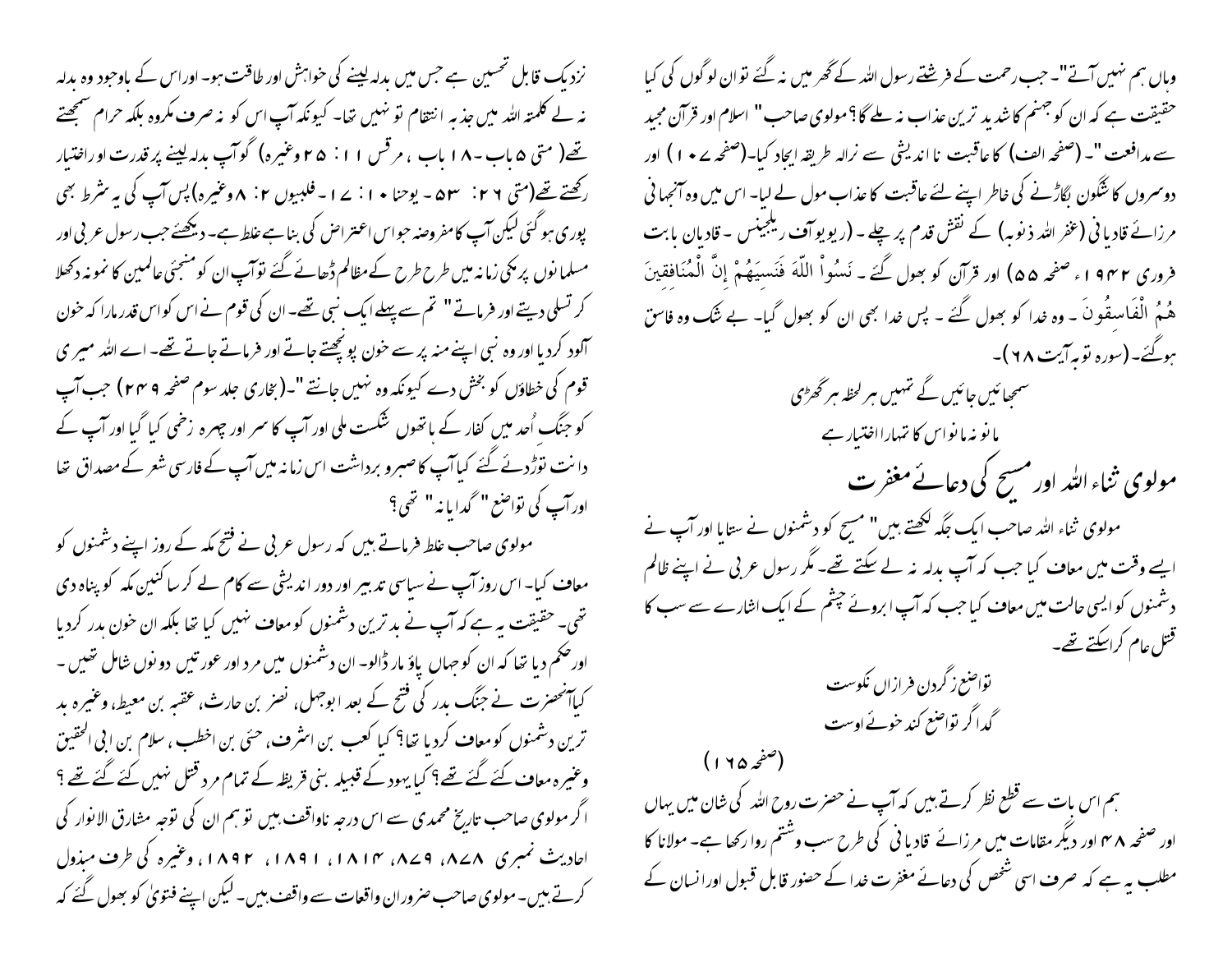وہاں ہم نہیں آتے"۔ جب رحمت کے فرشتے رسول اللہ کے گھر میں نہ گئے تو ان لوگوں کی کیا حقیقت ہے کہ ان کو جہنم کا شدید ترین عذاب نہ ملے گا؟ مولوی صاحب "اسلام اور قرآن مجید سے مدافعت"۔ (صفحہ الف) کا عاقبت نا اندیشی سے نرالہ طریقہ ایجاد کیا۔(صفحہ ۱۰۷) اور دوسروں کا شگون بگاڑنے کی خاطر اپنے لئے عاقبت کا عذاب مول لے لیا۔ اس میں وہ آنجہانی مرزائے قادیانی (غفر اللہ ذنوبہ) کے نقش قدم پر چلے۔(ریویو آف ریلیجنس۔ قادیان بابت فروری ۱۹۴۲ء صفحہ ۵۵) اور قرآن کو بھول گئے۔ نَسُواْ اللّهَ فَنَسِيَهُمْ إِنَّ الْمُنَافِقِينَ هُمُ الْفَاسِقُونَ ۔ وہ خدا کو بھول گئے۔ پس خدا بھی ان کو بھول گیا۔ بے شک وہ فاسق ہوگئے۔(سورہ توبہ آیت ۶۸)۔

سمجھائیں جائیں گے تمہیں ہر لحظہ ہر گھڑی
مانو نہ مانو اس کا تمہارا اختیار ہے

## مولوی ثناء اللہ اور مسیح کی دعائے مغفرت

مولوی ثناء اللہ صاحب ایک جگہ لکھتے ہیں" مسیح کو دشمنوں نے ستایا اور آپ نے ایسے وقت میں معاف کیا جب کہ آپ بدلہ نہ لے سکتے تھے۔ مگر رسول عربی نے اپنے ظالم دشمنوں کو ایسی حالت میں معاف کیا جب کہ آپ ابروئے چشم کے ایک اشارے سے سب کا قتل عام کرا سکتے تھے۔

تواضع ز گردن فرازاں نکوست
گدا گر تواضع کند خوئے اوست

(صفحہ ۱۶۵)

ہم اس بات سے قطع نظر کرتے ہیں کہ آپ نے حضرت روح اللہ کی شان میں یہاں اور صفحہ ۴۸ اور دیگر مقامات میں مرزائے قادیانی کی طرح سب وشتم روا رکھا ہے۔ مولانا کا مطلب یہ ہے کہ صرف اسی شخص کی دعائے مغفرت خدا کے حضور قابل قبول اور انسان کے نزدیک قابل تحسین ہے جس میں بدلہ لینے کی خواہش اور طاقت ہو۔ اور اس کے باوجود وہ بدلہ نہ لے کلمتہ اللہ میں جذبہ انتقام تو نہیں تھا۔ کیونکہ آپ اس کو نہ صرف مکروہ بلکہ حرام سمجھتے تھے(متی ۵باب۔۱۸ باب، مرقس ۱۱: ۲۵وغیرہ) گو آپ بدلہ لینے پر قدرت اور اختیار رکھتے تھے(متی ۲۶: ۵۳۔ یوحنا ۱۰: ۱۷۔ فلپیوں ۲: ۸وغیرہ) پس آپ کی یہ شرط بھی پوری ہوگئی لیکن آپ کا مفروضہ جو اس اعتراض کی بنا ہے غلط ہے۔ دیکھئے جب رسول عربی اور مسلمانوں پر مکی زمانہ میں طرح طرح کے مظالم ڈھائے گئے تو آپ ان کو منجئی عالمین کا نمونہ دکھلا کر تسلی دیتے اور فرماتے" تم سے پہلے ایک نبی تھے۔ ان کی قوم نے اس کو اس قدر مارا کہ خون آلود کردیا اور وہ نبی اپنے منہ پر سے خون پونچھتے جاتے اور فرماتے جاتے تھے۔ اے اللہ میری قوم کی خطاؤں کو بخش دے کیونکہ وہ نہیں جانتے"۔(بخاری جلد سوم صفحہ ۲۴۹) جب آپ کو جنگ اُحد میں کفار کے ہاتھوں شکست ملی اور آپ کا سر اور چہرہ زخمی کیا گیا اور آپ کے دانت توڑدئے گئے کیا آپ کا صبرو برداشت اس زمانہ میں آپ کے فارسی شعر کے مصداق تھا اور آپ کی تواضع "گدایانہ" تھی؟

مولوی صاحب غلط فرماتے ہیں کہ رسول عربی نے فتح مکہ کے روز اپنے دشمنوں کو معاف کیا۔ اس روز آپ نے سیاسی تدبیر اور دور اندیشی سے کام لے کر ساکنین مکہ کو پناہ دی تھی۔ حقیقت یہ ہے کہ آپ نے بدترین دشمنوں کو معاف نہیں کیا تھا بلکہ ان کا خون ہدر کردیا اور حکم دیا تھا کہ ان کو جہاں پاؤ مار ڈالو۔ ان دشمنوں میں مرد اور عورتیں دونوں شامل تھیں۔ کیا آنحضرت نے جنگ بدر کی فتح کے بعد ابوجہل، نضر بن حارث، عقبہ بن معیط، وغیرہ بدترین دشمنوں کو معاف کردیا تھا؟ کیا کعب بن اشرف، حیئی بن اخطب، سلام بن ابی الحقیق وغیرہ معاف کئے گئے تھے؟ کیا یہود کے قبیلہ بنی قریظہ کے تمام مرد قتل نہیں کئے گئے تھے؟ اگر مولوی صاحب تاریخ محمدی سے اس درجہ ناواقف ہیں تو ہم ان کی توجہ مشارق الانوار کی احادیث نمبری ۸۷۸، ۸۷۹، ۱۸۱۴، ۱۸۹۱، ۱۸۹۲، وغیرہ کی طرف مبذول کرتے ہیں۔ مولوی صاحب ضرور ان واقعات سے واقف ہیں۔ لیکن اپنے فتویٰ کو بھول گئے کہ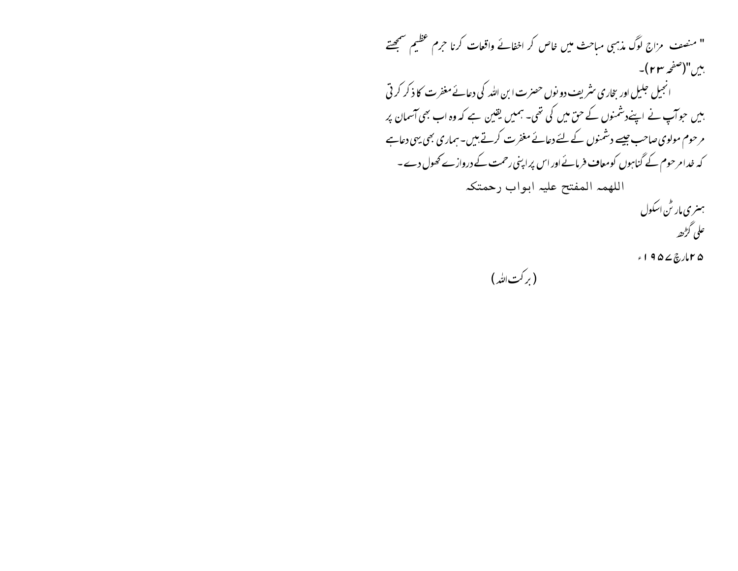" منصف مزاج لوگ مذہبی مباحث میں خاص کر اخفائے واقعات کرنا جرم عظیم سمجھتے ہیں"(صفحہ ۲۳)۔

انجیل جلیل اور بخاری شریف دونوں حضرت ابن اللہ کی دعائے مغفرت کا ذکر کرتی ہیں جوآپ نے اپنے دشمنوں کے حق میں کی تھی۔ ہمیں یقین ہے کہ وہ اب بھی آسمان پر مرحوم مولوی صاحب جیسے دشمنوں کے لئے دعائے مغفرت کرتے ہیں۔ہماری بھی یہی دعاہے کہ خدامرحوم کے گناہوں کومعاف فرمائے اور اس پر اپنی رحمت کے دروازے کھول دے۔

اللهمہ المفتح علیہ ابواب رحمتکہ

ہنری مارٹن اسکول

علی گڑھ

۲۵مارچ۱۹۵۷ء

(برکت اللہ)